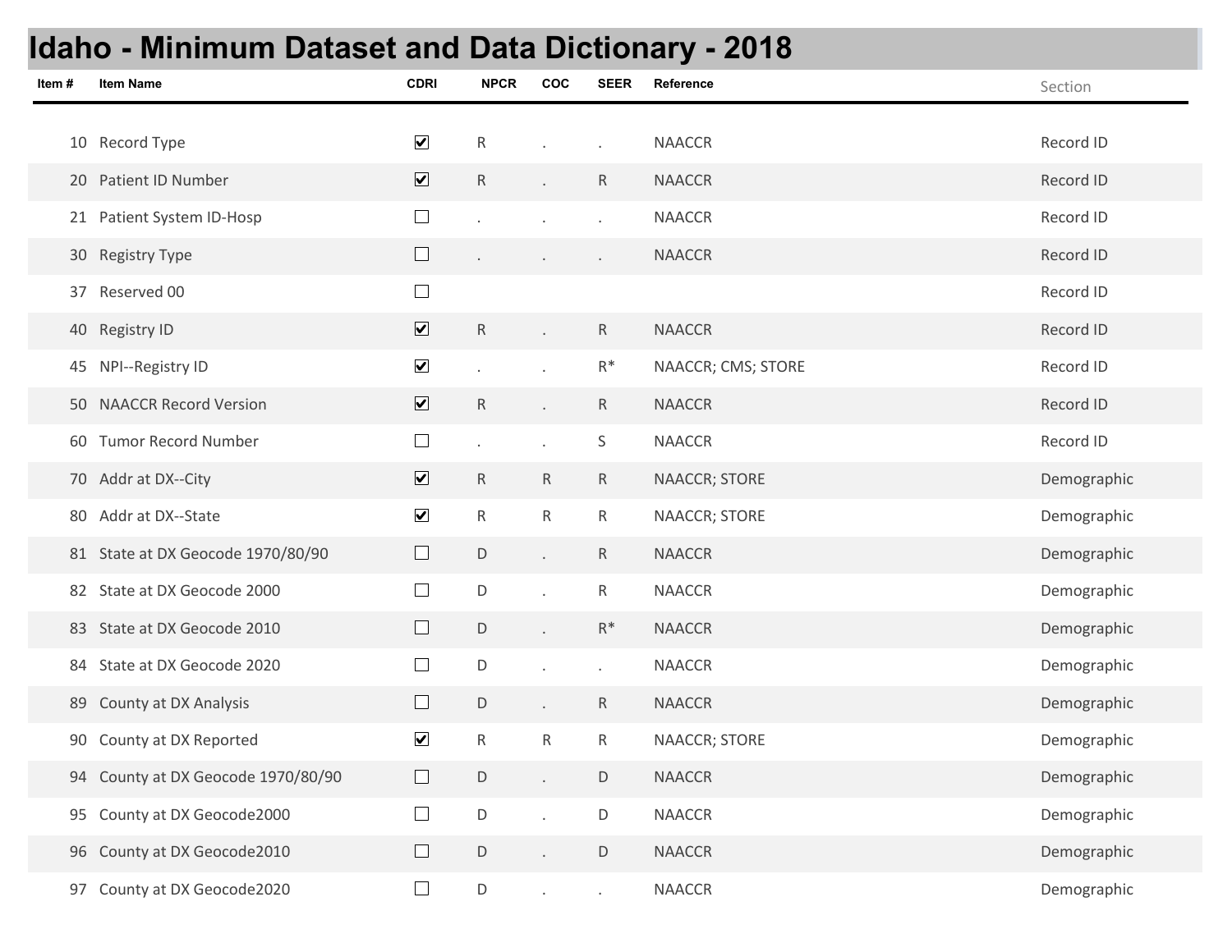# Idaho - Minimum Dataset and Data Dictionary - 2018

| Item # | Item Name | CDRI | NPCR | COC | SEER | Reference | Section |
|---|---|---|---|---|---|---|---|
| 10 | Record Type | ☑ | R | . | . | NAACCR | Record ID |
| 20 | Patient ID Number | ☑ | R | . | R | NAACCR | Record ID |
| 21 | Patient System ID-Hosp | ☐ | . | . | . | NAACCR | Record ID |
| 30 | Registry Type | ☐ | . | . | . | NAACCR | Record ID |
| 37 | Reserved 00 | ☐ | | | | | Record ID |
| 40 | Registry ID | ☑ | R | . | R | NAACCR | Record ID |
| 45 | NPI--Registry ID | ☑ | . | . | R* | NAACCR; CMS; STORE | Record ID |
| 50 | NAACCR Record Version | ☑ | R | . | R | NAACCR | Record ID |
| 60 | Tumor Record Number | ☐ | . | . | S | NAACCR | Record ID |
| 70 | Addr at DX--City | ☑ | R | R | R | NAACCR; STORE | Demographic |
| 80 | Addr at DX--State | ☑ | R | R | R | NAACCR; STORE | Demographic |
| 81 | State at DX Geocode 1970/80/90 | ☐ | D | . | R | NAACCR | Demographic |
| 82 | State at DX Geocode 2000 | ☐ | D | . | R | NAACCR | Demographic |
| 83 | State at DX Geocode 2010 | ☐ | D | . | R* | NAACCR | Demographic |
| 84 | State at DX Geocode 2020 | ☐ | D | . | . | NAACCR | Demographic |
| 89 | County at DX Analysis | ☐ | D | . | R | NAACCR | Demographic |
| 90 | County at DX Reported | ☑ | R | R | R | NAACCR; STORE | Demographic |
| 94 | County at DX Geocode 1970/80/90 | ☐ | D | . | D | NAACCR | Demographic |
| 95 | County at DX Geocode2000 | ☐ | D | . | D | NAACCR | Demographic |
| 96 | County at DX Geocode2010 | ☐ | D | . | D | NAACCR | Demographic |
| 97 | County at DX Geocode2020 | ☐ | D | . | . | NAACCR | Demographic |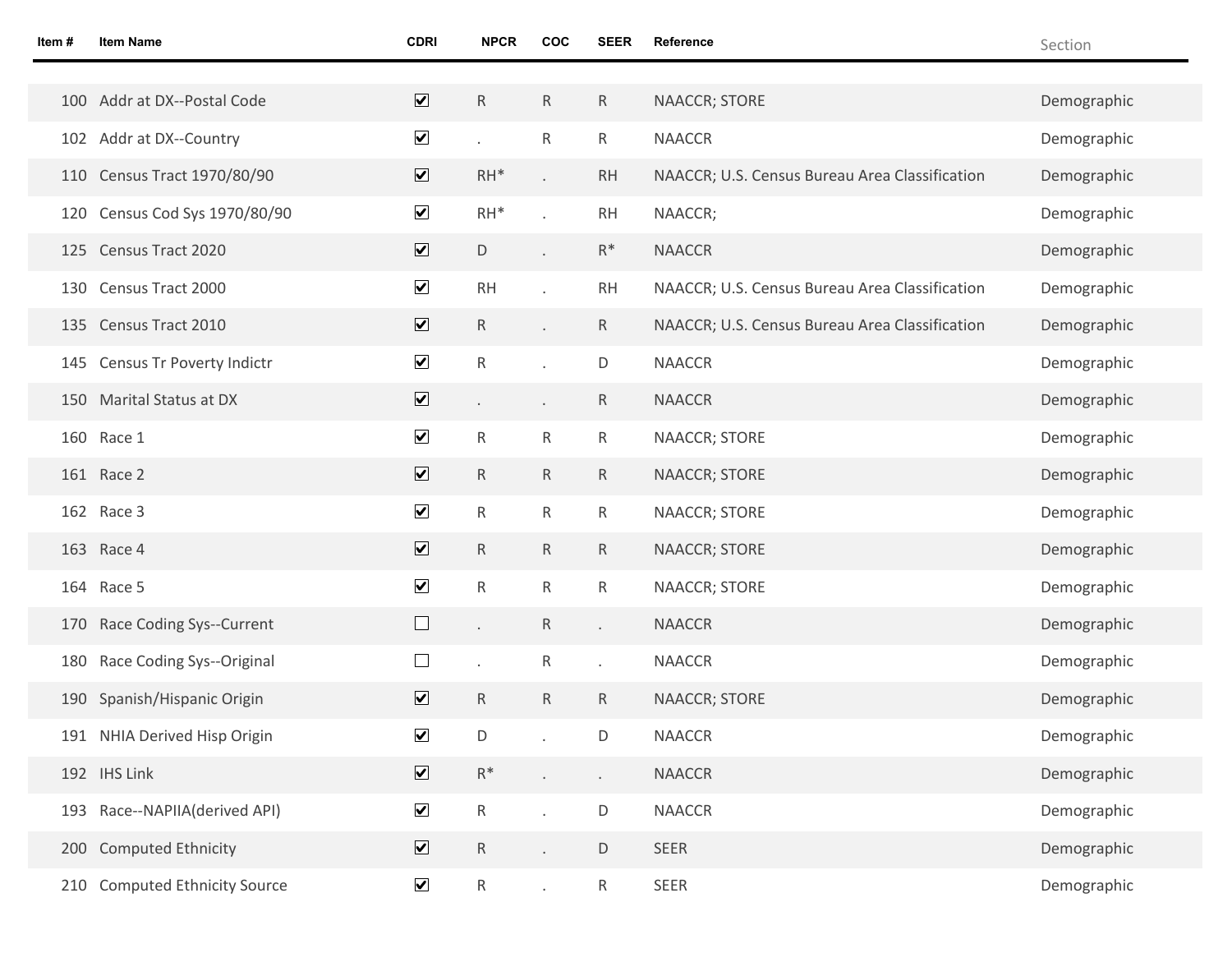| Item # | Item Name | CDRI | NPCR | COC | SEER | Reference | Section |
|---|---|---|---|---|---|---|---|
| 100 | Addr at DX--Postal Code | ☑ | R | R | R | NAACCR; STORE | Demographic |
| 102 | Addr at DX--Country | ☑ | . | R | R | NAACCR | Demographic |
| 110 | Census Tract 1970/80/90 | ☑ | RH* | . | RH | NAACCR; U.S. Census Bureau Area Classification | Demographic |
| 120 | Census Cod Sys 1970/80/90 | ☑ | RH* | . | RH | NAACCR; | Demographic |
| 125 | Census Tract 2020 | ☑ | D | . | R* | NAACCR | Demographic |
| 130 | Census Tract 2000 | ☑ | RH | . | RH | NAACCR; U.S. Census Bureau Area Classification | Demographic |
| 135 | Census Tract 2010 | ☑ | R | . | R | NAACCR; U.S. Census Bureau Area Classification | Demographic |
| 145 | Census Tr Poverty Indictr | ☑ | R | . | D | NAACCR | Demographic |
| 150 | Marital Status at DX | ☑ | . | . | R | NAACCR | Demographic |
| 160 | Race 1 | ☑ | R | R | R | NAACCR; STORE | Demographic |
| 161 | Race 2 | ☑ | R | R | R | NAACCR; STORE | Demographic |
| 162 | Race 3 | ☑ | R | R | R | NAACCR; STORE | Demographic |
| 163 | Race 4 | ☑ | R | R | R | NAACCR; STORE | Demographic |
| 164 | Race 5 | ☑ | R | R | R | NAACCR; STORE | Demographic |
| 170 | Race Coding Sys--Current | ☐ | . | R | . | NAACCR | Demographic |
| 180 | Race Coding Sys--Original | ☐ | . | R | . | NAACCR | Demographic |
| 190 | Spanish/Hispanic Origin | ☑ | R | R | R | NAACCR; STORE | Demographic |
| 191 | NHIA Derived Hisp Origin | ☑ | D | . | D | NAACCR | Demographic |
| 192 | IHS Link | ☑ | R* | . | . | NAACCR | Demographic |
| 193 | Race--NAPIIA(derived API) | ☑ | R | . | D | NAACCR | Demographic |
| 200 | Computed Ethnicity | ☑ | R | . | D | SEER | Demographic |
| 210 | Computed Ethnicity Source | ☑ | R | . | R | SEER | Demographic |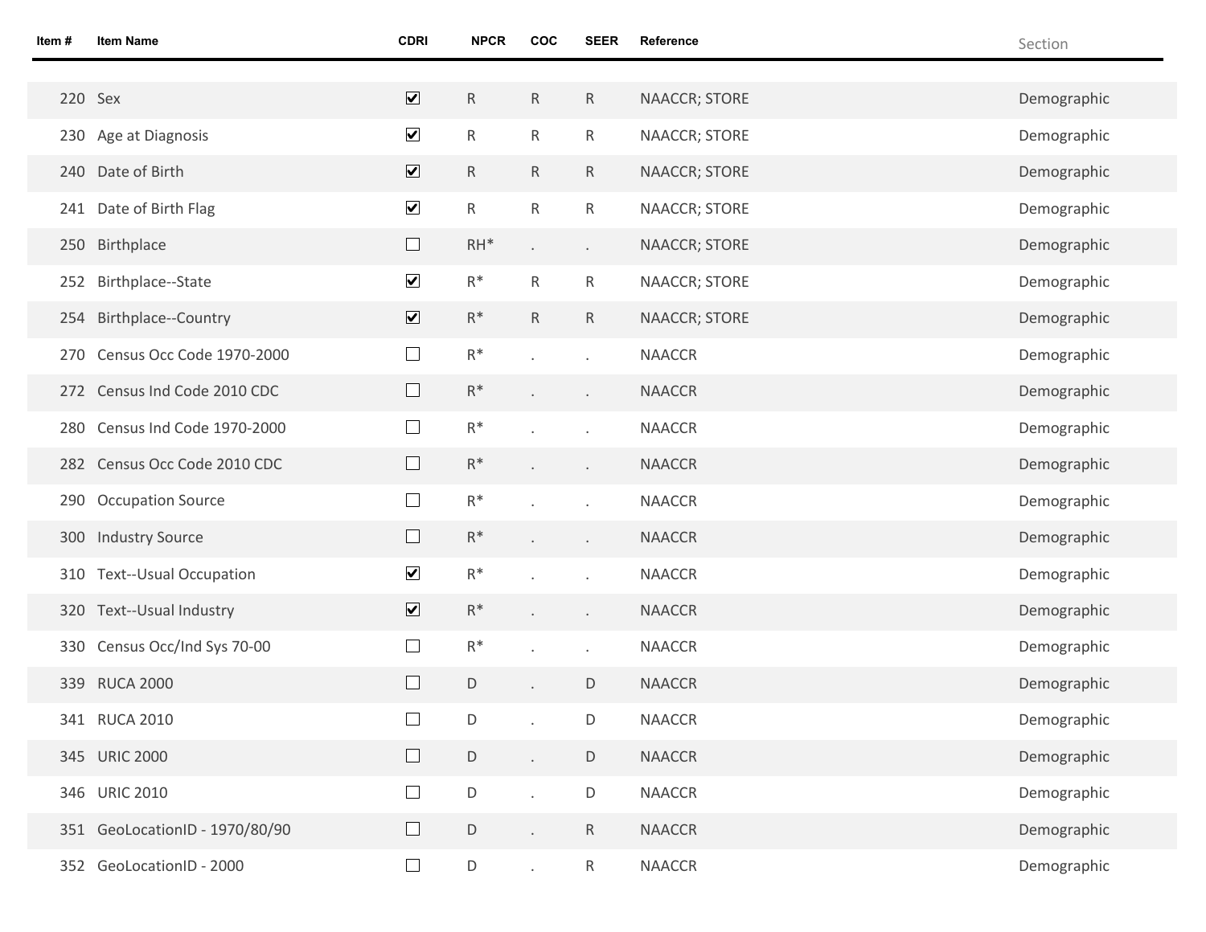| Item # | Item Name | CDRI | NPCR | COC | SEER | Reference | Section |
|---|---|---|---|---|---|---|---|
| 220 | Sex | ☑ | R | R | R | NAACCR; STORE | Demographic |
| 230 | Age at Diagnosis | ☑ | R | R | R | NAACCR; STORE | Demographic |
| 240 | Date of Birth | ☑ | R | R | R | NAACCR; STORE | Demographic |
| 241 | Date of Birth Flag | ☑ | R | R | R | NAACCR; STORE | Demographic |
| 250 | Birthplace | ☐ | RH* | . | . | NAACCR; STORE | Demographic |
| 252 | Birthplace--State | ☑ | R* | R | R | NAACCR; STORE | Demographic |
| 254 | Birthplace--Country | ☑ | R* | R | R | NAACCR; STORE | Demographic |
| 270 | Census Occ Code 1970-2000 | ☐ | R* | . | . | NAACCR | Demographic |
| 272 | Census Ind Code 2010 CDC | ☐ | R* | . | . | NAACCR | Demographic |
| 280 | Census Ind Code 1970-2000 | ☐ | R* | . | . | NAACCR | Demographic |
| 282 | Census Occ Code 2010 CDC | ☐ | R* | . | . | NAACCR | Demographic |
| 290 | Occupation Source | ☐ | R* | . | . | NAACCR | Demographic |
| 300 | Industry Source | ☐ | R* | . | . | NAACCR | Demographic |
| 310 | Text--Usual Occupation | ☑ | R* | . | . | NAACCR | Demographic |
| 320 | Text--Usual Industry | ☑ | R* | . | . | NAACCR | Demographic |
| 330 | Census Occ/Ind Sys 70-00 | ☐ | R* | . | . | NAACCR | Demographic |
| 339 | RUCA 2000 | ☐ | D | . | D | NAACCR | Demographic |
| 341 | RUCA 2010 | ☐ | D | . | D | NAACCR | Demographic |
| 345 | URIC 2000 | ☐ | D | . | D | NAACCR | Demographic |
| 346 | URIC 2010 | ☐ | D | . | D | NAACCR | Demographic |
| 351 | GeoLocationID - 1970/80/90 | ☐ | D | . | R | NAACCR | Demographic |
| 352 | GeoLocationID - 2000 | ☐ | D | . | R | NAACCR | Demographic |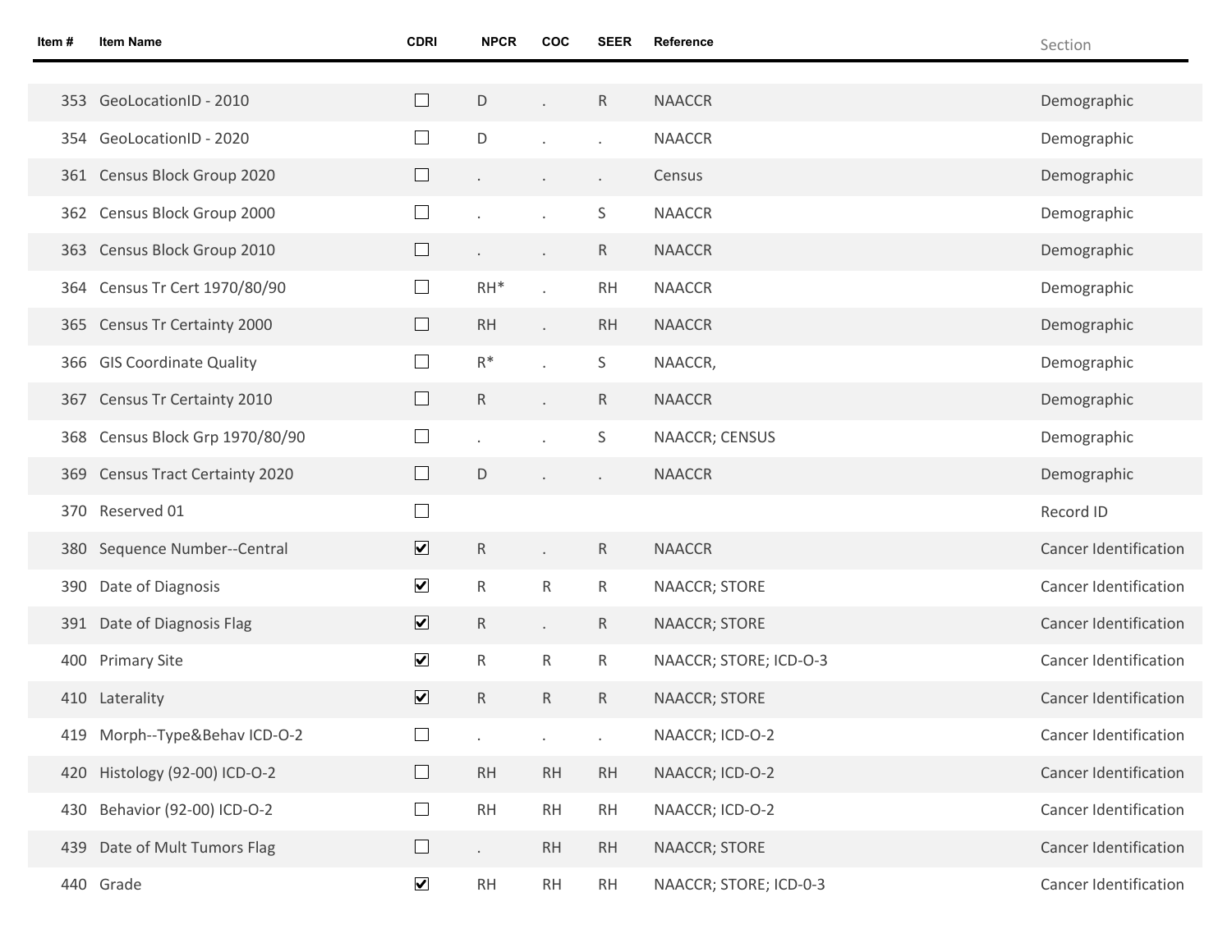| Item # | Item Name | CDRI | NPCR | COC | SEER | Reference | Section |
|---|---|---|---|---|---|---|---|
| 353 | GeoLocationID - 2010 | ☐ | D | . | R | NAACCR | Demographic |
| 354 | GeoLocationID - 2020 | ☐ | D | . | . | NAACCR | Demographic |
| 361 | Census Block Group 2020 | ☐ | . | . | . | Census | Demographic |
| 362 | Census Block Group 2000 | ☐ | . | . | S | NAACCR | Demographic |
| 363 | Census Block Group 2010 | ☐ | . | . | R | NAACCR | Demographic |
| 364 | Census Tr Cert 1970/80/90 | ☐ | RH* | . | RH | NAACCR | Demographic |
| 365 | Census Tr Certainty 2000 | ☐ | RH | . | RH | NAACCR | Demographic |
| 366 | GIS Coordinate Quality | ☐ | R* | . | S | NAACCR, | Demographic |
| 367 | Census Tr Certainty 2010 | ☐ | R | . | R | NAACCR | Demographic |
| 368 | Census Block Grp 1970/80/90 | ☐ | . | . | S | NAACCR; CENSUS | Demographic |
| 369 | Census Tract Certainty 2020 | ☐ | D | . | . | NAACCR | Demographic |
| 370 | Reserved 01 | ☐ | | | | | Record ID |
| 380 | Sequence Number--Central | ☑ | R | . | R | NAACCR | Cancer Identification |
| 390 | Date of Diagnosis | ☑ | R | R | R | NAACCR; STORE | Cancer Identification |
| 391 | Date of Diagnosis Flag | ☑ | R | . | R | NAACCR; STORE | Cancer Identification |
| 400 | Primary Site | ☑ | R | R | R | NAACCR; STORE; ICD-O-3 | Cancer Identification |
| 410 | Laterality | ☑ | R | R | R | NAACCR; STORE | Cancer Identification |
| 419 | Morph--Type&Behav ICD-O-2 | ☐ | . | . | . | NAACCR; ICD-O-2 | Cancer Identification |
| 420 | Histology (92-00) ICD-O-2 | ☐ | RH | RH | RH | NAACCR; ICD-O-2 | Cancer Identification |
| 430 | Behavior (92-00) ICD-O-2 | ☐ | RH | RH | RH | NAACCR; ICD-O-2 | Cancer Identification |
| 439 | Date of Mult Tumors Flag | ☐ | . | RH | RH | NAACCR; STORE | Cancer Identification |
| 440 | Grade | ☑ | RH | RH | RH | NAACCR; STORE; ICD-0-3 | Cancer Identification |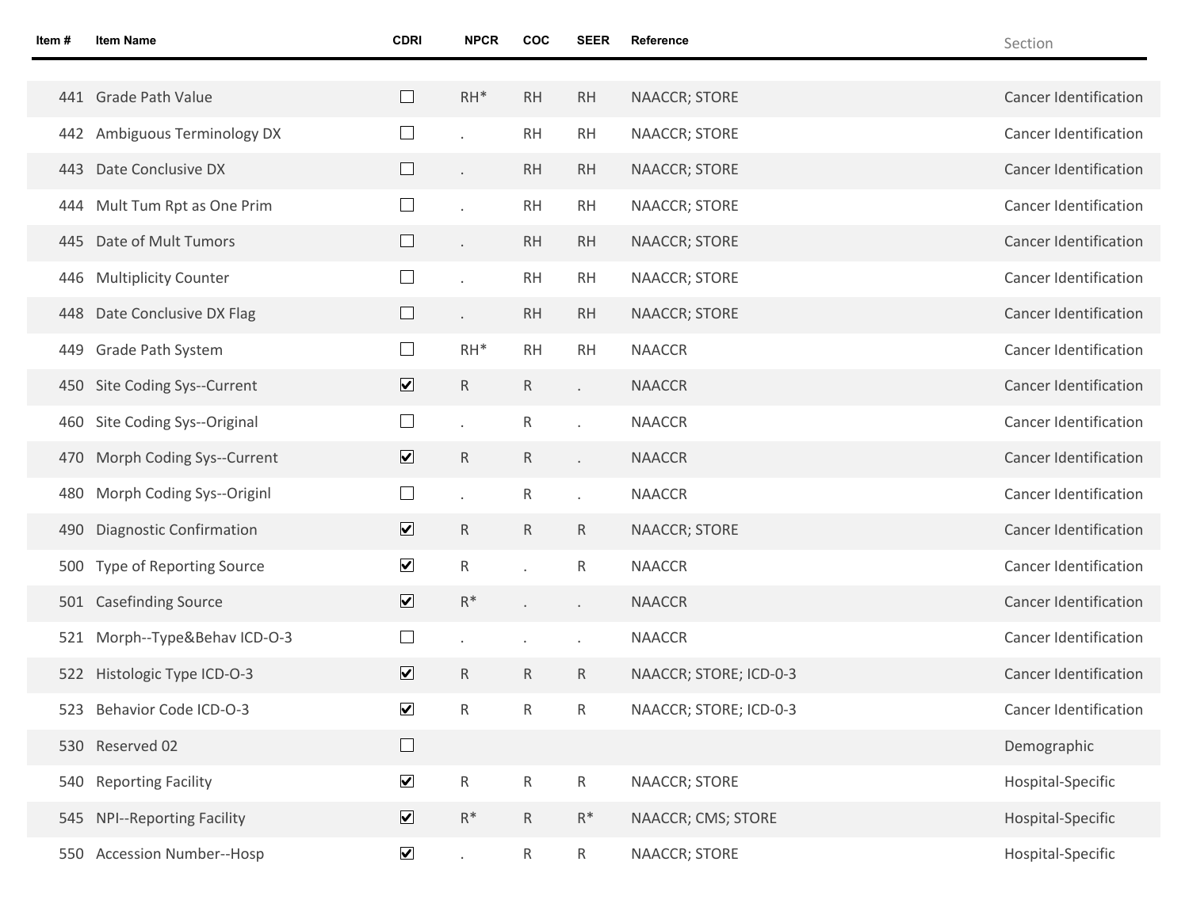| Item # | Item Name | CDRI | NPCR | COC | SEER | Reference | Section |
|---|---|---|---|---|---|---|---|
| 441 | Grade Path Value | ☐ | RH* | RH | RH | NAACCR; STORE | Cancer Identification |
| 442 | Ambiguous Terminology DX | ☐ | . | RH | RH | NAACCR; STORE | Cancer Identification |
| 443 | Date Conclusive DX | ☐ | . | RH | RH | NAACCR; STORE | Cancer Identification |
| 444 | Mult Tum Rpt as One Prim | ☐ | . | RH | RH | NAACCR; STORE | Cancer Identification |
| 445 | Date of Mult Tumors | ☐ | . | RH | RH | NAACCR; STORE | Cancer Identification |
| 446 | Multiplicity Counter | ☐ | . | RH | RH | NAACCR; STORE | Cancer Identification |
| 448 | Date Conclusive DX Flag | ☐ | . | RH | RH | NAACCR; STORE | Cancer Identification |
| 449 | Grade Path System | ☐ | RH* | RH | RH | NAACCR | Cancer Identification |
| 450 | Site Coding Sys--Current | ☑ | R | R | . | NAACCR | Cancer Identification |
| 460 | Site Coding Sys--Original | ☐ | . | R | . | NAACCR | Cancer Identification |
| 470 | Morph Coding Sys--Current | ☑ | R | R | . | NAACCR | Cancer Identification |
| 480 | Morph Coding Sys--Originl | ☐ | . | R | . | NAACCR | Cancer Identification |
| 490 | Diagnostic Confirmation | ☑ | R | R | R | NAACCR; STORE | Cancer Identification |
| 500 | Type of Reporting Source | ☑ | R | . | R | NAACCR | Cancer Identification |
| 501 | Casefinding Source | ☑ | R* | . | . | NAACCR | Cancer Identification |
| 521 | Morph--Type&Behav ICD-O-3 | ☐ | . | . | . | NAACCR | Cancer Identification |
| 522 | Histologic Type ICD-O-3 | ☑ | R | R | R | NAACCR; STORE; ICD-0-3 | Cancer Identification |
| 523 | Behavior Code ICD-O-3 | ☑ | R | R | R | NAACCR; STORE; ICD-0-3 | Cancer Identification |
| 530 | Reserved 02 | ☐ | | | | | Demographic |
| 540 | Reporting Facility | ☑ | R | R | R | NAACCR; STORE | Hospital-Specific |
| 545 | NPI--Reporting Facility | ☑ | R* | R | R* | NAACCR; CMS; STORE | Hospital-Specific |
| 550 | Accession Number--Hosp | ☑ | . | R | R | NAACCR; STORE | Hospital-Specific |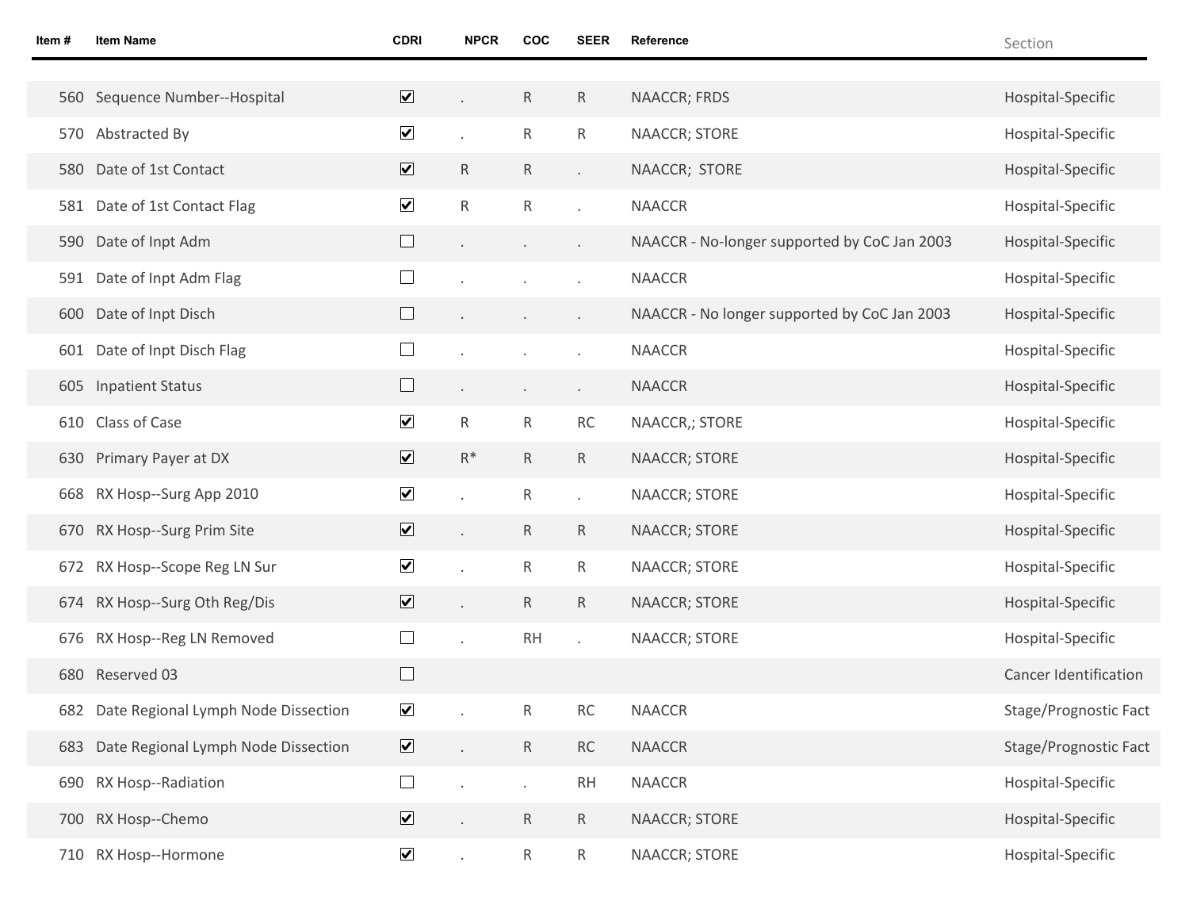| Item # | Item Name | CDRI | NPCR | COC | SEER | Reference | Section |
|---|---|---|---|---|---|---|---|
| 560 | Sequence Number--Hospital | ☑ | . | R | R | NAACCR; FRDS | Hospital-Specific |
| 570 | Abstracted By | ☑ | . | R | R | NAACCR; STORE | Hospital-Specific |
| 580 | Date of 1st Contact | ☑ | R | R | . | NAACCR; STORE | Hospital-Specific |
| 581 | Date of 1st Contact Flag | ☑ | R | R | . | NAACCR | Hospital-Specific |
| 590 | Date of Inpt Adm | ☐ | . | . | . | NAACCR - No-longer supported by CoC Jan 2003 | Hospital-Specific |
| 591 | Date of Inpt Adm Flag | ☐ | . | . | . | NAACCR | Hospital-Specific |
| 600 | Date of Inpt Disch | ☐ | . | . | . | NAACCR - No longer supported by CoC Jan 2003 | Hospital-Specific |
| 601 | Date of Inpt Disch Flag | ☐ | . | . | . | NAACCR | Hospital-Specific |
| 605 | Inpatient Status | ☐ | . | . | . | NAACCR | Hospital-Specific |
| 610 | Class of Case | ☑ | R | R | RC | NAACCR,; STORE | Hospital-Specific |
| 630 | Primary Payer at DX | ☑ | R* | R | R | NAACCR; STORE | Hospital-Specific |
| 668 | RX Hosp--Surg App 2010 | ☑ | . | R | . | NAACCR; STORE | Hospital-Specific |
| 670 | RX Hosp--Surg Prim Site | ☑ | . | R | R | NAACCR; STORE | Hospital-Specific |
| 672 | RX Hosp--Scope Reg LN Sur | ☑ | . | R | R | NAACCR; STORE | Hospital-Specific |
| 674 | RX Hosp--Surg Oth Reg/Dis | ☑ | . | R | R | NAACCR; STORE | Hospital-Specific |
| 676 | RX Hosp--Reg LN Removed | ☐ | . | RH | . | NAACCR; STORE | Hospital-Specific |
| 680 | Reserved 03 | ☐ | | | | | Cancer Identification |
| 682 | Date Regional Lymph Node Dissection | ☑ | . | R | RC | NAACCR | Stage/Prognostic Fact |
| 683 | Date Regional Lymph Node Dissection | ☑ | . | R | RC | NAACCR | Stage/Prognostic Fact |
| 690 | RX Hosp--Radiation | ☐ | . | . | RH | NAACCR | Hospital-Specific |
| 700 | RX Hosp--Chemo | ☑ | . | R | R | NAACCR; STORE | Hospital-Specific |
| 710 | RX Hosp--Hormone | ☑ | . | R | R | NAACCR; STORE | Hospital-Specific |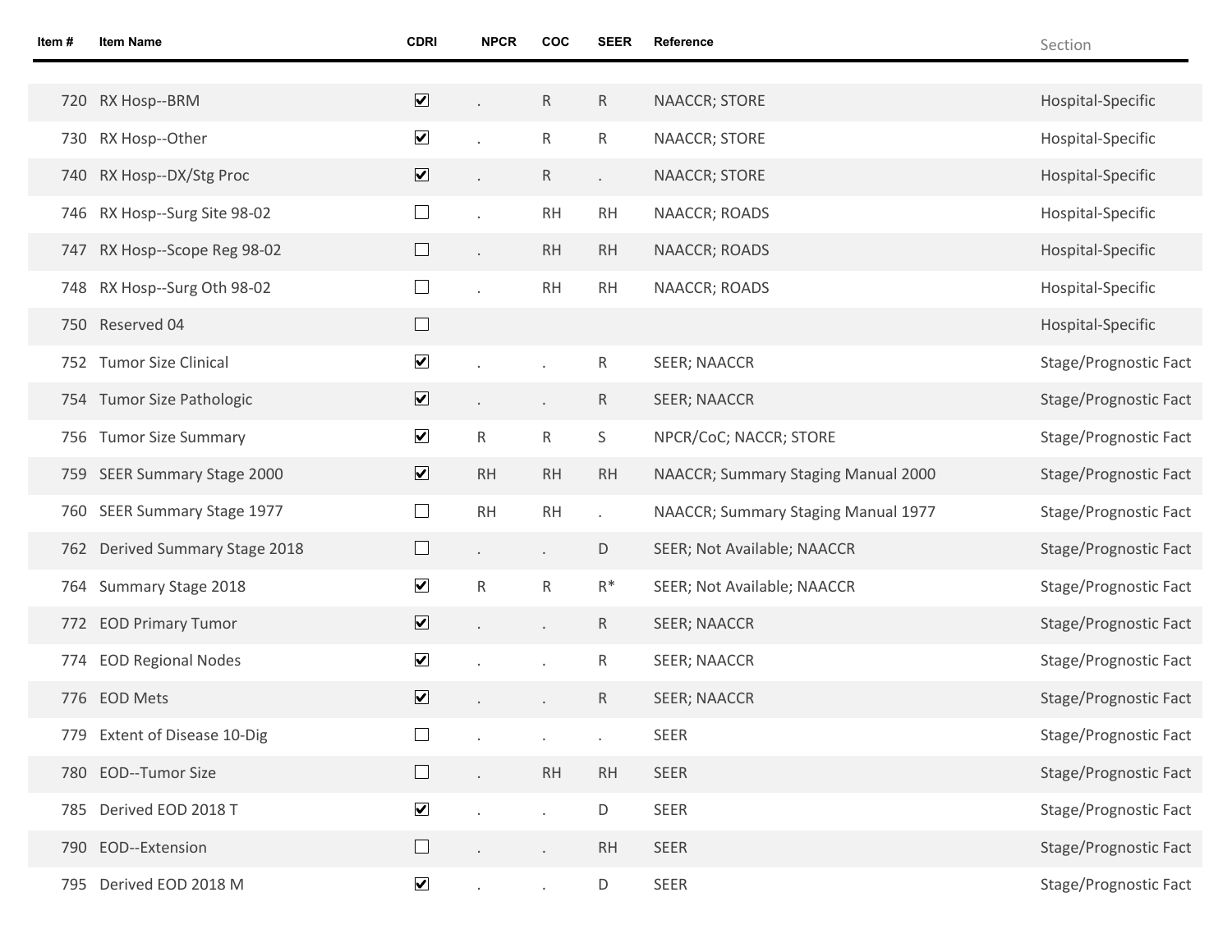| Item # | Item Name | CDRI | NPCR | COC | SEER | Reference | Section |
|---|---|---|---|---|---|---|---|
| 720 | RX Hosp--BRM | ☑ | . | R | R | NAACCR; STORE | Hospital-Specific |
| 730 | RX Hosp--Other | ☑ | . | R | R | NAACCR; STORE | Hospital-Specific |
| 740 | RX Hosp--DX/Stg Proc | ☑ | . | R | . | NAACCR; STORE | Hospital-Specific |
| 746 | RX Hosp--Surg Site 98-02 | ☐ | . | RH | RH | NAACCR; ROADS | Hospital-Specific |
| 747 | RX Hosp--Scope Reg 98-02 | ☐ | . | RH | RH | NAACCR; ROADS | Hospital-Specific |
| 748 | RX Hosp--Surg Oth 98-02 | ☐ | . | RH | RH | NAACCR; ROADS | Hospital-Specific |
| 750 | Reserved 04 | ☐ | | | | | Hospital-Specific |
| 752 | Tumor Size Clinical | ☑ | . | . | R | SEER; NAACCR | Stage/Prognostic Fact |
| 754 | Tumor Size Pathologic | ☑ | . | . | R | SEER; NAACCR | Stage/Prognostic Fact |
| 756 | Tumor Size Summary | ☑ | R | R | S | NPCR/CoC; NACCR; STORE | Stage/Prognostic Fact |
| 759 | SEER Summary Stage 2000 | ☑ | RH | RH | RH | NAACCR; Summary Staging Manual 2000 | Stage/Prognostic Fact |
| 760 | SEER Summary Stage 1977 | ☐ | RH | RH | . | NAACCR; Summary Staging Manual 1977 | Stage/Prognostic Fact |
| 762 | Derived Summary Stage 2018 | ☐ | . | . | D | SEER; Not Available; NAACCR | Stage/Prognostic Fact |
| 764 | Summary Stage 2018 | ☑ | R | R | R* | SEER; Not Available; NAACCR | Stage/Prognostic Fact |
| 772 | EOD Primary Tumor | ☑ | . | . | R | SEER; NAACCR | Stage/Prognostic Fact |
| 774 | EOD Regional Nodes | ☑ | . | . | R | SEER; NAACCR | Stage/Prognostic Fact |
| 776 | EOD Mets | ☑ | . | . | R | SEER; NAACCR | Stage/Prognostic Fact |
| 779 | Extent of Disease 10-Dig | ☐ | . | . | . | SEER | Stage/Prognostic Fact |
| 780 | EOD--Tumor Size | ☐ | . | RH | RH | SEER | Stage/Prognostic Fact |
| 785 | Derived EOD 2018 T | ☑ | . | . | D | SEER | Stage/Prognostic Fact |
| 790 | EOD--Extension | ☐ | . | . | RH | SEER | Stage/Prognostic Fact |
| 795 | Derived EOD 2018 M | ☑ | . | . | D | SEER | Stage/Prognostic Fact |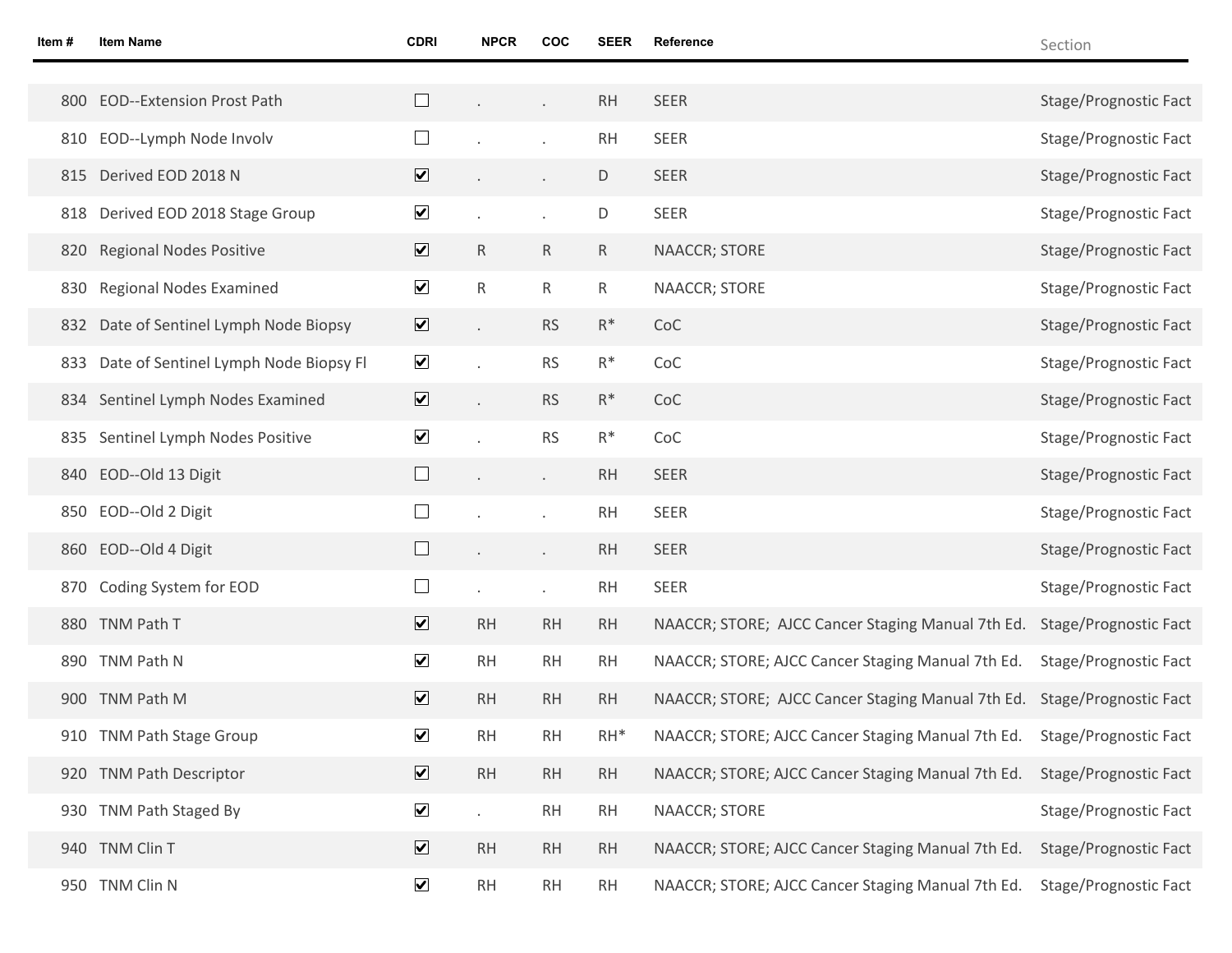| Item # | Item Name | CDRI | NPCR | COC | SEER | Reference | Section |
|---|---|---|---|---|---|---|---|
| 800 | EOD--Extension Prost Path | ☐ | . | . | RH | SEER | Stage/Prognostic Fact |
| 810 | EOD--Lymph Node Involv | ☐ | . | . | RH | SEER | Stage/Prognostic Fact |
| 815 | Derived EOD 2018 N | ☑ | . | . | D | SEER | Stage/Prognostic Fact |
| 818 | Derived EOD 2018 Stage Group | ☑ | . | . | D | SEER | Stage/Prognostic Fact |
| 820 | Regional Nodes Positive | ☑ | R | R | R | NAACCR; STORE | Stage/Prognostic Fact |
| 830 | Regional Nodes Examined | ☑ | R | R | R | NAACCR; STORE | Stage/Prognostic Fact |
| 832 | Date of Sentinel Lymph Node Biopsy | ☑ | . | RS | R* | CoC | Stage/Prognostic Fact |
| 833 | Date of Sentinel Lymph Node Biopsy Fl | ☑ | . | RS | R* | CoC | Stage/Prognostic Fact |
| 834 | Sentinel Lymph Nodes Examined | ☑ | . | RS | R* | CoC | Stage/Prognostic Fact |
| 835 | Sentinel Lymph Nodes Positive | ☑ | . | RS | R* | CoC | Stage/Prognostic Fact |
| 840 | EOD--Old 13 Digit | ☐ | . | . | RH | SEER | Stage/Prognostic Fact |
| 850 | EOD--Old 2 Digit | ☐ | . | . | RH | SEER | Stage/Prognostic Fact |
| 860 | EOD--Old 4 Digit | ☐ | . | . | RH | SEER | Stage/Prognostic Fact |
| 870 | Coding System for EOD | ☐ | . | . | RH | SEER | Stage/Prognostic Fact |
| 880 | TNM Path T | ☑ | RH | RH | RH | NAACCR; STORE; AJCC Cancer Staging Manual 7th Ed. | Stage/Prognostic Fact |
| 890 | TNM Path N | ☑ | RH | RH | RH | NAACCR; STORE; AJCC Cancer Staging Manual 7th Ed. | Stage/Prognostic Fact |
| 900 | TNM Path M | ☑ | RH | RH | RH | NAACCR; STORE; AJCC Cancer Staging Manual 7th Ed. | Stage/Prognostic Fact |
| 910 | TNM Path Stage Group | ☑ | RH | RH | RH* | NAACCR; STORE; AJCC Cancer Staging Manual 7th Ed. | Stage/Prognostic Fact |
| 920 | TNM Path Descriptor | ☑ | RH | RH | RH | NAACCR; STORE; AJCC Cancer Staging Manual 7th Ed. | Stage/Prognostic Fact |
| 930 | TNM Path Staged By | ☑ | . | RH | RH | NAACCR; STORE | Stage/Prognostic Fact |
| 940 | TNM Clin T | ☑ | RH | RH | RH | NAACCR; STORE; AJCC Cancer Staging Manual 7th Ed. | Stage/Prognostic Fact |
| 950 | TNM Clin N | ☑ | RH | RH | RH | NAACCR; STORE; AJCC Cancer Staging Manual 7th Ed. | Stage/Prognostic Fact |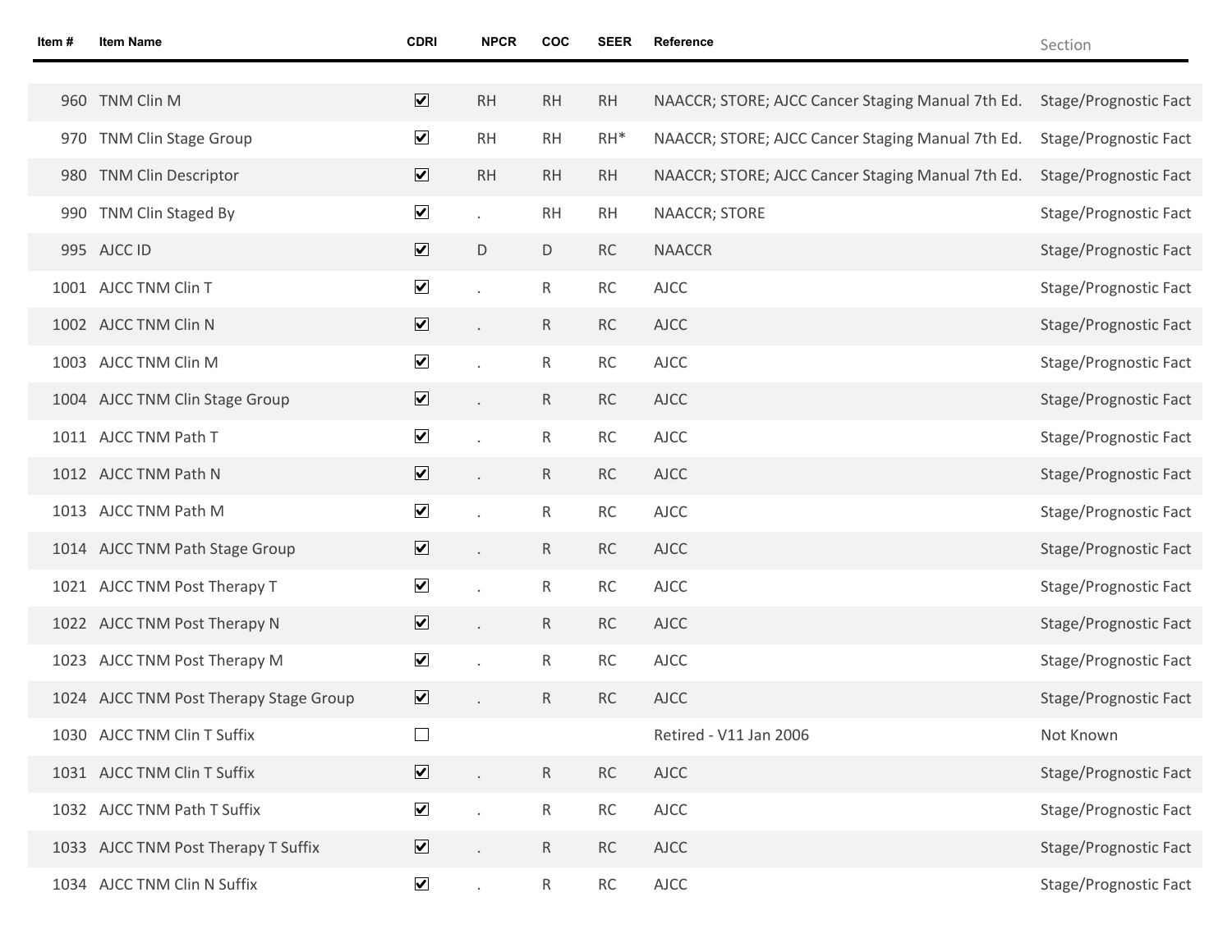| Item # | Item Name | CDRI | NPCR | COC | SEER | Reference | Section |
|---|---|---|---|---|---|---|---|
| 960 | TNM Clin M | ☑ | RH | RH | RH | NAACCR; STORE; AJCC Cancer Staging Manual 7th Ed. | Stage/Prognostic Fact |
| 970 | TNM Clin Stage Group | ☑ | RH | RH | RH* | NAACCR; STORE; AJCC Cancer Staging Manual 7th Ed. | Stage/Prognostic Fact |
| 980 | TNM Clin Descriptor | ☑ | RH | RH | RH | NAACCR; STORE; AJCC Cancer Staging Manual 7th Ed. | Stage/Prognostic Fact |
| 990 | TNM Clin Staged By | ☑ | . | RH | RH | NAACCR; STORE | Stage/Prognostic Fact |
| 995 | AJCC ID | ☑ | D | D | RC | NAACCR | Stage/Prognostic Fact |
| 1001 | AJCC TNM Clin T | ☑ | . | R | RC | AJCC | Stage/Prognostic Fact |
| 1002 | AJCC TNM Clin N | ☑ | . | R | RC | AJCC | Stage/Prognostic Fact |
| 1003 | AJCC TNM Clin M | ☑ | . | R | RC | AJCC | Stage/Prognostic Fact |
| 1004 | AJCC TNM Clin Stage Group | ☑ | . | R | RC | AJCC | Stage/Prognostic Fact |
| 1011 | AJCC TNM Path T | ☑ | . | R | RC | AJCC | Stage/Prognostic Fact |
| 1012 | AJCC TNM Path N | ☑ | . | R | RC | AJCC | Stage/Prognostic Fact |
| 1013 | AJCC TNM Path M | ☑ | . | R | RC | AJCC | Stage/Prognostic Fact |
| 1014 | AJCC TNM Path Stage Group | ☑ | . | R | RC | AJCC | Stage/Prognostic Fact |
| 1021 | AJCC TNM Post Therapy T | ☑ | . | R | RC | AJCC | Stage/Prognostic Fact |
| 1022 | AJCC TNM Post Therapy N | ☑ | . | R | RC | AJCC | Stage/Prognostic Fact |
| 1023 | AJCC TNM Post Therapy M | ☑ | . | R | RC | AJCC | Stage/Prognostic Fact |
| 1024 | AJCC TNM Post Therapy Stage Group | ☑ | . | R | RC | AJCC | Stage/Prognostic Fact |
| 1030 | AJCC TNM Clin T Suffix | ☐ | | | | Retired - V11 Jan 2006 | Not Known |
| 1031 | AJCC TNM Clin T Suffix | ☑ | . | R | RC | AJCC | Stage/Prognostic Fact |
| 1032 | AJCC TNM Path T Suffix | ☑ | . | R | RC | AJCC | Stage/Prognostic Fact |
| 1033 | AJCC TNM Post Therapy T Suffix | ☑ | . | R | RC | AJCC | Stage/Prognostic Fact |
| 1034 | AJCC TNM Clin N Suffix | ☑ | . | R | RC | AJCC | Stage/Prognostic Fact |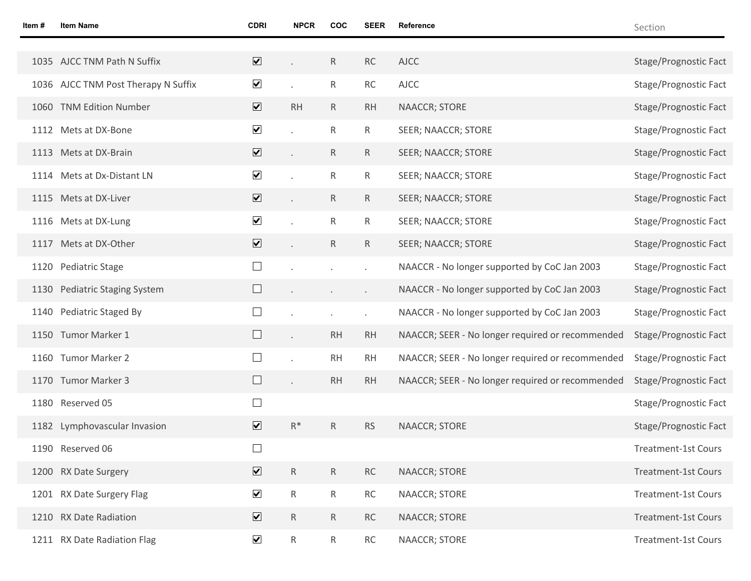| Item # | Item Name | CDRI | NPCR | COC | SEER | Reference | Section |
|---|---|---|---|---|---|---|---|
| 1035 | AJCC TNM Path N Suffix | ☑ | . | R | RC | AJCC | Stage/Prognostic Fact |
| 1036 | AJCC TNM Post Therapy N Suffix | ☑ | . | R | RC | AJCC | Stage/Prognostic Fact |
| 1060 | TNM Edition Number | ☑ | RH | R | RH | NAACCR; STORE | Stage/Prognostic Fact |
| 1112 | Mets at DX-Bone | ☑ | . | R | R | SEER; NAACCR; STORE | Stage/Prognostic Fact |
| 1113 | Mets at DX-Brain | ☑ | . | R | R | SEER; NAACCR; STORE | Stage/Prognostic Fact |
| 1114 | Mets at Dx-Distant LN | ☑ | . | R | R | SEER; NAACCR; STORE | Stage/Prognostic Fact |
| 1115 | Mets at DX-Liver | ☑ | . | R | R | SEER; NAACCR; STORE | Stage/Prognostic Fact |
| 1116 | Mets at DX-Lung | ☑ | . | R | R | SEER; NAACCR; STORE | Stage/Prognostic Fact |
| 1117 | Mets at DX-Other | ☑ | . | R | R | SEER; NAACCR; STORE | Stage/Prognostic Fact |
| 1120 | Pediatric Stage | ☐ | . | . | . | NAACCR - No longer supported by CoC Jan 2003 | Stage/Prognostic Fact |
| 1130 | Pediatric Staging System | ☐ | . | . | . | NAACCR - No longer supported by CoC Jan 2003 | Stage/Prognostic Fact |
| 1140 | Pediatric Staged By | ☐ | . | . | . | NAACCR - No longer supported by CoC Jan 2003 | Stage/Prognostic Fact |
| 1150 | Tumor Marker 1 | ☐ | . | RH | RH | NAACCR; SEER - No longer required or recommended | Stage/Prognostic Fact |
| 1160 | Tumor Marker 2 | ☐ | . | RH | RH | NAACCR; SEER - No longer required or recommended | Stage/Prognostic Fact |
| 1170 | Tumor Marker 3 | ☐ | . | RH | RH | NAACCR; SEER - No longer required or recommended | Stage/Prognostic Fact |
| 1180 | Reserved 05 | ☐ | | | | | Stage/Prognostic Fact |
| 1182 | Lymphovascular Invasion | ☑ | R* | R | RS | NAACCR; STORE | Stage/Prognostic Fact |
| 1190 | Reserved 06 | ☐ | | | | | Treatment-1st Cours |
| 1200 | RX Date Surgery | ☑ | R | R | RC | NAACCR; STORE | Treatment-1st Cours |
| 1201 | RX Date Surgery Flag | ☑ | R | R | RC | NAACCR; STORE | Treatment-1st Cours |
| 1210 | RX Date Radiation | ☑ | R | R | RC | NAACCR; STORE | Treatment-1st Cours |
| 1211 | RX Date Radiation Flag | ☑ | R | R | RC | NAACCR; STORE | Treatment-1st Cours |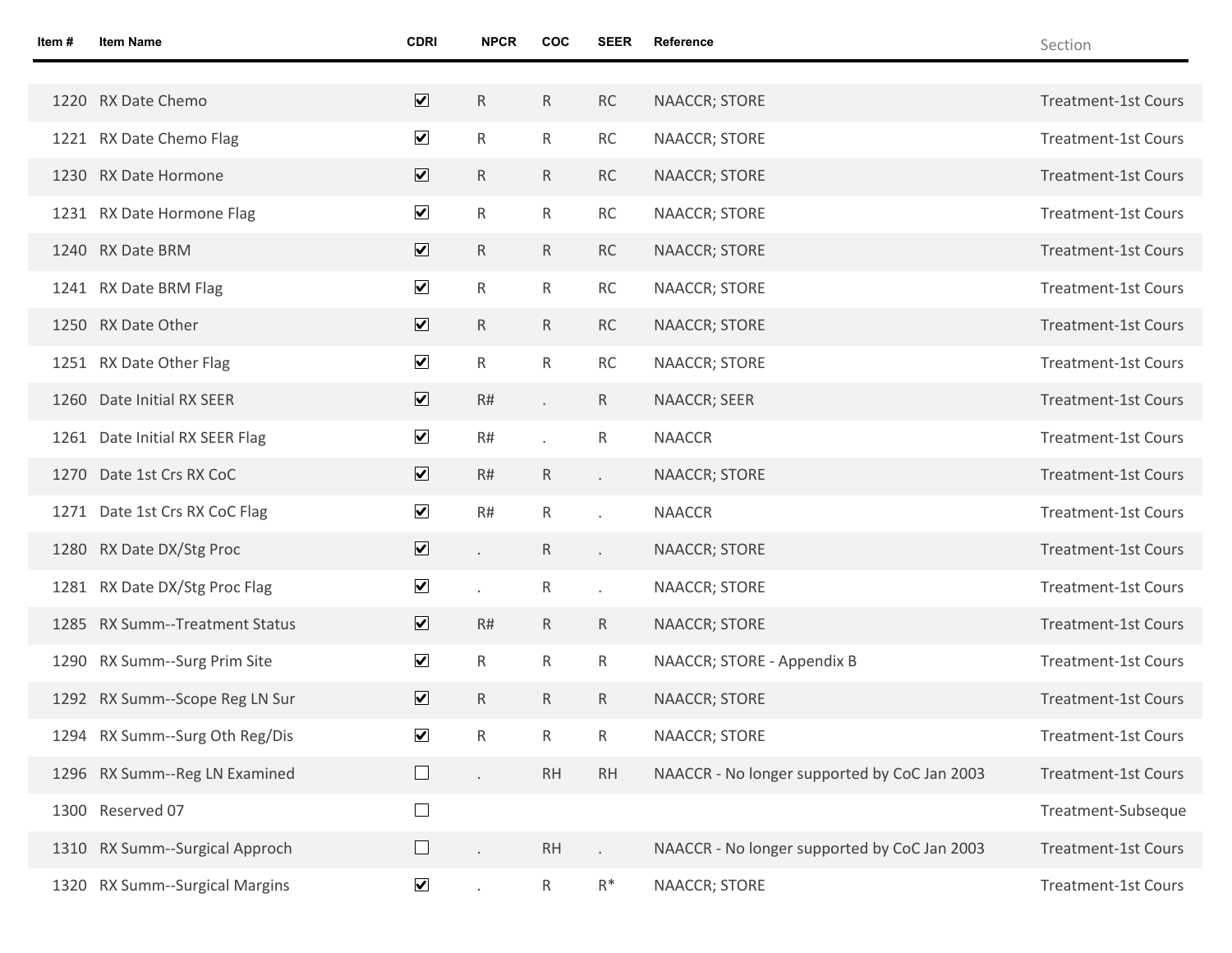| Item # | Item Name | CDRI | NPCR | COC | SEER | Reference | Section |
|---|---|---|---|---|---|---|---|
| 1220 | RX Date Chemo | ☑ | R | R | RC | NAACCR; STORE | Treatment-1st Cours |
| 1221 | RX Date Chemo Flag | ☑ | R | R | RC | NAACCR; STORE | Treatment-1st Cours |
| 1230 | RX Date Hormone | ☑ | R | R | RC | NAACCR; STORE | Treatment-1st Cours |
| 1231 | RX Date Hormone Flag | ☑ | R | R | RC | NAACCR; STORE | Treatment-1st Cours |
| 1240 | RX Date BRM | ☑ | R | R | RC | NAACCR; STORE | Treatment-1st Cours |
| 1241 | RX Date BRM Flag | ☑ | R | R | RC | NAACCR; STORE | Treatment-1st Cours |
| 1250 | RX Date Other | ☑ | R | R | RC | NAACCR; STORE | Treatment-1st Cours |
| 1251 | RX Date Other Flag | ☑ | R | R | RC | NAACCR; STORE | Treatment-1st Cours |
| 1260 | Date Initial RX SEER | ☑ | R# | . | R | NAACCR; SEER | Treatment-1st Cours |
| 1261 | Date Initial RX SEER Flag | ☑ | R# | . | R | NAACCR | Treatment-1st Cours |
| 1270 | Date 1st Crs RX CoC | ☑ | R# | R | . | NAACCR; STORE | Treatment-1st Cours |
| 1271 | Date 1st Crs RX CoC Flag | ☑ | R# | R | . | NAACCR | Treatment-1st Cours |
| 1280 | RX Date DX/Stg Proc | ☑ | . | R | . | NAACCR; STORE | Treatment-1st Cours |
| 1281 | RX Date DX/Stg Proc Flag | ☑ | . | R | . | NAACCR; STORE | Treatment-1st Cours |
| 1285 | RX Summ--Treatment Status | ☑ | R# | R | R | NAACCR; STORE | Treatment-1st Cours |
| 1290 | RX Summ--Surg Prim Site | ☑ | R | R | R | NAACCR; STORE - Appendix B | Treatment-1st Cours |
| 1292 | RX Summ--Scope Reg LN Sur | ☑ | R | R | R | NAACCR; STORE | Treatment-1st Cours |
| 1294 | RX Summ--Surg Oth Reg/Dis | ☑ | R | R | R | NAACCR; STORE | Treatment-1st Cours |
| 1296 | RX Summ--Reg LN Examined | ☐ | . | RH | RH | NAACCR - No longer supported by CoC Jan 2003 | Treatment-1st Cours |
| 1300 | Reserved 07 | ☐ | | | | | Treatment-Subseque |
| 1310 | RX Summ--Surgical Approch | ☐ | . | RH | . | NAACCR - No longer supported by CoC Jan 2003 | Treatment-1st Cours |
| 1320 | RX Summ--Surgical Margins | ☑ | . | R | R* | NAACCR; STORE | Treatment-1st Cours |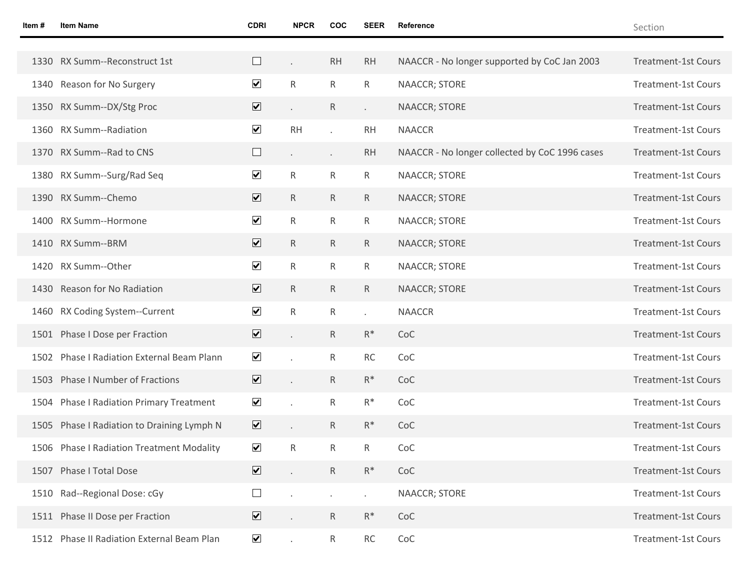| Item # | Item Name | CDRI | NPCR | COC | SEER | Reference | Section |
|---|---|---|---|---|---|---|---|
| 1330 | RX Summ--Reconstruct 1st | ☐ | . | RH | RH | NAACCR - No longer supported by CoC Jan 2003 | Treatment-1st Cours |
| 1340 | Reason for No Surgery | ☑ | R | R | R | NAACCR; STORE | Treatment-1st Cours |
| 1350 | RX Summ--DX/Stg Proc | ☑ | . | R | . | NAACCR; STORE | Treatment-1st Cours |
| 1360 | RX Summ--Radiation | ☑ | RH | . | RH | NAACCR | Treatment-1st Cours |
| 1370 | RX Summ--Rad to CNS | ☐ | . | . | RH | NAACCR - No longer collected by CoC 1996 cases | Treatment-1st Cours |
| 1380 | RX Summ--Surg/Rad Seq | ☑ | R | R | R | NAACCR; STORE | Treatment-1st Cours |
| 1390 | RX Summ--Chemo | ☑ | R | R | R | NAACCR; STORE | Treatment-1st Cours |
| 1400 | RX Summ--Hormone | ☑ | R | R | R | NAACCR; STORE | Treatment-1st Cours |
| 1410 | RX Summ--BRM | ☑ | R | R | R | NAACCR; STORE | Treatment-1st Cours |
| 1420 | RX Summ--Other | ☑ | R | R | R | NAACCR; STORE | Treatment-1st Cours |
| 1430 | Reason for No Radiation | ☑ | R | R | R | NAACCR; STORE | Treatment-1st Cours |
| 1460 | RX Coding System--Current | ☑ | R | R | . | NAACCR | Treatment-1st Cours |
| 1501 | Phase I Dose per Fraction | ☑ | . | R | R* | CoC | Treatment-1st Cours |
| 1502 | Phase I Radiation External Beam Plann | ☑ | . | R | RC | CoC | Treatment-1st Cours |
| 1503 | Phase I Number of Fractions | ☑ | . | R | R* | CoC | Treatment-1st Cours |
| 1504 | Phase I Radiation Primary Treatment | ☑ | . | R | R* | CoC | Treatment-1st Cours |
| 1505 | Phase I Radiation to Draining Lymph N | ☑ | . | R | R* | CoC | Treatment-1st Cours |
| 1506 | Phase I Radiation Treatment Modality | ☑ | R | R | R | CoC | Treatment-1st Cours |
| 1507 | Phase I Total Dose | ☑ | . | R | R* | CoC | Treatment-1st Cours |
| 1510 | Rad--Regional Dose: cGy | ☐ | . | . | . | NAACCR; STORE | Treatment-1st Cours |
| 1511 | Phase II Dose per Fraction | ☑ | . | R | R* | CoC | Treatment-1st Cours |
| 1512 | Phase II Radiation External Beam Plan | ☑ | . | R | RC | CoC | Treatment-1st Cours |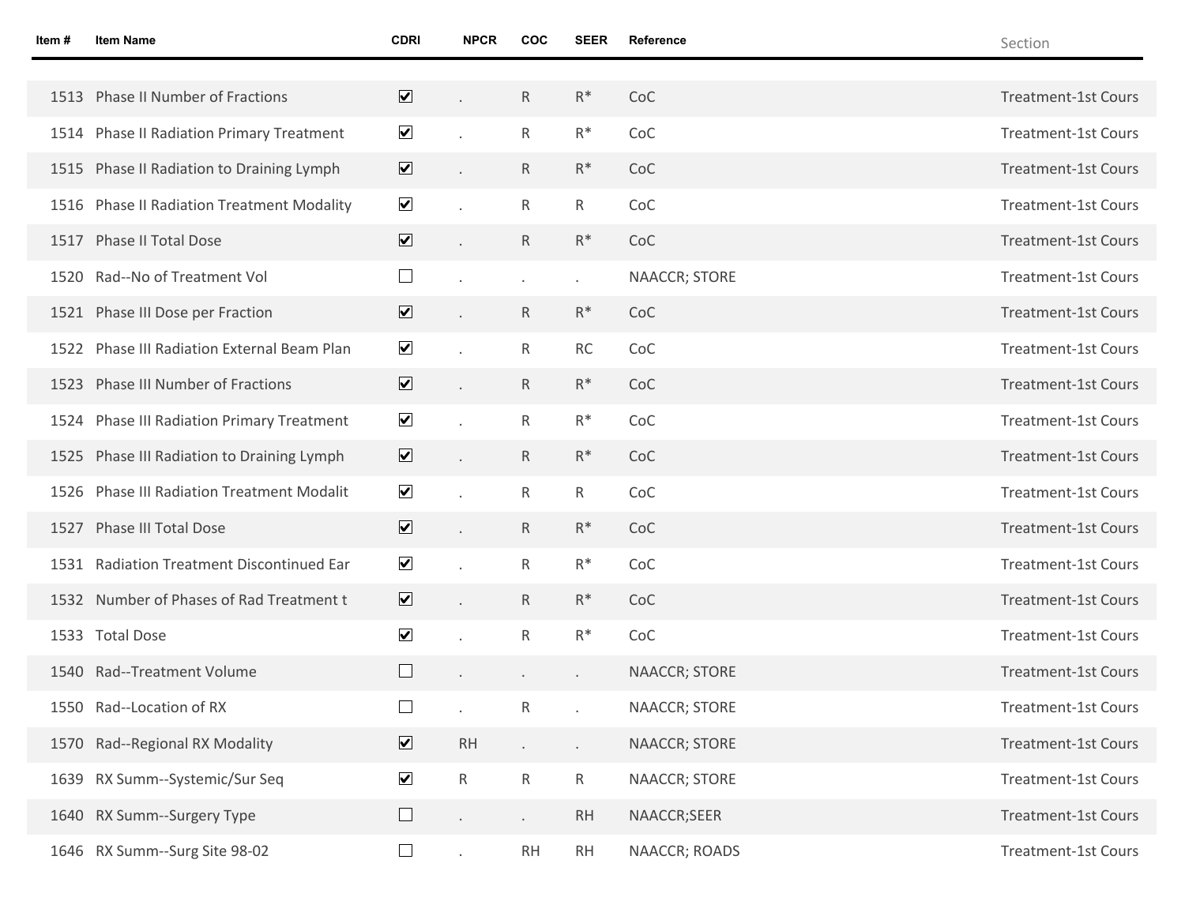| Item # | Item Name | CDRI | NPCR | COC | SEER | Reference | Section |
|---|---|---|---|---|---|---|---|
| 1513 | Phase II Number of Fractions | ☑ | . | R | R* | CoC | Treatment-1st Cours |
| 1514 | Phase II Radiation Primary Treatment | ☑ | . | R | R* | CoC | Treatment-1st Cours |
| 1515 | Phase II Radiation to Draining Lymph | ☑ | . | R | R* | CoC | Treatment-1st Cours |
| 1516 | Phase II Radiation Treatment Modality | ☑ | . | R | R | CoC | Treatment-1st Cours |
| 1517 | Phase II Total Dose | ☑ | . | R | R* | CoC | Treatment-1st Cours |
| 1520 | Rad--No of Treatment Vol | ☐ | . | . | . | NAACCR; STORE | Treatment-1st Cours |
| 1521 | Phase III Dose per Fraction | ☑ | . | R | R* | CoC | Treatment-1st Cours |
| 1522 | Phase III Radiation External Beam Plan | ☑ | . | R | RC | CoC | Treatment-1st Cours |
| 1523 | Phase III Number of Fractions | ☑ | . | R | R* | CoC | Treatment-1st Cours |
| 1524 | Phase III Radiation Primary Treatment | ☑ | . | R | R* | CoC | Treatment-1st Cours |
| 1525 | Phase III Radiation to Draining Lymph | ☑ | . | R | R* | CoC | Treatment-1st Cours |
| 1526 | Phase III Radiation Treatment Modalit | ☑ | . | R | R | CoC | Treatment-1st Cours |
| 1527 | Phase III Total Dose | ☑ | . | R | R* | CoC | Treatment-1st Cours |
| 1531 | Radiation Treatment Discontinued Ear | ☑ | . | R | R* | CoC | Treatment-1st Cours |
| 1532 | Number of Phases of Rad Treatment t | ☑ | . | R | R* | CoC | Treatment-1st Cours |
| 1533 | Total Dose | ☑ | . | R | R* | CoC | Treatment-1st Cours |
| 1540 | Rad--Treatment Volume | ☐ | . | . | . | NAACCR; STORE | Treatment-1st Cours |
| 1550 | Rad--Location of RX | ☐ | . | R | . | NAACCR; STORE | Treatment-1st Cours |
| 1570 | Rad--Regional RX Modality | ☑ | RH | . | . | NAACCR; STORE | Treatment-1st Cours |
| 1639 | RX Summ--Systemic/Sur Seq | ☑ | R | R | R | NAACCR; STORE | Treatment-1st Cours |
| 1640 | RX Summ--Surgery Type | ☐ | . | . | RH | NAACCR;SEER | Treatment-1st Cours |
| 1646 | RX Summ--Surg Site 98-02 | ☐ | . | RH | RH | NAACCR; ROADS | Treatment-1st Cours |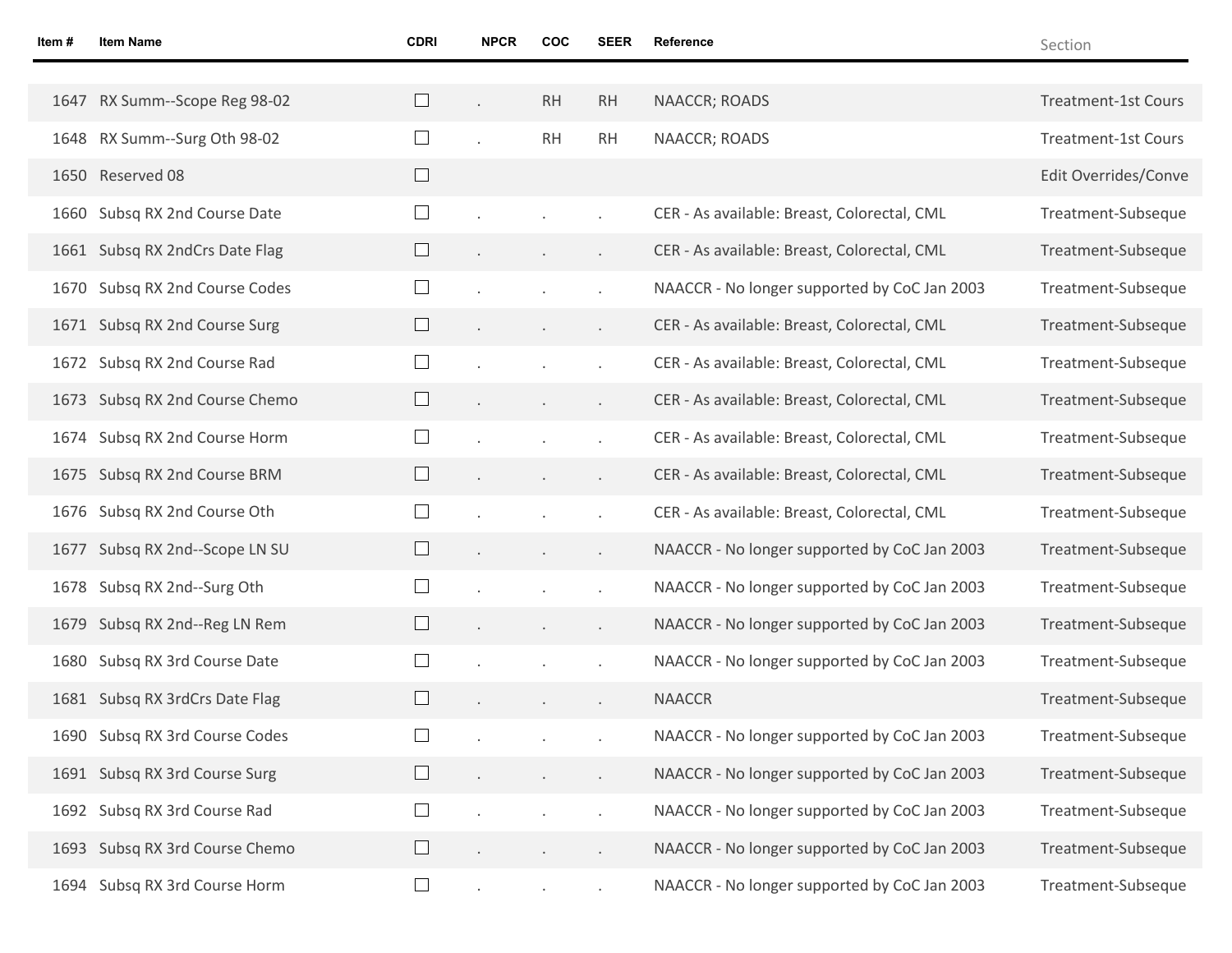| Item # | Item Name | CDRI | NPCR | COC | SEER | Reference | Section |
|---|---|---|---|---|---|---|---|
| 1647 | RX Summ--Scope Reg 98-02 | ☐ | . | RH | RH | NAACCR; ROADS | Treatment-1st Cours |
| 1648 | RX Summ--Surg Oth 98-02 | ☐ | . | RH | RH | NAACCR; ROADS | Treatment-1st Cours |
| 1650 | Reserved 08 | ☐ | | | | | Edit Overrides/Conve |
| 1660 | Subsq RX 2nd Course Date | ☐ | . | . | . | CER - As available: Breast, Colorectal, CML | Treatment-Subseque |
| 1661 | Subsq RX 2ndCrs Date Flag | ☐ | . | . | . | CER - As available: Breast, Colorectal, CML | Treatment-Subseque |
| 1670 | Subsq RX 2nd Course Codes | ☐ | . | . | . | NAACCR - No longer supported by CoC Jan 2003 | Treatment-Subseque |
| 1671 | Subsq RX 2nd Course Surg | ☐ | . | . | . | CER - As available: Breast, Colorectal, CML | Treatment-Subseque |
| 1672 | Subsq RX 2nd Course Rad | ☐ | . | . | . | CER - As available: Breast, Colorectal, CML | Treatment-Subseque |
| 1673 | Subsq RX 2nd Course Chemo | ☐ | . | . | . | CER - As available: Breast, Colorectal, CML | Treatment-Subseque |
| 1674 | Subsq RX 2nd Course Horm | ☐ | . | . | . | CER - As available: Breast, Colorectal, CML | Treatment-Subseque |
| 1675 | Subsq RX 2nd Course BRM | ☐ | . | . | . | CER - As available: Breast, Colorectal, CML | Treatment-Subseque |
| 1676 | Subsq RX 2nd Course Oth | ☐ | . | . | . | CER - As available: Breast, Colorectal, CML | Treatment-Subseque |
| 1677 | Subsq RX 2nd--Scope LN SU | ☐ | . | . | . | NAACCR - No longer supported by CoC Jan 2003 | Treatment-Subseque |
| 1678 | Subsq RX 2nd--Surg Oth | ☐ | . | . | . | NAACCR - No longer supported by CoC Jan 2003 | Treatment-Subseque |
| 1679 | Subsq RX 2nd--Reg LN Rem | ☐ | . | . | . | NAACCR - No longer supported by CoC Jan 2003 | Treatment-Subseque |
| 1680 | Subsq RX 3rd Course Date | ☐ | . | . | . | NAACCR - No longer supported by CoC Jan 2003 | Treatment-Subseque |
| 1681 | Subsq RX 3rdCrs Date Flag | ☐ | . | . | . | NAACCR | Treatment-Subseque |
| 1690 | Subsq RX 3rd Course Codes | ☐ | . | . | . | NAACCR - No longer supported by CoC Jan 2003 | Treatment-Subseque |
| 1691 | Subsq RX 3rd Course Surg | ☐ | . | . | . | NAACCR - No longer supported by CoC Jan 2003 | Treatment-Subseque |
| 1692 | Subsq RX 3rd Course Rad | ☐ | . | . | . | NAACCR - No longer supported by CoC Jan 2003 | Treatment-Subseque |
| 1693 | Subsq RX 3rd Course Chemo | ☐ | . | . | . | NAACCR - No longer supported by CoC Jan 2003 | Treatment-Subseque |
| 1694 | Subsq RX 3rd Course Horm | ☐ | . | . | . | NAACCR - No longer supported by CoC Jan 2003 | Treatment-Subseque |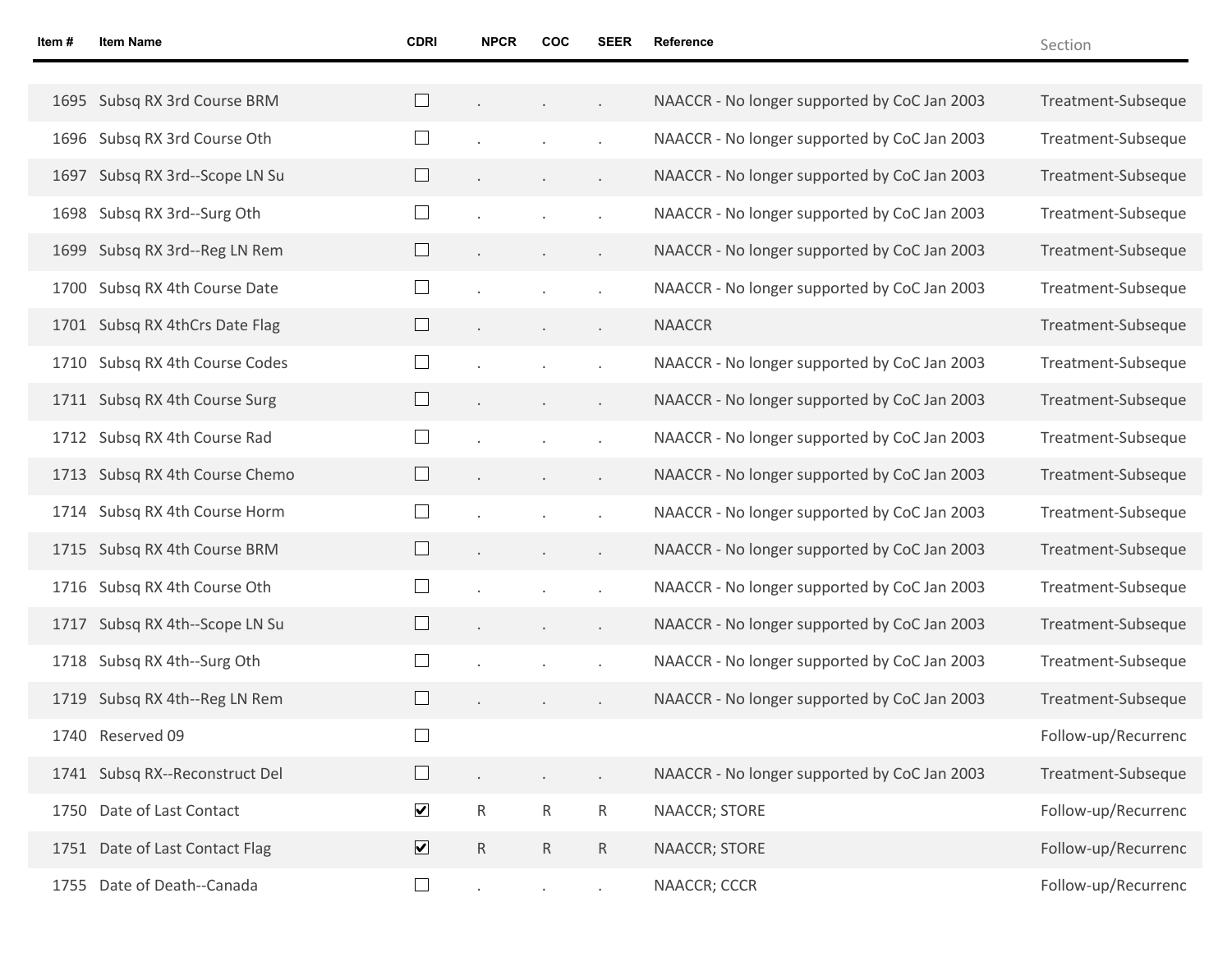| Item # | Item Name | CDRI | NPCR | COC | SEER | Reference | Section |
|---|---|---|---|---|---|---|---|
| 1695 | Subsq RX 3rd Course BRM | ☐ | . | . | . | NAACCR - No longer supported by CoC Jan 2003 | Treatment-Subseque |
| 1696 | Subsq RX 3rd Course Oth | ☐ | . | . | . | NAACCR - No longer supported by CoC Jan 2003 | Treatment-Subseque |
| 1697 | Subsq RX 3rd--Scope LN Su | ☐ | . | . | . | NAACCR - No longer supported by CoC Jan 2003 | Treatment-Subseque |
| 1698 | Subsq RX 3rd--Surg Oth | ☐ | . | . | . | NAACCR - No longer supported by CoC Jan 2003 | Treatment-Subseque |
| 1699 | Subsq RX 3rd--Reg LN Rem | ☐ | . | . | . | NAACCR - No longer supported by CoC Jan 2003 | Treatment-Subseque |
| 1700 | Subsq RX 4th Course Date | ☐ | . | . | . | NAACCR - No longer supported by CoC Jan 2003 | Treatment-Subseque |
| 1701 | Subsq RX 4thCrs Date Flag | ☐ | . | . | . | NAACCR | Treatment-Subseque |
| 1710 | Subsq RX 4th Course Codes | ☐ | . | . | . | NAACCR - No longer supported by CoC Jan 2003 | Treatment-Subseque |
| 1711 | Subsq RX 4th Course Surg | ☐ | . | . | . | NAACCR - No longer supported by CoC Jan 2003 | Treatment-Subseque |
| 1712 | Subsq RX 4th Course Rad | ☐ | . | . | . | NAACCR - No longer supported by CoC Jan 2003 | Treatment-Subseque |
| 1713 | Subsq RX 4th Course Chemo | ☐ | . | . | . | NAACCR - No longer supported by CoC Jan 2003 | Treatment-Subseque |
| 1714 | Subsq RX 4th Course Horm | ☐ | . | . | . | NAACCR - No longer supported by CoC Jan 2003 | Treatment-Subseque |
| 1715 | Subsq RX 4th Course BRM | ☐ | . | . | . | NAACCR - No longer supported by CoC Jan 2003 | Treatment-Subseque |
| 1716 | Subsq RX 4th Course Oth | ☐ | . | . | . | NAACCR - No longer supported by CoC Jan 2003 | Treatment-Subseque |
| 1717 | Subsq RX 4th--Scope LN Su | ☐ | . | . | . | NAACCR - No longer supported by CoC Jan 2003 | Treatment-Subseque |
| 1718 | Subsq RX 4th--Surg Oth | ☐ | . | . | . | NAACCR - No longer supported by CoC Jan 2003 | Treatment-Subseque |
| 1719 | Subsq RX 4th--Reg LN Rem | ☐ | . | . | . | NAACCR - No longer supported by CoC Jan 2003 | Treatment-Subseque |
| 1740 | Reserved 09 | ☐ | | | | | Follow-up/Recurrenc |
| 1741 | Subsq RX--Reconstruct Del | ☐ | . | . | . | NAACCR - No longer supported by CoC Jan 2003 | Treatment-Subseque |
| 1750 | Date of Last Contact | ☑ | R | R | R | NAACCR; STORE | Follow-up/Recurrenc |
| 1751 | Date of Last Contact Flag | ☑ | R | R | R | NAACCR; STORE | Follow-up/Recurrenc |
| 1755 | Date of Death--Canada | ☐ | . | . | . | NAACCR; CCCR | Follow-up/Recurrenc |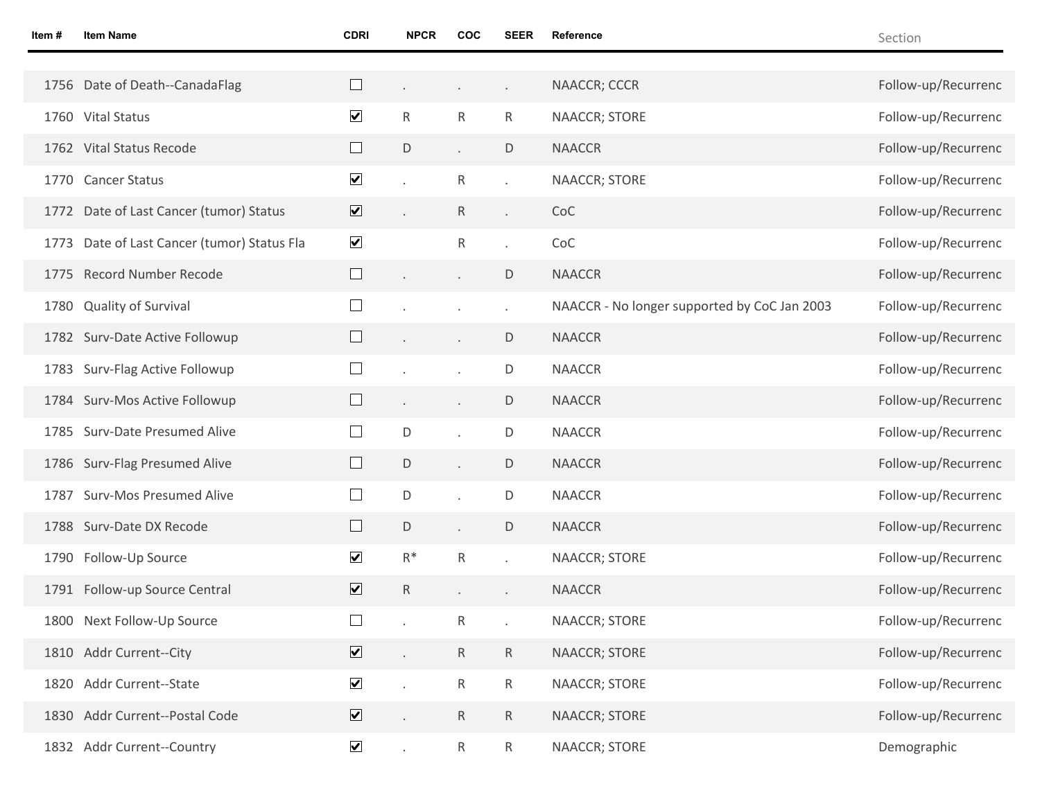| Item # | Item Name | CDRI | NPCR | COC | SEER | Reference | Section |
|---|---|---|---|---|---|---|---|
| 1756 | Date of Death--CanadaFlag | ☐ | . | . | . | NAACCR; CCCR | Follow-up/Recurrenc |
| 1760 | Vital Status | ☑ | R | R | R | NAACCR; STORE | Follow-up/Recurrenc |
| 1762 | Vital Status Recode | ☐ | D | . | D | NAACCR | Follow-up/Recurrenc |
| 1770 | Cancer Status | ☑ | . | R | . | NAACCR; STORE | Follow-up/Recurrenc |
| 1772 | Date of Last Cancer (tumor) Status | ☑ | . | R | . | CoC | Follow-up/Recurrenc |
| 1773 | Date of Last Cancer (tumor) Status Fla | ☑ | | R | . | CoC | Follow-up/Recurrenc |
| 1775 | Record Number Recode | ☐ | . | . | D | NAACCR | Follow-up/Recurrenc |
| 1780 | Quality of Survival | ☐ | . | . | . | NAACCR - No longer supported by CoC Jan 2003 | Follow-up/Recurrenc |
| 1782 | Surv-Date Active Followup | ☐ | . | . | D | NAACCR | Follow-up/Recurrenc |
| 1783 | Surv-Flag Active Followup | ☐ | . | . | D | NAACCR | Follow-up/Recurrenc |
| 1784 | Surv-Mos Active Followup | ☐ | . | . | D | NAACCR | Follow-up/Recurrenc |
| 1785 | Surv-Date Presumed Alive | ☐ | D | . | D | NAACCR | Follow-up/Recurrenc |
| 1786 | Surv-Flag Presumed Alive | ☐ | D | . | D | NAACCR | Follow-up/Recurrenc |
| 1787 | Surv-Mos Presumed Alive | ☐ | D | . | D | NAACCR | Follow-up/Recurrenc |
| 1788 | Surv-Date DX Recode | ☐ | D | . | D | NAACCR | Follow-up/Recurrenc |
| 1790 | Follow-Up Source | ☑ | R* | R | . | NAACCR; STORE | Follow-up/Recurrenc |
| 1791 | Follow-up Source Central | ☑ | R | . | . | NAACCR | Follow-up/Recurrenc |
| 1800 | Next Follow-Up Source | ☐ | . | R | . | NAACCR; STORE | Follow-up/Recurrenc |
| 1810 | Addr Current--City | ☑ | . | R | R | NAACCR; STORE | Follow-up/Recurrenc |
| 1820 | Addr Current--State | ☑ | . | R | R | NAACCR; STORE | Follow-up/Recurrenc |
| 1830 | Addr Current--Postal Code | ☑ | . | R | R | NAACCR; STORE | Follow-up/Recurrenc |
| 1832 | Addr Current--Country | ☑ | . | R | R | NAACCR; STORE | Demographic |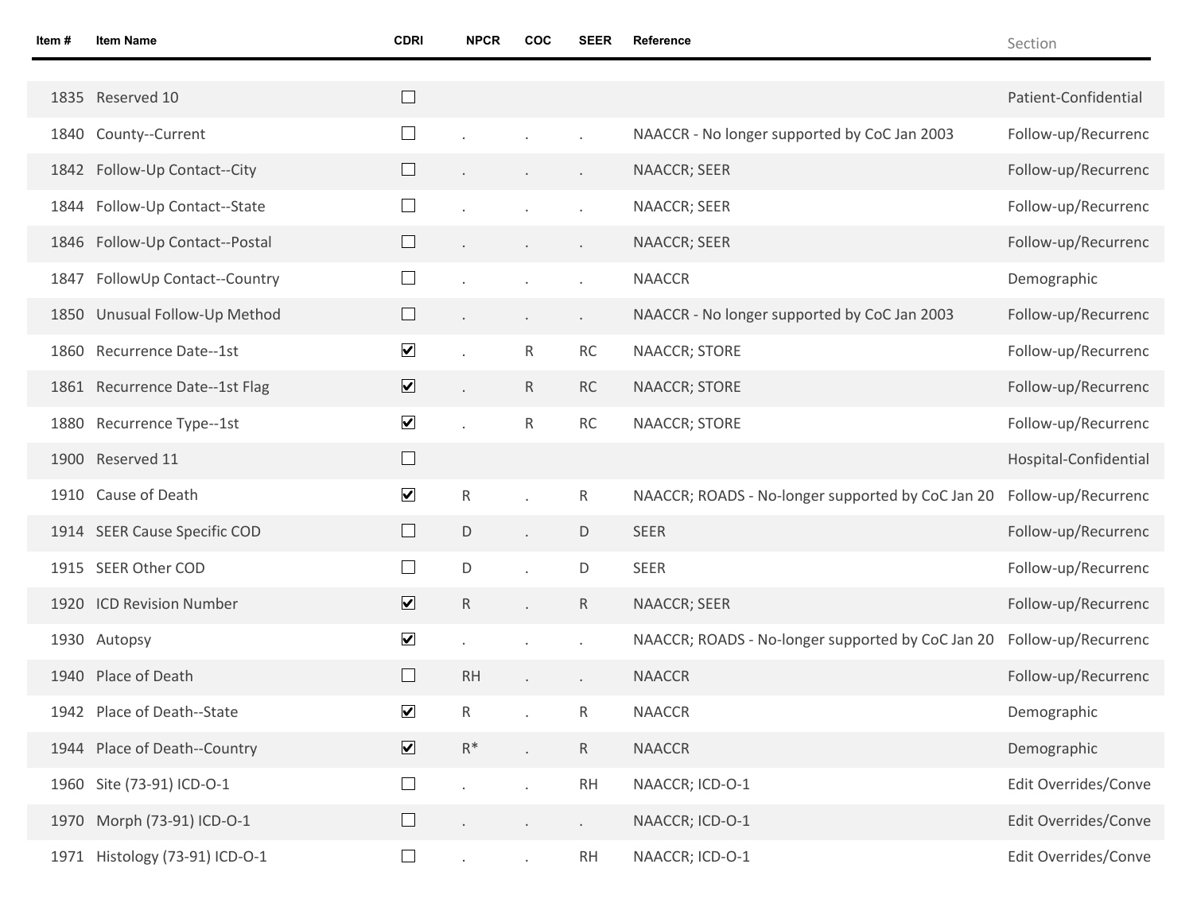| Item # | Item Name | CDRI | NPCR | COC | SEER | Reference | Section |
|---|---|---|---|---|---|---|---|
| 1835 | Reserved 10 | ☐ | | | | | Patient-Confidential |
| 1840 | County--Current | ☐ | . | . | . | NAACCR - No longer supported by CoC Jan 2003 | Follow-up/Recurrenc |
| 1842 | Follow-Up Contact--City | ☐ | . | . | . | NAACCR; SEER | Follow-up/Recurrenc |
| 1844 | Follow-Up Contact--State | ☐ | . | . | . | NAACCR; SEER | Follow-up/Recurrenc |
| 1846 | Follow-Up Contact--Postal | ☐ | . | . | . | NAACCR; SEER | Follow-up/Recurrenc |
| 1847 | FollowUp Contact--Country | ☐ | . | . | . | NAACCR | Demographic |
| 1850 | Unusual Follow-Up Method | ☐ | . | . | . | NAACCR - No longer supported by CoC Jan 2003 | Follow-up/Recurrenc |
| 1860 | Recurrence Date--1st | ☑ | . | R | RC | NAACCR; STORE | Follow-up/Recurrenc |
| 1861 | Recurrence Date--1st Flag | ☑ | . | R | RC | NAACCR; STORE | Follow-up/Recurrenc |
| 1880 | Recurrence Type--1st | ☑ | . | R | RC | NAACCR; STORE | Follow-up/Recurrenc |
| 1900 | Reserved 11 | ☐ | | | | | Hospital-Confidential |
| 1910 | Cause of Death | ☑ | R | . | R | NAACCR; ROADS - No-longer supported by CoC Jan 20 | Follow-up/Recurrenc |
| 1914 | SEER Cause Specific COD | ☐ | D | . | D | SEER | Follow-up/Recurrenc |
| 1915 | SEER Other COD | ☐ | D | . | D | SEER | Follow-up/Recurrenc |
| 1920 | ICD Revision Number | ☑ | R | . | R | NAACCR; SEER | Follow-up/Recurrenc |
| 1930 | Autopsy | ☑ | . | . | . | NAACCR; ROADS - No-longer supported by CoC Jan 20 | Follow-up/Recurrenc |
| 1940 | Place of Death | ☐ | RH | . | . | NAACCR | Follow-up/Recurrenc |
| 1942 | Place of Death--State | ☑ | R | . | R | NAACCR | Demographic |
| 1944 | Place of Death--Country | ☑ | R* | . | R | NAACCR | Demographic |
| 1960 | Site (73-91) ICD-O-1 | ☐ | . | . | RH | NAACCR; ICD-O-1 | Edit Overrides/Conve |
| 1970 | Morph (73-91) ICD-O-1 | ☐ | . | . | . | NAACCR; ICD-O-1 | Edit Overrides/Conve |
| 1971 | Histology (73-91) ICD-O-1 | ☐ | . | . | RH | NAACCR; ICD-O-1 | Edit Overrides/Conve |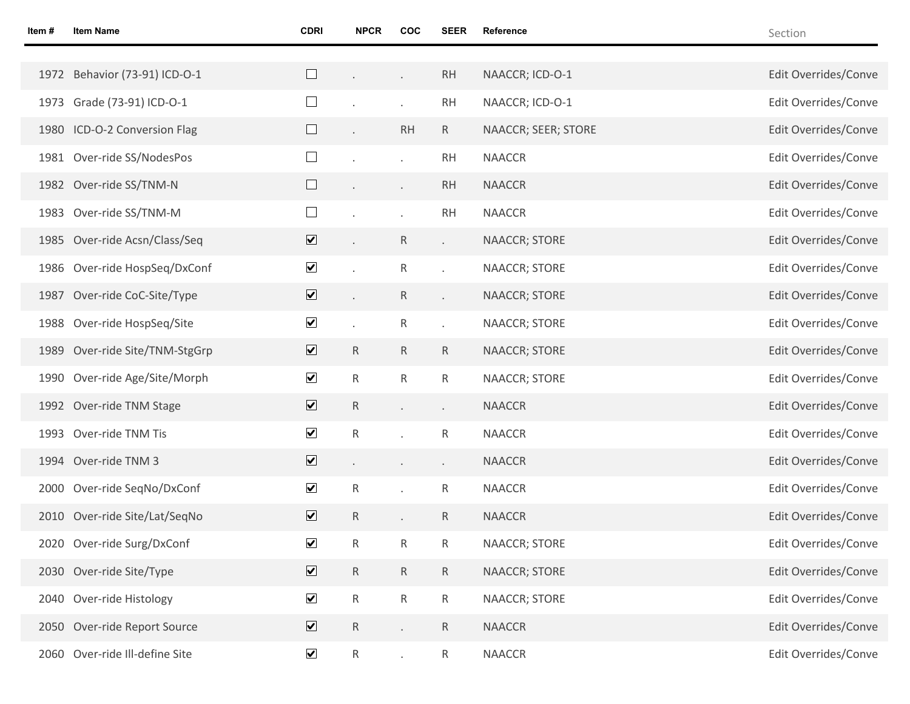| Item # | Item Name | CDRI | NPCR | COC | SEER | Reference | Section |
|---|---|---|---|---|---|---|---|
| 1972 | Behavior (73-91) ICD-O-1 | ☐ | . | . | RH | NAACCR; ICD-O-1 | Edit Overrides/Conve |
| 1973 | Grade (73-91) ICD-O-1 | ☐ | . | . | RH | NAACCR; ICD-O-1 | Edit Overrides/Conve |
| 1980 | ICD-O-2 Conversion Flag | ☐ | . | RH | R | NAACCR; SEER; STORE | Edit Overrides/Conve |
| 1981 | Over-ride SS/NodesPos | ☐ | . | . | RH | NAACCR | Edit Overrides/Conve |
| 1982 | Over-ride SS/TNM-N | ☐ | . | . | RH | NAACCR | Edit Overrides/Conve |
| 1983 | Over-ride SS/TNM-M | ☐ | . | . | RH | NAACCR | Edit Overrides/Conve |
| 1985 | Over-ride Acsn/Class/Seq | ☑ | . | R | . | NAACCR; STORE | Edit Overrides/Conve |
| 1986 | Over-ride HospSeq/DxConf | ☑ | . | R | . | NAACCR; STORE | Edit Overrides/Conve |
| 1987 | Over-ride CoC-Site/Type | ☑ | . | R | . | NAACCR; STORE | Edit Overrides/Conve |
| 1988 | Over-ride HospSeq/Site | ☑ | . | R | . | NAACCR; STORE | Edit Overrides/Conve |
| 1989 | Over-ride Site/TNM-StgGrp | ☑ | R | R | R | NAACCR; STORE | Edit Overrides/Conve |
| 1990 | Over-ride Age/Site/Morph | ☑ | R | R | R | NAACCR; STORE | Edit Overrides/Conve |
| 1992 | Over-ride TNM Stage | ☑ | R | . | . | NAACCR | Edit Overrides/Conve |
| 1993 | Over-ride TNM Tis | ☑ | R | . | R | NAACCR | Edit Overrides/Conve |
| 1994 | Over-ride TNM 3 | ☑ | . | . | . | NAACCR | Edit Overrides/Conve |
| 2000 | Over-ride SeqNo/DxConf | ☑ | R | . | R | NAACCR | Edit Overrides/Conve |
| 2010 | Over-ride Site/Lat/SeqNo | ☑ | R | . | R | NAACCR | Edit Overrides/Conve |
| 2020 | Over-ride Surg/DxConf | ☑ | R | R | R | NAACCR; STORE | Edit Overrides/Conve |
| 2030 | Over-ride Site/Type | ☑ | R | R | R | NAACCR; STORE | Edit Overrides/Conve |
| 2040 | Over-ride Histology | ☑ | R | R | R | NAACCR; STORE | Edit Overrides/Conve |
| 2050 | Over-ride Report Source | ☑ | R | . | R | NAACCR | Edit Overrides/Conve |
| 2060 | Over-ride Ill-define Site | ☑ | R | . | R | NAACCR | Edit Overrides/Conve |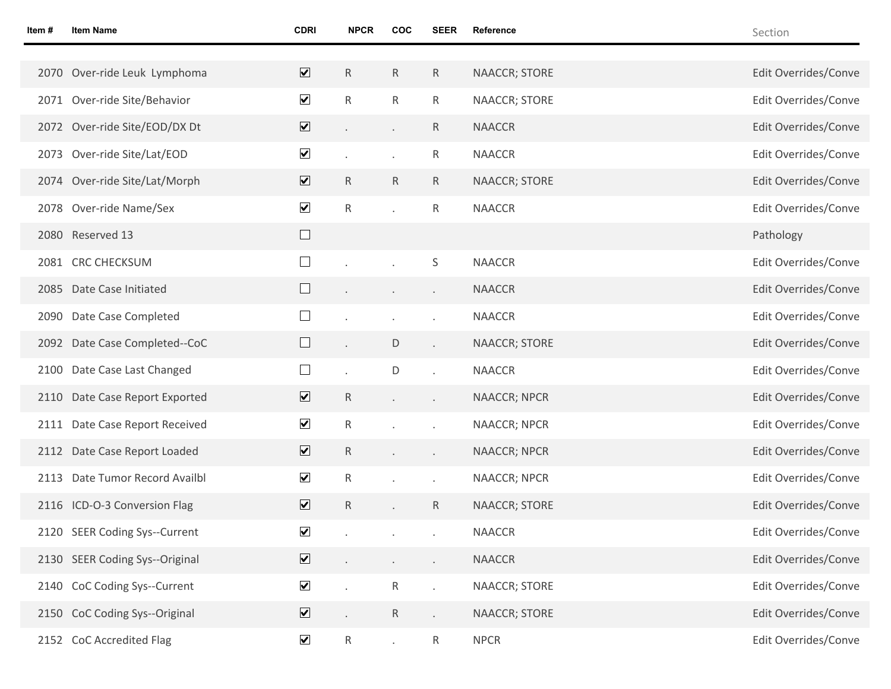| Item # | Item Name | CDRI | NPCR | COC | SEER | Reference | Section |
|---|---|---|---|---|---|---|---|
| 2070 | Over-ride Leuk Lymphoma | ☑ | R | R | R | NAACCR; STORE | Edit Overrides/Conve |
| 2071 | Over-ride Site/Behavior | ☑ | R | R | R | NAACCR; STORE | Edit Overrides/Conve |
| 2072 | Over-ride Site/EOD/DX Dt | ☑ | . | . | R | NAACCR | Edit Overrides/Conve |
| 2073 | Over-ride Site/Lat/EOD | ☑ | . | . | R | NAACCR | Edit Overrides/Conve |
| 2074 | Over-ride Site/Lat/Morph | ☑ | R | R | R | NAACCR; STORE | Edit Overrides/Conve |
| 2078 | Over-ride Name/Sex | ☑ | R | . | R | NAACCR | Edit Overrides/Conve |
| 2080 | Reserved 13 | ☐ | | | | | Pathology |
| 2081 | CRC CHECKSUM | ☐ | . | . | S | NAACCR | Edit Overrides/Conve |
| 2085 | Date Case Initiated | ☐ | . | . | . | NAACCR | Edit Overrides/Conve |
| 2090 | Date Case Completed | ☐ | . | . | . | NAACCR | Edit Overrides/Conve |
| 2092 | Date Case Completed--CoC | ☐ | . | D | . | NAACCR; STORE | Edit Overrides/Conve |
| 2100 | Date Case Last Changed | ☐ | . | D | . | NAACCR | Edit Overrides/Conve |
| 2110 | Date Case Report Exported | ☑ | R | . | . | NAACCR; NPCR | Edit Overrides/Conve |
| 2111 | Date Case Report Received | ☑ | R | . | . | NAACCR; NPCR | Edit Overrides/Conve |
| 2112 | Date Case Report Loaded | ☑ | R | . | . | NAACCR; NPCR | Edit Overrides/Conve |
| 2113 | Date Tumor Record Availbl | ☑ | R | . | . | NAACCR; NPCR | Edit Overrides/Conve |
| 2116 | ICD-O-3 Conversion Flag | ☑ | R | . | R | NAACCR; STORE | Edit Overrides/Conve |
| 2120 | SEER Coding Sys--Current | ☑ | . | . | . | NAACCR | Edit Overrides/Conve |
| 2130 | SEER Coding Sys--Original | ☑ | . | . | . | NAACCR | Edit Overrides/Conve |
| 2140 | CoC Coding Sys--Current | ☑ | . | R | . | NAACCR; STORE | Edit Overrides/Conve |
| 2150 | CoC Coding Sys--Original | ☑ | . | R | . | NAACCR; STORE | Edit Overrides/Conve |
| 2152 | CoC Accredited Flag | ☑ | R | . | R | NPCR | Edit Overrides/Conve |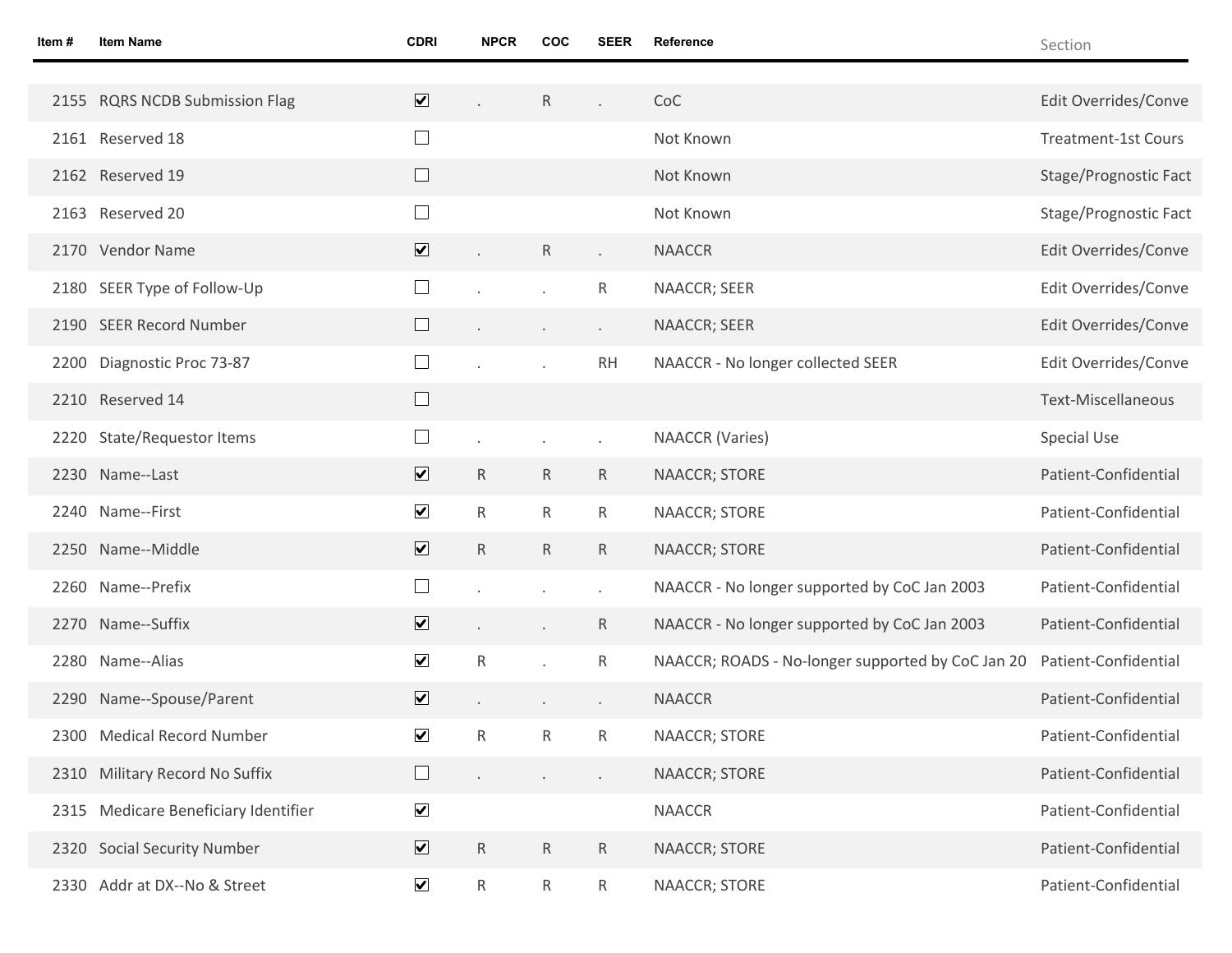| Item # | Item Name | CDRI | NPCR | COC | SEER | Reference | Section |
|---|---|---|---|---|---|---|---|
| 2155 | RQRS NCDB Submission Flag | ☑ | . | R | . | CoC | Edit Overrides/Conve |
| 2161 | Reserved 18 | ☐ | | | | Not Known | Treatment-1st Cours |
| 2162 | Reserved 19 | ☐ | | | | Not Known | Stage/Prognostic Fact |
| 2163 | Reserved 20 | ☐ | | | | Not Known | Stage/Prognostic Fact |
| 2170 | Vendor Name | ☑ | . | R | . | NAACCR | Edit Overrides/Conve |
| 2180 | SEER Type of Follow-Up | ☐ | . | . | R | NAACCR; SEER | Edit Overrides/Conve |
| 2190 | SEER Record Number | ☐ | . | . | . | NAACCR; SEER | Edit Overrides/Conve |
| 2200 | Diagnostic Proc 73-87 | ☐ | . | . | RH | NAACCR - No longer collected SEER | Edit Overrides/Conve |
| 2210 | Reserved 14 | ☐ | | | | | Text-Miscellaneous |
| 2220 | State/Requestor Items | ☐ | . | . | . | NAACCR (Varies) | Special Use |
| 2230 | Name--Last | ☑ | R | R | R | NAACCR; STORE | Patient-Confidential |
| 2240 | Name--First | ☑ | R | R | R | NAACCR; STORE | Patient-Confidential |
| 2250 | Name--Middle | ☑ | R | R | R | NAACCR; STORE | Patient-Confidential |
| 2260 | Name--Prefix | ☐ | . | . | . | NAACCR - No longer supported by CoC Jan 2003 | Patient-Confidential |
| 2270 | Name--Suffix | ☑ | . | . | R | NAACCR - No longer supported by CoC Jan 2003 | Patient-Confidential |
| 2280 | Name--Alias | ☑ | R | . | R | NAACCR; ROADS - No-longer supported by CoC Jan 20 | Patient-Confidential |
| 2290 | Name--Spouse/Parent | ☑ | . | . | . | NAACCR | Patient-Confidential |
| 2300 | Medical Record Number | ☑ | R | R | R | NAACCR; STORE | Patient-Confidential |
| 2310 | Military Record No Suffix | ☐ | . | . | . | NAACCR; STORE | Patient-Confidential |
| 2315 | Medicare Beneficiary Identifier | ☑ | | | | NAACCR | Patient-Confidential |
| 2320 | Social Security Number | ☑ | R | R | R | NAACCR; STORE | Patient-Confidential |
| 2330 | Addr at DX--No & Street | ☑ | R | R | R | NAACCR; STORE | Patient-Confidential |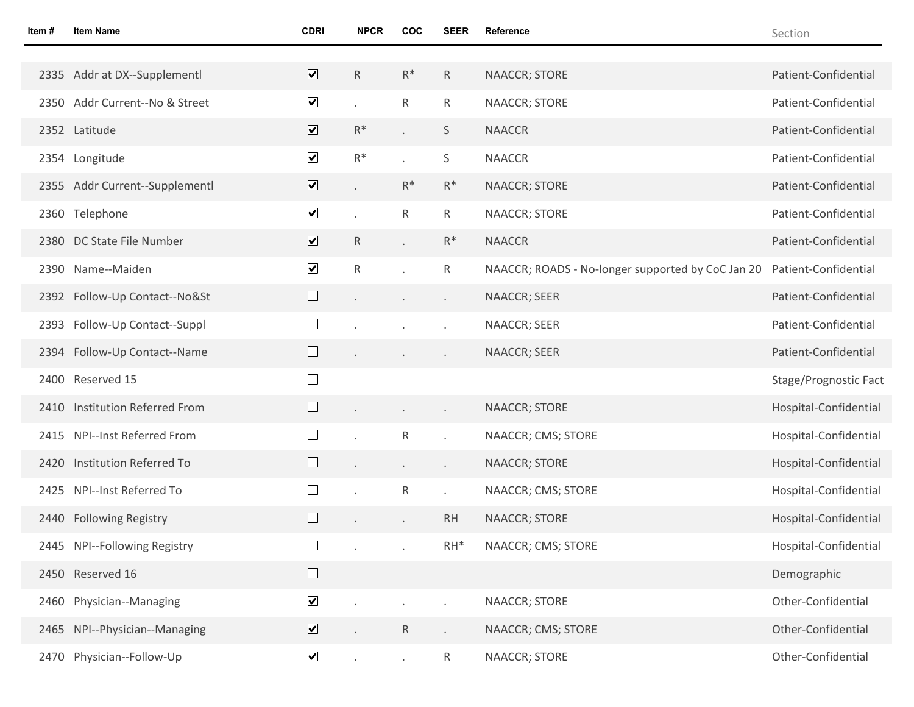| Item # | Item Name | CDRI | NPCR | COC | SEER | Reference | Section |
|---|---|---|---|---|---|---|---|
| 2335 | Addr at DX--Supplementl | ☑ | R | R* | R | NAACCR; STORE | Patient-Confidential |
| 2350 | Addr Current--No & Street | ☑ | . | R | R | NAACCR; STORE | Patient-Confidential |
| 2352 | Latitude | ☑ | R* | . | S | NAACCR | Patient-Confidential |
| 2354 | Longitude | ☑ | R* | . | S | NAACCR | Patient-Confidential |
| 2355 | Addr Current--Supplementl | ☑ | . | R* | R* | NAACCR; STORE | Patient-Confidential |
| 2360 | Telephone | ☑ | . | R | R | NAACCR; STORE | Patient-Confidential |
| 2380 | DC State File Number | ☑ | R | . | R* | NAACCR | Patient-Confidential |
| 2390 | Name--Maiden | ☑ | R | . | R | NAACCR; ROADS - No-longer supported by CoC Jan 20 | Patient-Confidential |
| 2392 | Follow-Up Contact--No&St | ☐ | . | . | . | NAACCR; SEER | Patient-Confidential |
| 2393 | Follow-Up Contact--Suppl | ☐ | . | . | . | NAACCR; SEER | Patient-Confidential |
| 2394 | Follow-Up Contact--Name | ☐ | . | . | . | NAACCR; SEER | Patient-Confidential |
| 2400 | Reserved 15 | ☐ | | | | | Stage/Prognostic Fact |
| 2410 | Institution Referred From | ☐ | . | . | . | NAACCR; STORE | Hospital-Confidential |
| 2415 | NPI--Inst Referred From | ☐ | . | R | . | NAACCR; CMS; STORE | Hospital-Confidential |
| 2420 | Institution Referred To | ☐ | . | . | . | NAACCR; STORE | Hospital-Confidential |
| 2425 | NPI--Inst Referred To | ☐ | . | R | . | NAACCR; CMS; STORE | Hospital-Confidential |
| 2440 | Following Registry | ☐ | . | . | RH | NAACCR; STORE | Hospital-Confidential |
| 2445 | NPI--Following Registry | ☐ | . | . | RH* | NAACCR; CMS; STORE | Hospital-Confidential |
| 2450 | Reserved 16 | ☐ | | | | | Demographic |
| 2460 | Physician--Managing | ☑ | . | . | . | NAACCR; STORE | Other-Confidential |
| 2465 | NPI--Physician--Managing | ☑ | . | R | . | NAACCR; CMS; STORE | Other-Confidential |
| 2470 | Physician--Follow-Up | ☑ | . | . | R | NAACCR; STORE | Other-Confidential |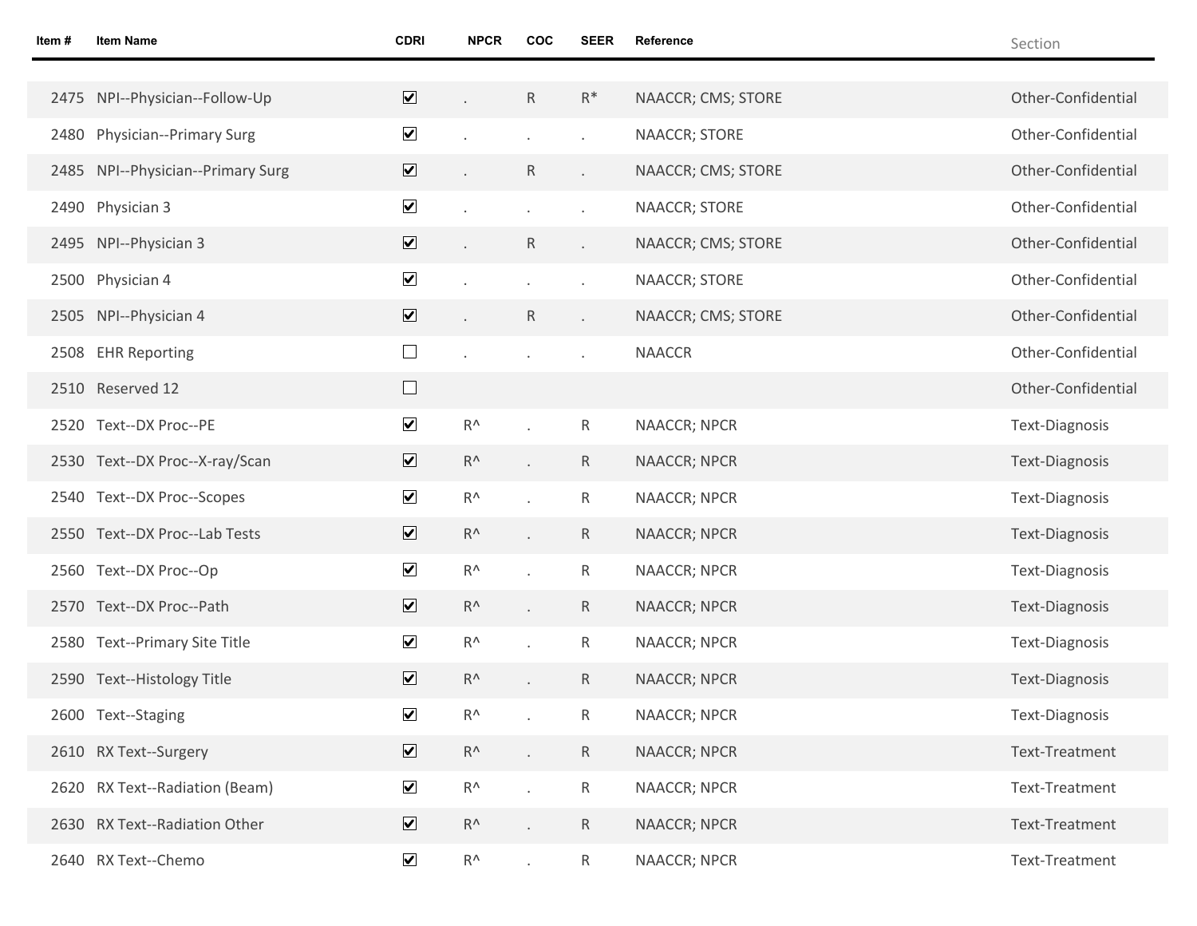| Item # | Item Name | CDRI | NPCR | COC | SEER | Reference | Section |
|---|---|---|---|---|---|---|---|
| 2475 | NPI--Physician--Follow-Up | ☑ | . | R | R* | NAACCR; CMS; STORE | Other-Confidential |
| 2480 | Physician--Primary Surg | ☑ | . | . | . | NAACCR; STORE | Other-Confidential |
| 2485 | NPI--Physician--Primary Surg | ☑ | . | R | . | NAACCR; CMS; STORE | Other-Confidential |
| 2490 | Physician 3 | ☑ | . | . | . | NAACCR; STORE | Other-Confidential |
| 2495 | NPI--Physician 3 | ☑ | . | R | . | NAACCR; CMS; STORE | Other-Confidential |
| 2500 | Physician 4 | ☑ | . | . | . | NAACCR; STORE | Other-Confidential |
| 2505 | NPI--Physician 4 | ☑ | . | R | . | NAACCR; CMS; STORE | Other-Confidential |
| 2508 | EHR Reporting | ☐ | . | . | . | NAACCR | Other-Confidential |
| 2510 | Reserved 12 | ☐ | | | | | Other-Confidential |
| 2520 | Text--DX Proc--PE | ☑ | R^ | . | R | NAACCR; NPCR | Text-Diagnosis |
| 2530 | Text--DX Proc--X-ray/Scan | ☑ | R^ | . | R | NAACCR; NPCR | Text-Diagnosis |
| 2540 | Text--DX Proc--Scopes | ☑ | R^ | . | R | NAACCR; NPCR | Text-Diagnosis |
| 2550 | Text--DX Proc--Lab Tests | ☑ | R^ | . | R | NAACCR; NPCR | Text-Diagnosis |
| 2560 | Text--DX Proc--Op | ☑ | R^ | . | R | NAACCR; NPCR | Text-Diagnosis |
| 2570 | Text--DX Proc--Path | ☑ | R^ | . | R | NAACCR; NPCR | Text-Diagnosis |
| 2580 | Text--Primary Site Title | ☑ | R^ | . | R | NAACCR; NPCR | Text-Diagnosis |
| 2590 | Text--Histology Title | ☑ | R^ | . | R | NAACCR; NPCR | Text-Diagnosis |
| 2600 | Text--Staging | ☑ | R^ | . | R | NAACCR; NPCR | Text-Diagnosis |
| 2610 | RX Text--Surgery | ☑ | R^ | . | R | NAACCR; NPCR | Text-Treatment |
| 2620 | RX Text--Radiation (Beam) | ☑ | R^ | . | R | NAACCR; NPCR | Text-Treatment |
| 2630 | RX Text--Radiation Other | ☑ | R^ | . | R | NAACCR; NPCR | Text-Treatment |
| 2640 | RX Text--Chemo | ☑ | R^ | . | R | NAACCR; NPCR | Text-Treatment |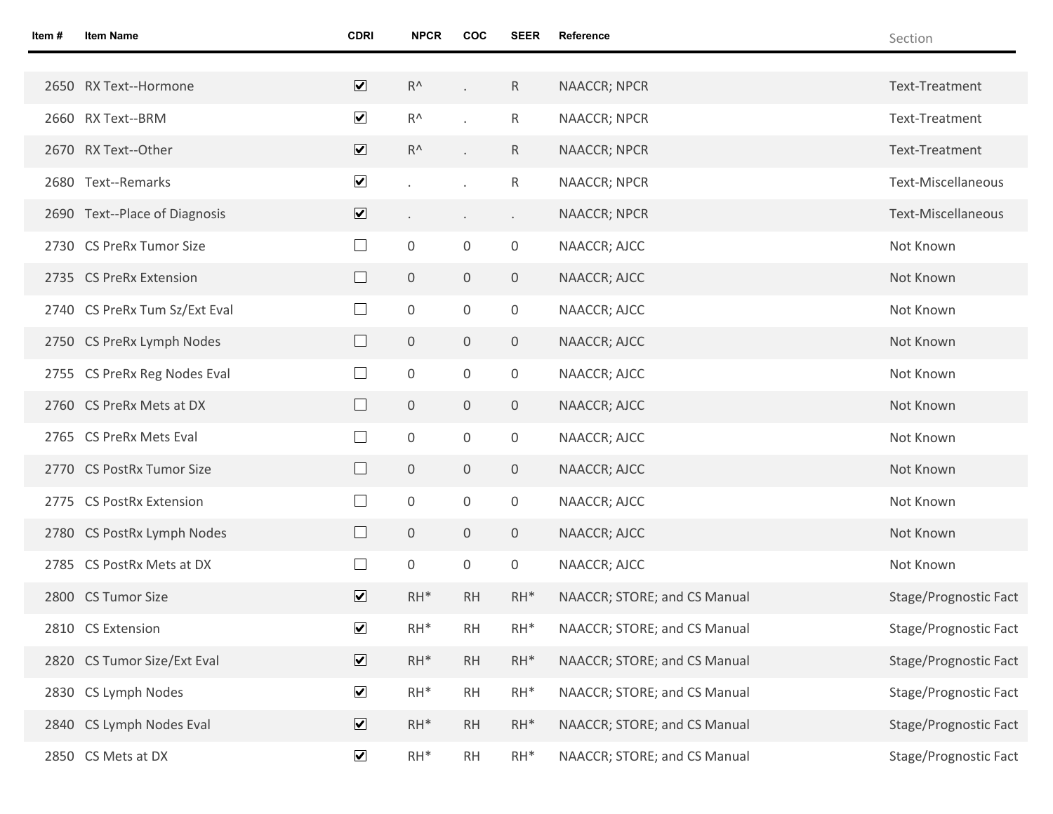| Item # | Item Name | CDRI | NPCR | COC | SEER | Reference | Section |
|---|---|---|---|---|---|---|---|
| 2650 | RX Text--Hormone | ☑ | R^ | . | R | NAACCR; NPCR | Text-Treatment |
| 2660 | RX Text--BRM | ☑ | R^ | . | R | NAACCR; NPCR | Text-Treatment |
| 2670 | RX Text--Other | ☑ | R^ | . | R | NAACCR; NPCR | Text-Treatment |
| 2680 | Text--Remarks | ☑ | . | . | R | NAACCR; NPCR | Text-Miscellaneous |
| 2690 | Text--Place of Diagnosis | ☑ | . | . | . | NAACCR; NPCR | Text-Miscellaneous |
| 2730 | CS PreRx Tumor Size | ☐ | 0 | 0 | 0 | NAACCR; AJCC | Not Known |
| 2735 | CS PreRx Extension | ☐ | 0 | 0 | 0 | NAACCR; AJCC | Not Known |
| 2740 | CS PreRx Tum Sz/Ext Eval | ☐ | 0 | 0 | 0 | NAACCR; AJCC | Not Known |
| 2750 | CS PreRx Lymph Nodes | ☐ | 0 | 0 | 0 | NAACCR; AJCC | Not Known |
| 2755 | CS PreRx Reg Nodes Eval | ☐ | 0 | 0 | 0 | NAACCR; AJCC | Not Known |
| 2760 | CS PreRx Mets at DX | ☐ | 0 | 0 | 0 | NAACCR; AJCC | Not Known |
| 2765 | CS PreRx Mets Eval | ☐ | 0 | 0 | 0 | NAACCR; AJCC | Not Known |
| 2770 | CS PostRx Tumor Size | ☐ | 0 | 0 | 0 | NAACCR; AJCC | Not Known |
| 2775 | CS PostRx Extension | ☐ | 0 | 0 | 0 | NAACCR; AJCC | Not Known |
| 2780 | CS PostRx Lymph Nodes | ☐ | 0 | 0 | 0 | NAACCR; AJCC | Not Known |
| 2785 | CS PostRx Mets at DX | ☐ | 0 | 0 | 0 | NAACCR; AJCC | Not Known |
| 2800 | CS Tumor Size | ☑ | RH* | RH | RH* | NAACCR; STORE; and CS Manual | Stage/Prognostic Fact |
| 2810 | CS Extension | ☑ | RH* | RH | RH* | NAACCR; STORE; and CS Manual | Stage/Prognostic Fact |
| 2820 | CS Tumor Size/Ext Eval | ☑ | RH* | RH | RH* | NAACCR; STORE; and CS Manual | Stage/Prognostic Fact |
| 2830 | CS Lymph Nodes | ☑ | RH* | RH | RH* | NAACCR; STORE; and CS Manual | Stage/Prognostic Fact |
| 2840 | CS Lymph Nodes Eval | ☑ | RH* | RH | RH* | NAACCR; STORE; and CS Manual | Stage/Prognostic Fact |
| 2850 | CS Mets at DX | ☑ | RH* | RH | RH* | NAACCR; STORE; and CS Manual | Stage/Prognostic Fact |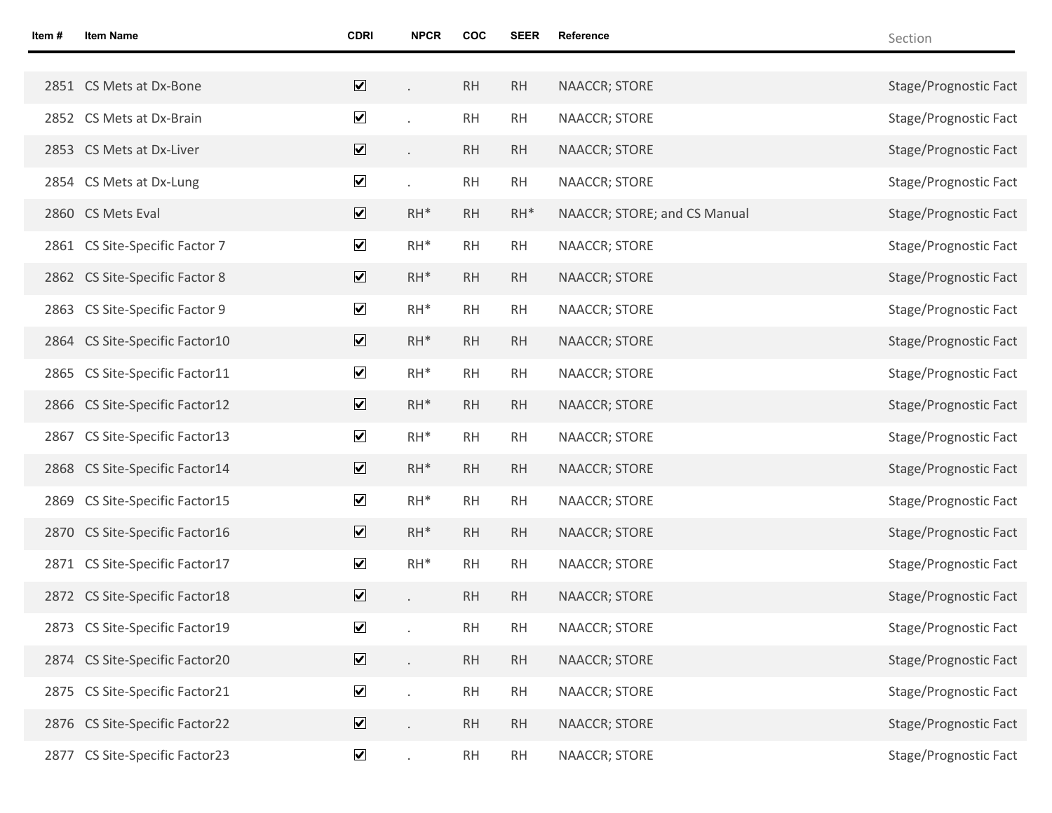| Item # | Item Name | CDRI | NPCR | COC | SEER | Reference | Section |
|---|---|---|---|---|---|---|---|
| 2851 | CS Mets at Dx-Bone | ☑ | . | RH | RH | NAACCR; STORE | Stage/Prognostic Fact |
| 2852 | CS Mets at Dx-Brain | ☑ | . | RH | RH | NAACCR; STORE | Stage/Prognostic Fact |
| 2853 | CS Mets at Dx-Liver | ☑ | . | RH | RH | NAACCR; STORE | Stage/Prognostic Fact |
| 2854 | CS Mets at Dx-Lung | ☑ | . | RH | RH | NAACCR; STORE | Stage/Prognostic Fact |
| 2860 | CS Mets Eval | ☑ | RH* | RH | RH* | NAACCR; STORE; and CS Manual | Stage/Prognostic Fact |
| 2861 | CS Site-Specific Factor 7 | ☑ | RH* | RH | RH | NAACCR; STORE | Stage/Prognostic Fact |
| 2862 | CS Site-Specific Factor 8 | ☑ | RH* | RH | RH | NAACCR; STORE | Stage/Prognostic Fact |
| 2863 | CS Site-Specific Factor 9 | ☑ | RH* | RH | RH | NAACCR; STORE | Stage/Prognostic Fact |
| 2864 | CS Site-Specific Factor10 | ☑ | RH* | RH | RH | NAACCR; STORE | Stage/Prognostic Fact |
| 2865 | CS Site-Specific Factor11 | ☑ | RH* | RH | RH | NAACCR; STORE | Stage/Prognostic Fact |
| 2866 | CS Site-Specific Factor12 | ☑ | RH* | RH | RH | NAACCR; STORE | Stage/Prognostic Fact |
| 2867 | CS Site-Specific Factor13 | ☑ | RH* | RH | RH | NAACCR; STORE | Stage/Prognostic Fact |
| 2868 | CS Site-Specific Factor14 | ☑ | RH* | RH | RH | NAACCR; STORE | Stage/Prognostic Fact |
| 2869 | CS Site-Specific Factor15 | ☑ | RH* | RH | RH | NAACCR; STORE | Stage/Prognostic Fact |
| 2870 | CS Site-Specific Factor16 | ☑ | RH* | RH | RH | NAACCR; STORE | Stage/Prognostic Fact |
| 2871 | CS Site-Specific Factor17 | ☑ | RH* | RH | RH | NAACCR; STORE | Stage/Prognostic Fact |
| 2872 | CS Site-Specific Factor18 | ☑ | . | RH | RH | NAACCR; STORE | Stage/Prognostic Fact |
| 2873 | CS Site-Specific Factor19 | ☑ | . | RH | RH | NAACCR; STORE | Stage/Prognostic Fact |
| 2874 | CS Site-Specific Factor20 | ☑ | . | RH | RH | NAACCR; STORE | Stage/Prognostic Fact |
| 2875 | CS Site-Specific Factor21 | ☑ | . | RH | RH | NAACCR; STORE | Stage/Prognostic Fact |
| 2876 | CS Site-Specific Factor22 | ☑ | . | RH | RH | NAACCR; STORE | Stage/Prognostic Fact |
| 2877 | CS Site-Specific Factor23 | ☑ | . | RH | RH | NAACCR; STORE | Stage/Prognostic Fact |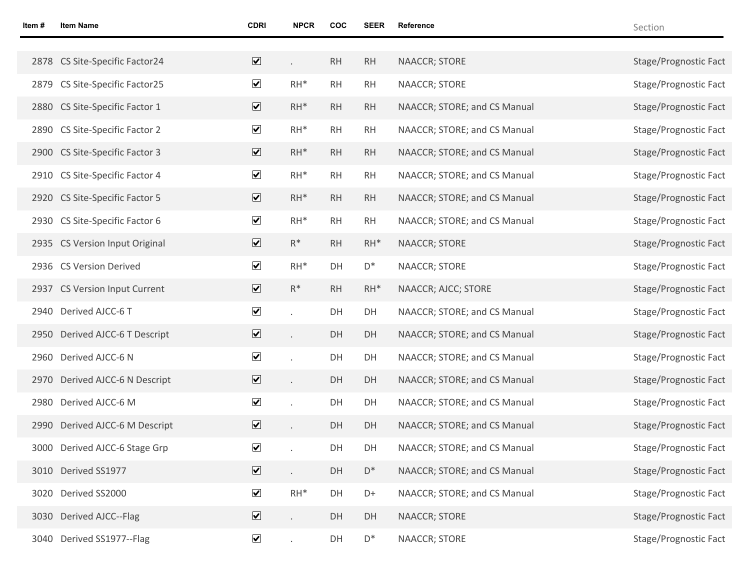| Item # | Item Name | CDRI | NPCR | COC | SEER | Reference | Section |
|---|---|---|---|---|---|---|---|
| 2878 | CS Site-Specific Factor24 | ☑ | . | RH | RH | NAACCR; STORE | Stage/Prognostic Fact |
| 2879 | CS Site-Specific Factor25 | ☑ | RH* | RH | RH | NAACCR; STORE | Stage/Prognostic Fact |
| 2880 | CS Site-Specific Factor 1 | ☑ | RH* | RH | RH | NAACCR; STORE; and CS Manual | Stage/Prognostic Fact |
| 2890 | CS Site-Specific Factor 2 | ☑ | RH* | RH | RH | NAACCR; STORE; and CS Manual | Stage/Prognostic Fact |
| 2900 | CS Site-Specific Factor 3 | ☑ | RH* | RH | RH | NAACCR; STORE; and CS Manual | Stage/Prognostic Fact |
| 2910 | CS Site-Specific Factor 4 | ☑ | RH* | RH | RH | NAACCR; STORE; and CS Manual | Stage/Prognostic Fact |
| 2920 | CS Site-Specific Factor 5 | ☑ | RH* | RH | RH | NAACCR; STORE; and CS Manual | Stage/Prognostic Fact |
| 2930 | CS Site-Specific Factor 6 | ☑ | RH* | RH | RH | NAACCR; STORE; and CS Manual | Stage/Prognostic Fact |
| 2935 | CS Version Input Original | ☑ | R* | RH | RH* | NAACCR; STORE | Stage/Prognostic Fact |
| 2936 | CS Version Derived | ☑ | RH* | DH | D* | NAACCR; STORE | Stage/Prognostic Fact |
| 2937 | CS Version Input Current | ☑ | R* | RH | RH* | NAACCR; AJCC; STORE | Stage/Prognostic Fact |
| 2940 | Derived AJCC-6 T | ☑ | . | DH | DH | NAACCR; STORE; and CS Manual | Stage/Prognostic Fact |
| 2950 | Derived AJCC-6 T Descript | ☑ | . | DH | DH | NAACCR; STORE; and CS Manual | Stage/Prognostic Fact |
| 2960 | Derived AJCC-6 N | ☑ | . | DH | DH | NAACCR; STORE; and CS Manual | Stage/Prognostic Fact |
| 2970 | Derived AJCC-6 N Descript | ☑ | . | DH | DH | NAACCR; STORE; and CS Manual | Stage/Prognostic Fact |
| 2980 | Derived AJCC-6 M | ☑ | . | DH | DH | NAACCR; STORE; and CS Manual | Stage/Prognostic Fact |
| 2990 | Derived AJCC-6 M Descript | ☑ | . | DH | DH | NAACCR; STORE; and CS Manual | Stage/Prognostic Fact |
| 3000 | Derived AJCC-6 Stage Grp | ☑ | . | DH | DH | NAACCR; STORE; and CS Manual | Stage/Prognostic Fact |
| 3010 | Derived SS1977 | ☑ | . | DH | D* | NAACCR; STORE; and CS Manual | Stage/Prognostic Fact |
| 3020 | Derived SS2000 | ☑ | RH* | DH | D+ | NAACCR; STORE; and CS Manual | Stage/Prognostic Fact |
| 3030 | Derived AJCC--Flag | ☑ | . | DH | DH | NAACCR; STORE | Stage/Prognostic Fact |
| 3040 | Derived SS1977--Flag | ☑ | . | DH | D* | NAACCR; STORE | Stage/Prognostic Fact |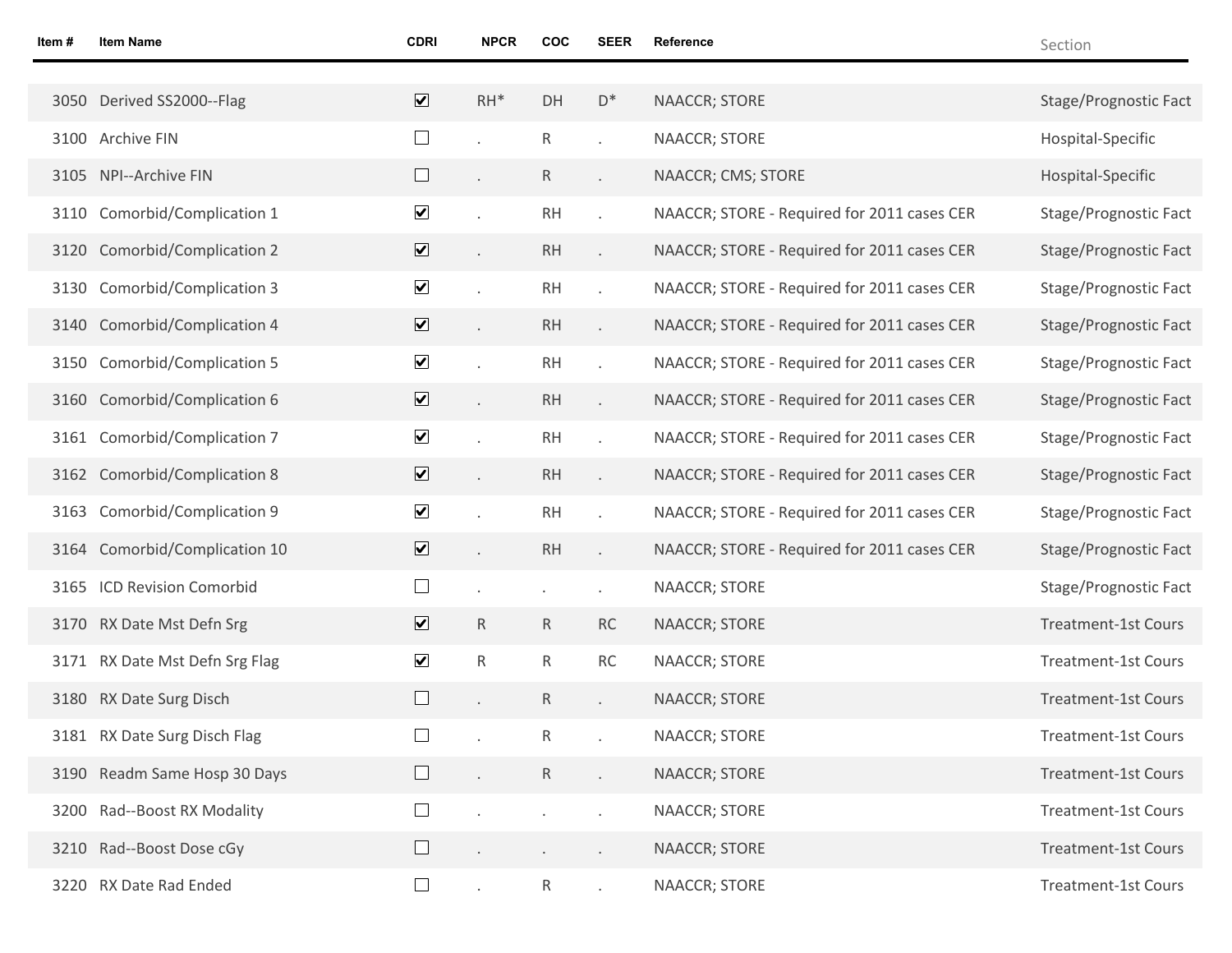| Item # | Item Name | CDRI | NPCR | COC | SEER | Reference | Section |
|---|---|---|---|---|---|---|---|
| 3050 | Derived SS2000--Flag | ☑ | RH* | DH | D* | NAACCR; STORE | Stage/Prognostic Fact |
| 3100 | Archive FIN | ☐ | . | R | . | NAACCR; STORE | Hospital-Specific |
| 3105 | NPI--Archive FIN | ☐ | . | R | . | NAACCR; CMS; STORE | Hospital-Specific |
| 3110 | Comorbid/Complication 1 | ☑ | . | RH | . | NAACCR; STORE - Required for 2011 cases CER | Stage/Prognostic Fact |
| 3120 | Comorbid/Complication 2 | ☑ | . | RH | . | NAACCR; STORE - Required for 2011 cases CER | Stage/Prognostic Fact |
| 3130 | Comorbid/Complication 3 | ☑ | . | RH | . | NAACCR; STORE - Required for 2011 cases CER | Stage/Prognostic Fact |
| 3140 | Comorbid/Complication 4 | ☑ | . | RH | . | NAACCR; STORE - Required for 2011 cases CER | Stage/Prognostic Fact |
| 3150 | Comorbid/Complication 5 | ☑ | . | RH | . | NAACCR; STORE - Required for 2011 cases CER | Stage/Prognostic Fact |
| 3160 | Comorbid/Complication 6 | ☑ | . | RH | . | NAACCR; STORE - Required for 2011 cases CER | Stage/Prognostic Fact |
| 3161 | Comorbid/Complication 7 | ☑ | . | RH | . | NAACCR; STORE - Required for 2011 cases CER | Stage/Prognostic Fact |
| 3162 | Comorbid/Complication 8 | ☑ | . | RH | . | NAACCR; STORE - Required for 2011 cases CER | Stage/Prognostic Fact |
| 3163 | Comorbid/Complication 9 | ☑ | . | RH | . | NAACCR; STORE - Required for 2011 cases CER | Stage/Prognostic Fact |
| 3164 | Comorbid/Complication 10 | ☑ | . | RH | . | NAACCR; STORE - Required for 2011 cases CER | Stage/Prognostic Fact |
| 3165 | ICD Revision Comorbid | ☐ | . | . | . | NAACCR; STORE | Stage/Prognostic Fact |
| 3170 | RX Date Mst Defn Srg | ☑ | R | R | RC | NAACCR; STORE | Treatment-1st Cours |
| 3171 | RX Date Mst Defn Srg Flag | ☑ | R | R | RC | NAACCR; STORE | Treatment-1st Cours |
| 3180 | RX Date Surg Disch | ☐ | . | R | . | NAACCR; STORE | Treatment-1st Cours |
| 3181 | RX Date Surg Disch Flag | ☐ | . | R | . | NAACCR; STORE | Treatment-1st Cours |
| 3190 | Readm Same Hosp 30 Days | ☐ | . | R | . | NAACCR; STORE | Treatment-1st Cours |
| 3200 | Rad--Boost RX Modality | ☐ | . | . | . | NAACCR; STORE | Treatment-1st Cours |
| 3210 | Rad--Boost Dose cGy | ☐ | . | . | . | NAACCR; STORE | Treatment-1st Cours |
| 3220 | RX Date Rad Ended | ☐ | . | R | . | NAACCR; STORE | Treatment-1st Cours |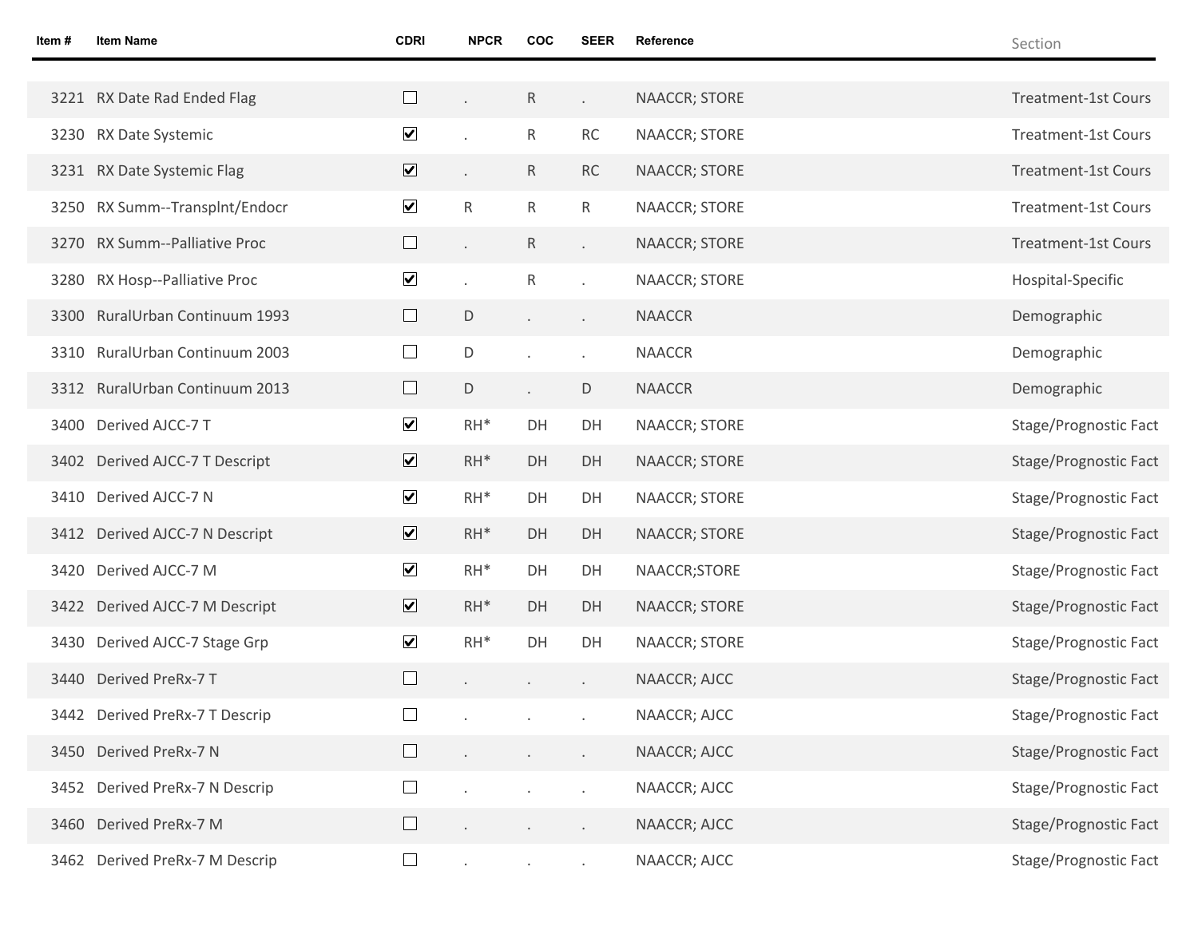| Item # | Item Name | CDRI | NPCR | COC | SEER | Reference | Section |
|---|---|---|---|---|---|---|---|
| 3221 | RX Date Rad Ended Flag | ☐ | . | R | . | NAACCR; STORE | Treatment-1st Cours |
| 3230 | RX Date Systemic | ☑ | . | R | RC | NAACCR; STORE | Treatment-1st Cours |
| 3231 | RX Date Systemic Flag | ☑ | . | R | RC | NAACCR; STORE | Treatment-1st Cours |
| 3250 | RX Summ--Transplnt/Endocr | ☑ | R | R | R | NAACCR; STORE | Treatment-1st Cours |
| 3270 | RX Summ--Palliative Proc | ☐ | . | R | . | NAACCR; STORE | Treatment-1st Cours |
| 3280 | RX Hosp--Palliative Proc | ☑ | . | R | . | NAACCR; STORE | Hospital-Specific |
| 3300 | RuralUrban Continuum 1993 | ☐ | D | . | . | NAACCR | Demographic |
| 3310 | RuralUrban Continuum 2003 | ☐ | D | . | . | NAACCR | Demographic |
| 3312 | RuralUrban Continuum 2013 | ☐ | D | . | D | NAACCR | Demographic |
| 3400 | Derived AJCC-7 T | ☑ | RH* | DH | DH | NAACCR; STORE | Stage/Prognostic Fact |
| 3402 | Derived AJCC-7 T Descript | ☑ | RH* | DH | DH | NAACCR; STORE | Stage/Prognostic Fact |
| 3410 | Derived AJCC-7 N | ☑ | RH* | DH | DH | NAACCR; STORE | Stage/Prognostic Fact |
| 3412 | Derived AJCC-7 N Descript | ☑ | RH* | DH | DH | NAACCR; STORE | Stage/Prognostic Fact |
| 3420 | Derived AJCC-7 M | ☑ | RH* | DH | DH | NAACCR;STORE | Stage/Prognostic Fact |
| 3422 | Derived AJCC-7 M Descript | ☑ | RH* | DH | DH | NAACCR; STORE | Stage/Prognostic Fact |
| 3430 | Derived AJCC-7 Stage Grp | ☑ | RH* | DH | DH | NAACCR; STORE | Stage/Prognostic Fact |
| 3440 | Derived PreRx-7 T | ☐ | . | . | . | NAACCR; AJCC | Stage/Prognostic Fact |
| 3442 | Derived PreRx-7 T Descrip | ☐ | . | . | . | NAACCR; AJCC | Stage/Prognostic Fact |
| 3450 | Derived PreRx-7 N | ☐ | . | . | . | NAACCR; AJCC | Stage/Prognostic Fact |
| 3452 | Derived PreRx-7 N Descrip | ☐ | . | . | . | NAACCR; AJCC | Stage/Prognostic Fact |
| 3460 | Derived PreRx-7 M | ☐ | . | . | . | NAACCR; AJCC | Stage/Prognostic Fact |
| 3462 | Derived PreRx-7 M Descrip | ☐ | . | . | . | NAACCR; AJCC | Stage/Prognostic Fact |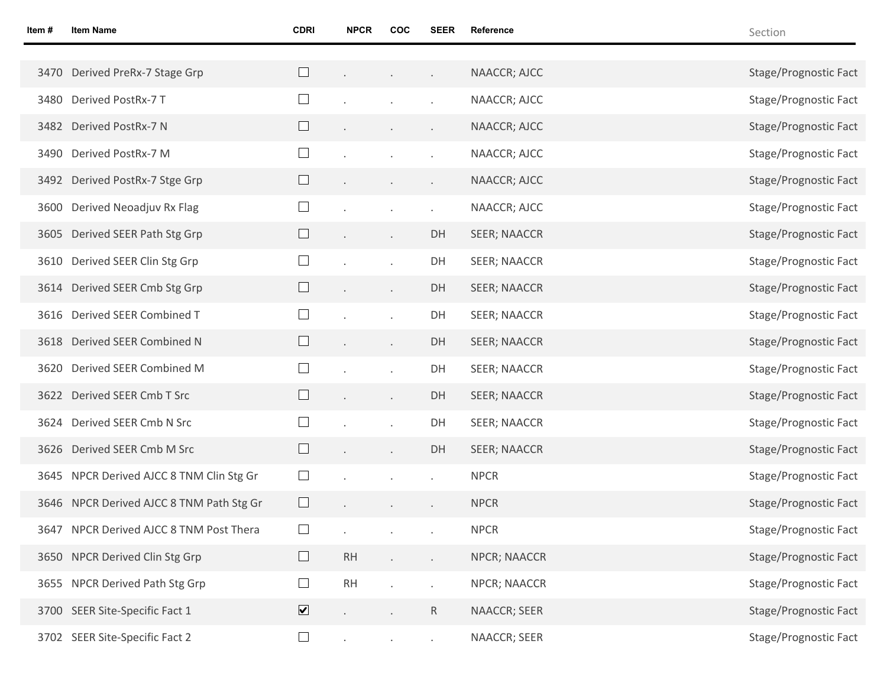| Item # | Item Name | CDRI | NPCR | COC | SEER | Reference | Section |
|---|---|---|---|---|---|---|---|
| 3470 | Derived PreRx-7 Stage Grp | ☐ | . | . | . | NAACCR; AJCC | Stage/Prognostic Fact |
| 3480 | Derived PostRx-7 T | ☐ | . | . | . | NAACCR; AJCC | Stage/Prognostic Fact |
| 3482 | Derived PostRx-7 N | ☐ | . | . | . | NAACCR; AJCC | Stage/Prognostic Fact |
| 3490 | Derived PostRx-7 M | ☐ | . | . | . | NAACCR; AJCC | Stage/Prognostic Fact |
| 3492 | Derived PostRx-7 Stge Grp | ☐ | . | . | . | NAACCR; AJCC | Stage/Prognostic Fact |
| 3600 | Derived Neoadjuv Rx Flag | ☐ | . | . | . | NAACCR; AJCC | Stage/Prognostic Fact |
| 3605 | Derived SEER Path Stg Grp | ☐ | . | . | DH | SEER; NAACCR | Stage/Prognostic Fact |
| 3610 | Derived SEER Clin Stg Grp | ☐ | . | . | DH | SEER; NAACCR | Stage/Prognostic Fact |
| 3614 | Derived SEER Cmb Stg Grp | ☐ | . | . | DH | SEER; NAACCR | Stage/Prognostic Fact |
| 3616 | Derived SEER Combined T | ☐ | . | . | DH | SEER; NAACCR | Stage/Prognostic Fact |
| 3618 | Derived SEER Combined N | ☐ | . | . | DH | SEER; NAACCR | Stage/Prognostic Fact |
| 3620 | Derived SEER Combined M | ☐ | . | . | DH | SEER; NAACCR | Stage/Prognostic Fact |
| 3622 | Derived SEER Cmb T Src | ☐ | . | . | DH | SEER; NAACCR | Stage/Prognostic Fact |
| 3624 | Derived SEER Cmb N Src | ☐ | . | . | DH | SEER; NAACCR | Stage/Prognostic Fact |
| 3626 | Derived SEER Cmb M Src | ☐ | . | . | DH | SEER; NAACCR | Stage/Prognostic Fact |
| 3645 | NPCR Derived AJCC 8 TNM Clin Stg Gr | ☐ | . | . | . | NPCR | Stage/Prognostic Fact |
| 3646 | NPCR Derived AJCC 8 TNM Path Stg Gr | ☐ | . | . | . | NPCR | Stage/Prognostic Fact |
| 3647 | NPCR Derived AJCC 8 TNM Post Thera | ☐ | . | . | . | NPCR | Stage/Prognostic Fact |
| 3650 | NPCR Derived Clin Stg Grp | ☐ | RH | . | . | NPCR; NAACCR | Stage/Prognostic Fact |
| 3655 | NPCR Derived Path Stg Grp | ☐ | RH | . | . | NPCR; NAACCR | Stage/Prognostic Fact |
| 3700 | SEER Site-Specific Fact 1 | ☑ | . | . | R | NAACCR; SEER | Stage/Prognostic Fact |
| 3702 | SEER Site-Specific Fact 2 | ☐ | . | . | . | NAACCR; SEER | Stage/Prognostic Fact |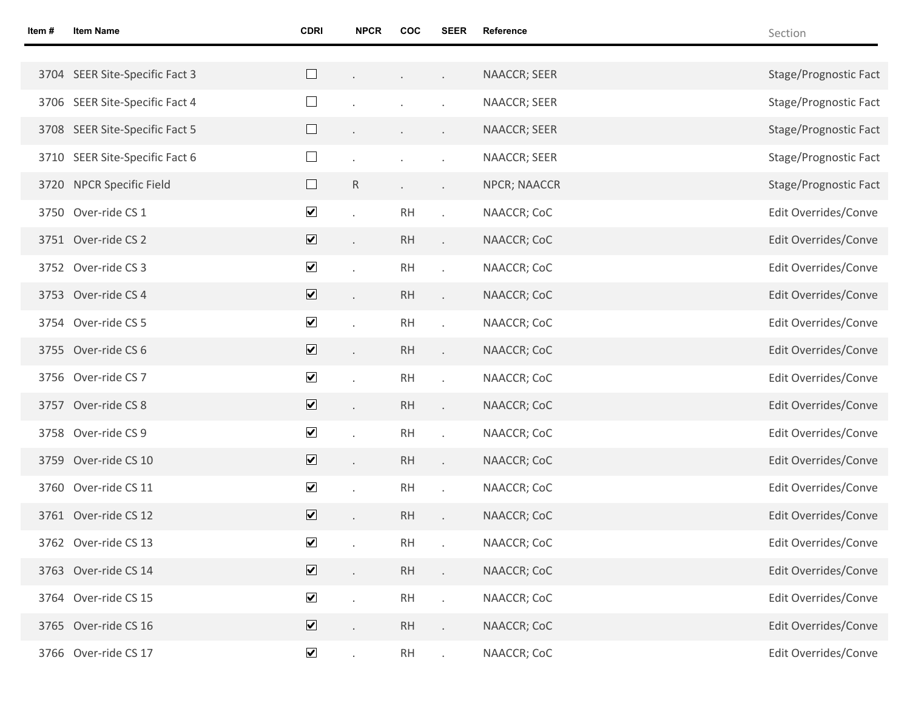| Item # | Item Name | CDRI | NPCR | COC | SEER | Reference | Section |
|---|---|---|---|---|---|---|---|
| 3704 | SEER Site-Specific Fact 3 | ☐ | . | . | . | NAACCR; SEER | Stage/Prognostic Fact |
| 3706 | SEER Site-Specific Fact 4 | ☐ | . | . | . | NAACCR; SEER | Stage/Prognostic Fact |
| 3708 | SEER Site-Specific Fact 5 | ☐ | . | . | . | NAACCR; SEER | Stage/Prognostic Fact |
| 3710 | SEER Site-Specific Fact 6 | ☐ | . | . | . | NAACCR; SEER | Stage/Prognostic Fact |
| 3720 | NPCR Specific Field | ☐ | R | . | . | NPCR; NAACCR | Stage/Prognostic Fact |
| 3750 | Over-ride CS 1 | ☑ | . | RH | . | NAACCR; CoC | Edit Overrides/Conve |
| 3751 | Over-ride CS 2 | ☑ | . | RH | . | NAACCR; CoC | Edit Overrides/Conve |
| 3752 | Over-ride CS 3 | ☑ | . | RH | . | NAACCR; CoC | Edit Overrides/Conve |
| 3753 | Over-ride CS 4 | ☑ | . | RH | . | NAACCR; CoC | Edit Overrides/Conve |
| 3754 | Over-ride CS 5 | ☑ | . | RH | . | NAACCR; CoC | Edit Overrides/Conve |
| 3755 | Over-ride CS 6 | ☑ | . | RH | . | NAACCR; CoC | Edit Overrides/Conve |
| 3756 | Over-ride CS 7 | ☑ | . | RH | . | NAACCR; CoC | Edit Overrides/Conve |
| 3757 | Over-ride CS 8 | ☑ | . | RH | . | NAACCR; CoC | Edit Overrides/Conve |
| 3758 | Over-ride CS 9 | ☑ | . | RH | . | NAACCR; CoC | Edit Overrides/Conve |
| 3759 | Over-ride CS 10 | ☑ | . | RH | . | NAACCR; CoC | Edit Overrides/Conve |
| 3760 | Over-ride CS 11 | ☑ | . | RH | . | NAACCR; CoC | Edit Overrides/Conve |
| 3761 | Over-ride CS 12 | ☑ | . | RH | . | NAACCR; CoC | Edit Overrides/Conve |
| 3762 | Over-ride CS 13 | ☑ | . | RH | . | NAACCR; CoC | Edit Overrides/Conve |
| 3763 | Over-ride CS 14 | ☑ | . | RH | . | NAACCR; CoC | Edit Overrides/Conve |
| 3764 | Over-ride CS 15 | ☑ | . | RH | . | NAACCR; CoC | Edit Overrides/Conve |
| 3765 | Over-ride CS 16 | ☑ | . | RH | . | NAACCR; CoC | Edit Overrides/Conve |
| 3766 | Over-ride CS 17 | ☑ | . | RH | . | NAACCR; CoC | Edit Overrides/Conve |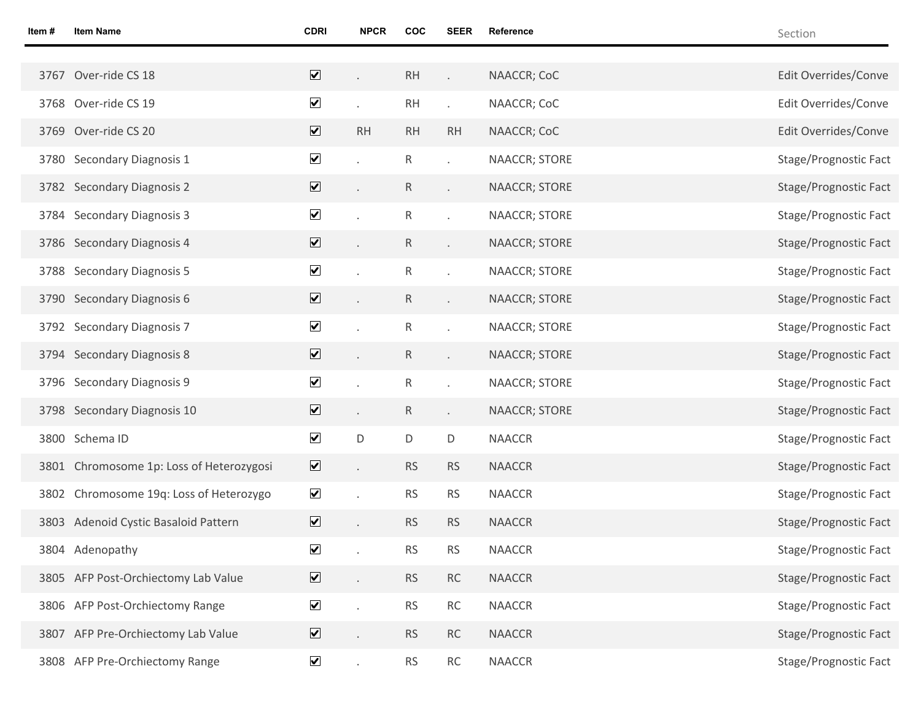| Item # | Item Name | CDRI | NPCR | COC | SEER | Reference | Section |
|---|---|---|---|---|---|---|---|
| 3767 | Over-ride CS 18 | ☑ | . | RH | . | NAACCR; CoC | Edit Overrides/Conve |
| 3768 | Over-ride CS 19 | ☑ | . | RH | . | NAACCR; CoC | Edit Overrides/Conve |
| 3769 | Over-ride CS 20 | ☑ | RH | RH | RH | NAACCR; CoC | Edit Overrides/Conve |
| 3780 | Secondary Diagnosis 1 | ☑ | . | R | . | NAACCR; STORE | Stage/Prognostic Fact |
| 3782 | Secondary Diagnosis 2 | ☑ | . | R | . | NAACCR; STORE | Stage/Prognostic Fact |
| 3784 | Secondary Diagnosis 3 | ☑ | . | R | . | NAACCR; STORE | Stage/Prognostic Fact |
| 3786 | Secondary Diagnosis 4 | ☑ | . | R | . | NAACCR; STORE | Stage/Prognostic Fact |
| 3788 | Secondary Diagnosis 5 | ☑ | . | R | . | NAACCR; STORE | Stage/Prognostic Fact |
| 3790 | Secondary Diagnosis 6 | ☑ | . | R | . | NAACCR; STORE | Stage/Prognostic Fact |
| 3792 | Secondary Diagnosis 7 | ☑ | . | R | . | NAACCR; STORE | Stage/Prognostic Fact |
| 3794 | Secondary Diagnosis 8 | ☑ | . | R | . | NAACCR; STORE | Stage/Prognostic Fact |
| 3796 | Secondary Diagnosis 9 | ☑ | . | R | . | NAACCR; STORE | Stage/Prognostic Fact |
| 3798 | Secondary Diagnosis 10 | ☑ | . | R | . | NAACCR; STORE | Stage/Prognostic Fact |
| 3800 | Schema ID | ☑ | D | D | D | NAACCR | Stage/Prognostic Fact |
| 3801 | Chromosome 1p: Loss of Heterozygosi | ☑ | . | RS | RS | NAACCR | Stage/Prognostic Fact |
| 3802 | Chromosome 19q: Loss of Heterozygo | ☑ | . | RS | RS | NAACCR | Stage/Prognostic Fact |
| 3803 | Adenoid Cystic Basaloid Pattern | ☑ | . | RS | RS | NAACCR | Stage/Prognostic Fact |
| 3804 | Adenopathy | ☑ | . | RS | RS | NAACCR | Stage/Prognostic Fact |
| 3805 | AFP Post-Orchiectomy Lab Value | ☑ | . | RS | RC | NAACCR | Stage/Prognostic Fact |
| 3806 | AFP Post-Orchiectomy Range | ☑ | . | RS | RC | NAACCR | Stage/Prognostic Fact |
| 3807 | AFP Pre-Orchiectomy Lab Value | ☑ | . | RS | RC | NAACCR | Stage/Prognostic Fact |
| 3808 | AFP Pre-Orchiectomy Range | ☑ | . | RS | RC | NAACCR | Stage/Prognostic Fact |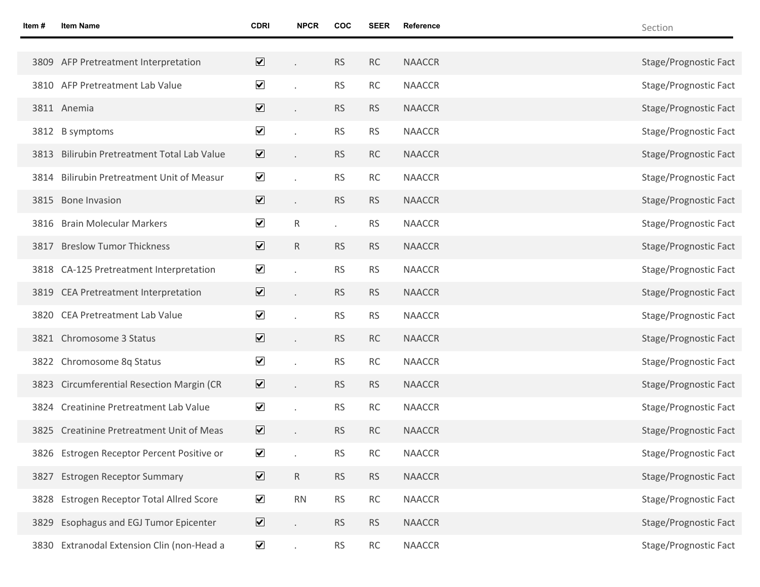| Item # | Item Name | CDRI | NPCR | COC | SEER | Reference | Section |
|---|---|---|---|---|---|---|---|
| 3809 | AFP Pretreatment Interpretation | ☑ | . | RS | RC | NAACCR | Stage/Prognostic Fact |
| 3810 | AFP Pretreatment Lab Value | ☑ | . | RS | RC | NAACCR | Stage/Prognostic Fact |
| 3811 | Anemia | ☑ | . | RS | RS | NAACCR | Stage/Prognostic Fact |
| 3812 | B symptoms | ☑ | . | RS | RS | NAACCR | Stage/Prognostic Fact |
| 3813 | Bilirubin Pretreatment Total Lab Value | ☑ | . | RS | RC | NAACCR | Stage/Prognostic Fact |
| 3814 | Bilirubin Pretreatment Unit of Measur | ☑ | . | RS | RC | NAACCR | Stage/Prognostic Fact |
| 3815 | Bone Invasion | ☑ | . | RS | RS | NAACCR | Stage/Prognostic Fact |
| 3816 | Brain Molecular Markers | ☑ | R | . | RS | NAACCR | Stage/Prognostic Fact |
| 3817 | Breslow Tumor Thickness | ☑ | R | RS | RS | NAACCR | Stage/Prognostic Fact |
| 3818 | CA-125 Pretreatment Interpretation | ☑ | . | RS | RS | NAACCR | Stage/Prognostic Fact |
| 3819 | CEA Pretreatment Interpretation | ☑ | . | RS | RS | NAACCR | Stage/Prognostic Fact |
| 3820 | CEA Pretreatment Lab Value | ☑ | . | RS | RS | NAACCR | Stage/Prognostic Fact |
| 3821 | Chromosome 3 Status | ☑ | . | RS | RC | NAACCR | Stage/Prognostic Fact |
| 3822 | Chromosome 8q Status | ☑ | . | RS | RC | NAACCR | Stage/Prognostic Fact |
| 3823 | Circumferential Resection Margin (CR | ☑ | . | RS | RS | NAACCR | Stage/Prognostic Fact |
| 3824 | Creatinine Pretreatment Lab Value | ☑ | . | RS | RC | NAACCR | Stage/Prognostic Fact |
| 3825 | Creatinine Pretreatment Unit of Meas | ☑ | . | RS | RC | NAACCR | Stage/Prognostic Fact |
| 3826 | Estrogen Receptor Percent Positive or | ☑ | . | RS | RC | NAACCR | Stage/Prognostic Fact |
| 3827 | Estrogen Receptor Summary | ☑ | R | RS | RS | NAACCR | Stage/Prognostic Fact |
| 3828 | Estrogen Receptor Total Allred Score | ☑ | RN | RS | RC | NAACCR | Stage/Prognostic Fact |
| 3829 | Esophagus and EGJ Tumor Epicenter | ☑ | . | RS | RS | NAACCR | Stage/Prognostic Fact |
| 3830 | Extranodal Extension Clin (non-Head a | ☑ | . | RS | RC | NAACCR | Stage/Prognostic Fact |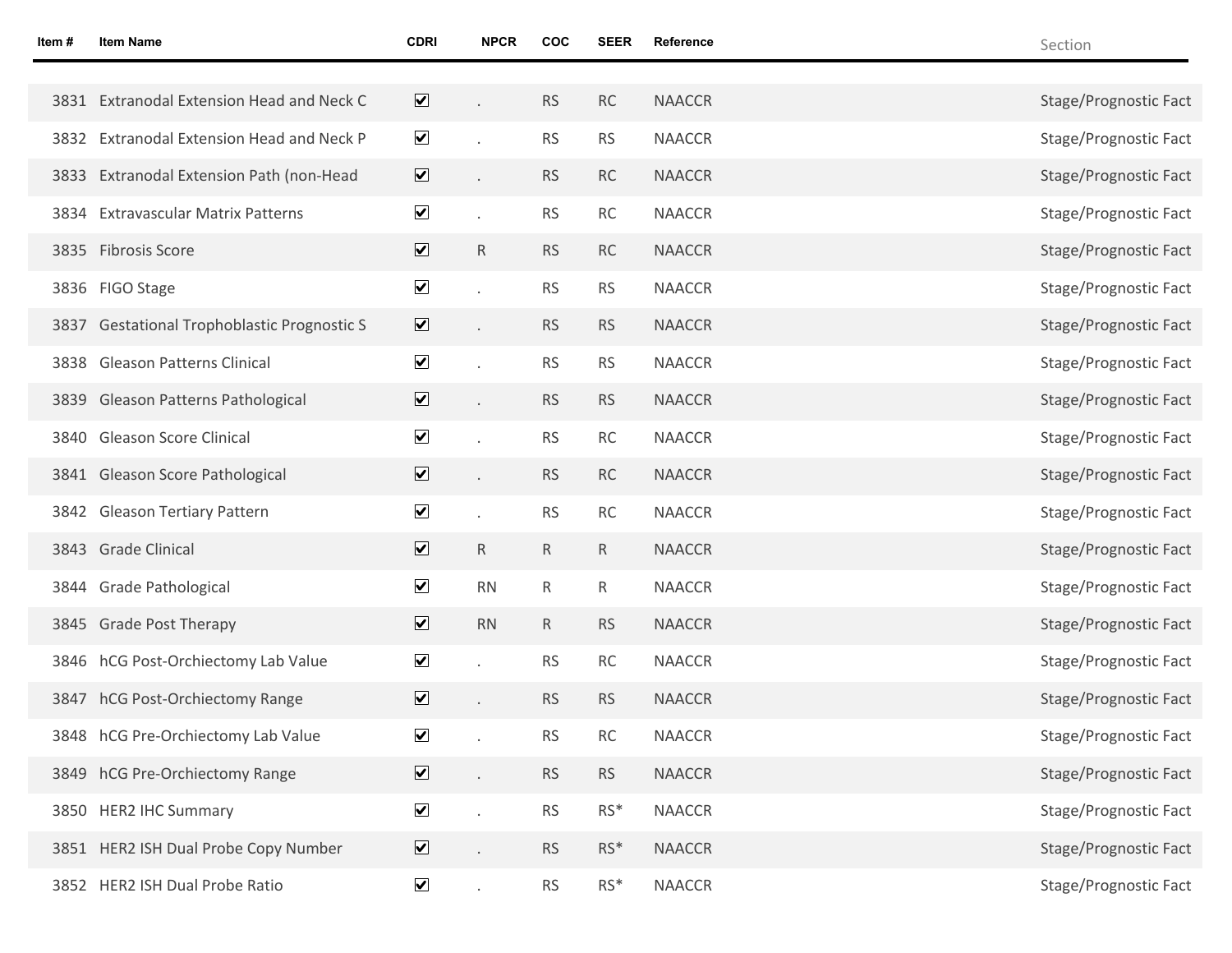| Item # | Item Name | CDRI | NPCR | COC | SEER | Reference | Section |
|---|---|---|---|---|---|---|---|
| 3831 | Extranodal Extension Head and Neck C | ☑ | . | RS | RC | NAACCR | Stage/Prognostic Fact |
| 3832 | Extranodal Extension Head and Neck P | ☑ | . | RS | RS | NAACCR | Stage/Prognostic Fact |
| 3833 | Extranodal Extension Path (non-Head | ☑ | . | RS | RC | NAACCR | Stage/Prognostic Fact |
| 3834 | Extravascular Matrix Patterns | ☑ | . | RS | RC | NAACCR | Stage/Prognostic Fact |
| 3835 | Fibrosis Score | ☑ | R | RS | RC | NAACCR | Stage/Prognostic Fact |
| 3836 | FIGO Stage | ☑ | . | RS | RS | NAACCR | Stage/Prognostic Fact |
| 3837 | Gestational Trophoblastic Prognostic S | ☑ | . | RS | RS | NAACCR | Stage/Prognostic Fact |
| 3838 | Gleason Patterns Clinical | ☑ | . | RS | RS | NAACCR | Stage/Prognostic Fact |
| 3839 | Gleason Patterns Pathological | ☑ | . | RS | RS | NAACCR | Stage/Prognostic Fact |
| 3840 | Gleason Score Clinical | ☑ | . | RS | RC | NAACCR | Stage/Prognostic Fact |
| 3841 | Gleason Score Pathological | ☑ | . | RS | RC | NAACCR | Stage/Prognostic Fact |
| 3842 | Gleason Tertiary Pattern | ☑ | . | RS | RC | NAACCR | Stage/Prognostic Fact |
| 3843 | Grade Clinical | ☑ | R | R | R | NAACCR | Stage/Prognostic Fact |
| 3844 | Grade Pathological | ☑ | RN | R | R | NAACCR | Stage/Prognostic Fact |
| 3845 | Grade Post Therapy | ☑ | RN | R | RS | NAACCR | Stage/Prognostic Fact |
| 3846 | hCG Post-Orchiectomy Lab Value | ☑ | . | RS | RC | NAACCR | Stage/Prognostic Fact |
| 3847 | hCG Post-Orchiectomy Range | ☑ | . | RS | RS | NAACCR | Stage/Prognostic Fact |
| 3848 | hCG Pre-Orchiectomy Lab Value | ☑ | . | RS | RC | NAACCR | Stage/Prognostic Fact |
| 3849 | hCG Pre-Orchiectomy Range | ☑ | . | RS | RS | NAACCR | Stage/Prognostic Fact |
| 3850 | HER2 IHC Summary | ☑ | . | RS | RS* | NAACCR | Stage/Prognostic Fact |
| 3851 | HER2 ISH Dual Probe Copy Number | ☑ | . | RS | RS* | NAACCR | Stage/Prognostic Fact |
| 3852 | HER2 ISH Dual Probe Ratio | ☑ | . | RS | RS* | NAACCR | Stage/Prognostic Fact |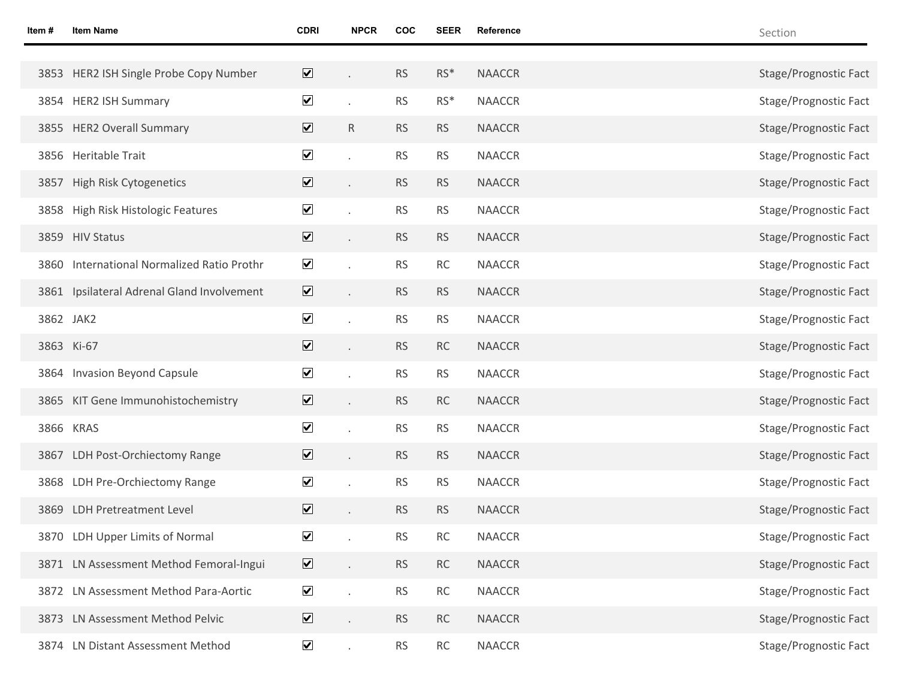| Item # | Item Name | CDRI | NPCR | COC | SEER | Reference | Section |
|---|---|---|---|---|---|---|---|
| 3853 | HER2 ISH Single Probe Copy Number | ☑ | . | RS | RS* | NAACCR | Stage/Prognostic Fact |
| 3854 | HER2 ISH Summary | ☑ | . | RS | RS* | NAACCR | Stage/Prognostic Fact |
| 3855 | HER2 Overall Summary | ☑ | R | RS | RS | NAACCR | Stage/Prognostic Fact |
| 3856 | Heritable Trait | ☑ | . | RS | RS | NAACCR | Stage/Prognostic Fact |
| 3857 | High Risk Cytogenetics | ☑ | . | RS | RS | NAACCR | Stage/Prognostic Fact |
| 3858 | High Risk Histologic Features | ☑ | . | RS | RS | NAACCR | Stage/Prognostic Fact |
| 3859 | HIV Status | ☑ | . | RS | RS | NAACCR | Stage/Prognostic Fact |
| 3860 | International Normalized Ratio Prothr | ☑ | . | RS | RC | NAACCR | Stage/Prognostic Fact |
| 3861 | Ipsilateral Adrenal Gland Involvement | ☑ | . | RS | RS | NAACCR | Stage/Prognostic Fact |
| 3862 | JAK2 | ☑ | . | RS | RS | NAACCR | Stage/Prognostic Fact |
| 3863 | Ki-67 | ☑ | . | RS | RC | NAACCR | Stage/Prognostic Fact |
| 3864 | Invasion Beyond Capsule | ☑ | . | RS | RS | NAACCR | Stage/Prognostic Fact |
| 3865 | KIT Gene Immunohistochemistry | ☑ | . | RS | RC | NAACCR | Stage/Prognostic Fact |
| 3866 | KRAS | ☑ | . | RS | RS | NAACCR | Stage/Prognostic Fact |
| 3867 | LDH Post-Orchiectomy Range | ☑ | . | RS | RS | NAACCR | Stage/Prognostic Fact |
| 3868 | LDH Pre-Orchiectomy Range | ☑ | . | RS | RS | NAACCR | Stage/Prognostic Fact |
| 3869 | LDH Pretreatment Level | ☑ | . | RS | RS | NAACCR | Stage/Prognostic Fact |
| 3870 | LDH Upper Limits of Normal | ☑ | . | RS | RC | NAACCR | Stage/Prognostic Fact |
| 3871 | LN Assessment Method Femoral-Ingui | ☑ | . | RS | RC | NAACCR | Stage/Prognostic Fact |
| 3872 | LN Assessment Method Para-Aortic | ☑ | . | RS | RC | NAACCR | Stage/Prognostic Fact |
| 3873 | LN Assessment Method Pelvic | ☑ | . | RS | RC | NAACCR | Stage/Prognostic Fact |
| 3874 | LN Distant Assessment Method | ☑ | . | RS | RC | NAACCR | Stage/Prognostic Fact |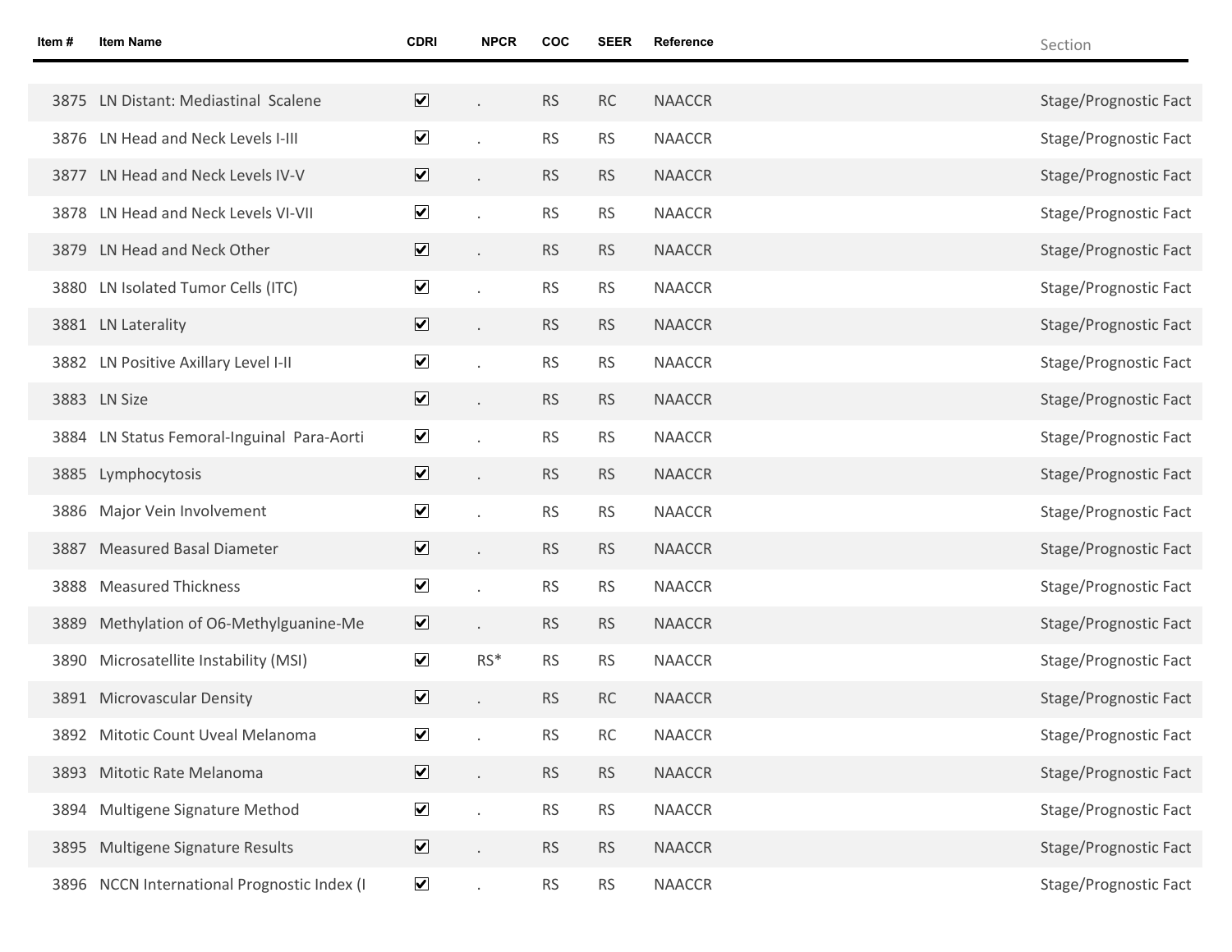| Item # | Item Name | CDRI | NPCR | COC | SEER | Reference | Section |
|---|---|---|---|---|---|---|---|
| 3875 | LN Distant: Mediastinal Scalene | ☑ | . | RS | RC | NAACCR | Stage/Prognostic Fact |
| 3876 | LN Head and Neck Levels I-III | ☑ | . | RS | RS | NAACCR | Stage/Prognostic Fact |
| 3877 | LN Head and Neck Levels IV-V | ☑ | . | RS | RS | NAACCR | Stage/Prognostic Fact |
| 3878 | LN Head and Neck Levels VI-VII | ☑ | . | RS | RS | NAACCR | Stage/Prognostic Fact |
| 3879 | LN Head and Neck Other | ☑ | . | RS | RS | NAACCR | Stage/Prognostic Fact |
| 3880 | LN Isolated Tumor Cells (ITC) | ☑ | . | RS | RS | NAACCR | Stage/Prognostic Fact |
| 3881 | LN Laterality | ☑ | . | RS | RS | NAACCR | Stage/Prognostic Fact |
| 3882 | LN Positive Axillary Level I-II | ☑ | . | RS | RS | NAACCR | Stage/Prognostic Fact |
| 3883 | LN Size | ☑ | . | RS | RS | NAACCR | Stage/Prognostic Fact |
| 3884 | LN Status Femoral-Inguinal Para-Aorti | ☑ | . | RS | RS | NAACCR | Stage/Prognostic Fact |
| 3885 | Lymphocytosis | ☑ | . | RS | RS | NAACCR | Stage/Prognostic Fact |
| 3886 | Major Vein Involvement | ☑ | . | RS | RS | NAACCR | Stage/Prognostic Fact |
| 3887 | Measured Basal Diameter | ☑ | . | RS | RS | NAACCR | Stage/Prognostic Fact |
| 3888 | Measured Thickness | ☑ | . | RS | RS | NAACCR | Stage/Prognostic Fact |
| 3889 | Methylation of O6-Methylguanine-Me | ☑ | . | RS | RS | NAACCR | Stage/Prognostic Fact |
| 3890 | Microsatellite Instability (MSI) | ☑ | RS* | RS | RS | NAACCR | Stage/Prognostic Fact |
| 3891 | Microvascular Density | ☑ | . | RS | RC | NAACCR | Stage/Prognostic Fact |
| 3892 | Mitotic Count Uveal Melanoma | ☑ | . | RS | RC | NAACCR | Stage/Prognostic Fact |
| 3893 | Mitotic Rate Melanoma | ☑ | . | RS | RS | NAACCR | Stage/Prognostic Fact |
| 3894 | Multigene Signature Method | ☑ | . | RS | RS | NAACCR | Stage/Prognostic Fact |
| 3895 | Multigene Signature Results | ☑ | . | RS | RS | NAACCR | Stage/Prognostic Fact |
| 3896 | NCCN International Prognostic Index (I | ☑ | . | RS | RS | NAACCR | Stage/Prognostic Fact |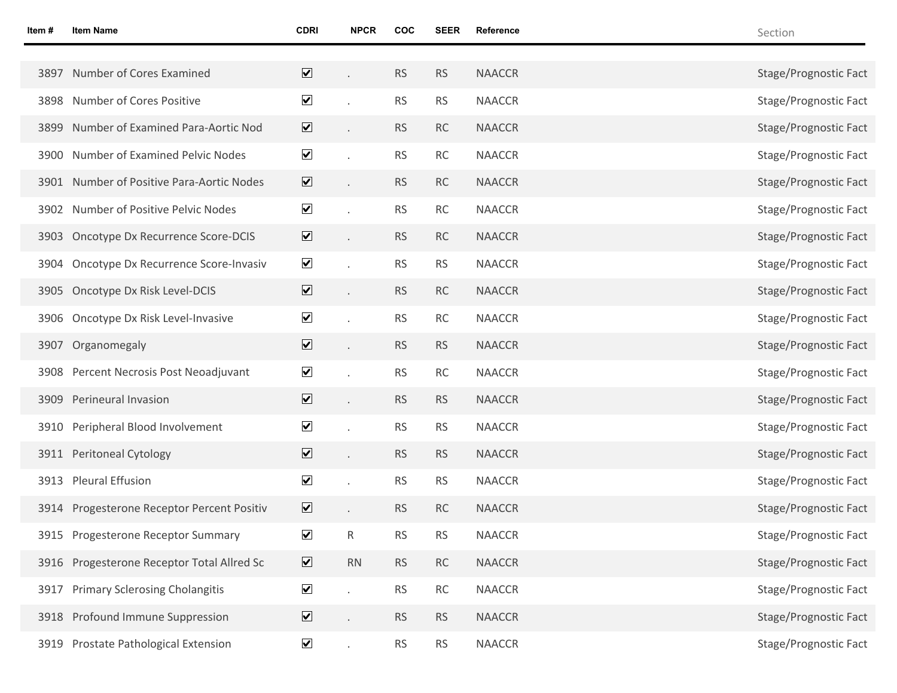| Item # | Item Name | CDRI | NPCR | COC | SEER | Reference | Section |
|---|---|---|---|---|---|---|---|
| 3897 | Number of Cores Examined | ☑ | . | RS | RS | NAACCR | Stage/Prognostic Fact |
| 3898 | Number of Cores Positive | ☑ | . | RS | RS | NAACCR | Stage/Prognostic Fact |
| 3899 | Number of Examined Para-Aortic Nod | ☑ | . | RS | RC | NAACCR | Stage/Prognostic Fact |
| 3900 | Number of Examined Pelvic Nodes | ☑ | . | RS | RC | NAACCR | Stage/Prognostic Fact |
| 3901 | Number of Positive Para-Aortic Nodes | ☑ | . | RS | RC | NAACCR | Stage/Prognostic Fact |
| 3902 | Number of Positive Pelvic Nodes | ☑ | . | RS | RC | NAACCR | Stage/Prognostic Fact |
| 3903 | Oncotype Dx Recurrence Score-DCIS | ☑ | . | RS | RC | NAACCR | Stage/Prognostic Fact |
| 3904 | Oncotype Dx Recurrence Score-Invasiv | ☑ | . | RS | RS | NAACCR | Stage/Prognostic Fact |
| 3905 | Oncotype Dx Risk Level-DCIS | ☑ | . | RS | RC | NAACCR | Stage/Prognostic Fact |
| 3906 | Oncotype Dx Risk Level-Invasive | ☑ | . | RS | RC | NAACCR | Stage/Prognostic Fact |
| 3907 | Organomegaly | ☑ | . | RS | RS | NAACCR | Stage/Prognostic Fact |
| 3908 | Percent Necrosis Post Neoadjuvant | ☑ | . | RS | RC | NAACCR | Stage/Prognostic Fact |
| 3909 | Perineural Invasion | ☑ | . | RS | RS | NAACCR | Stage/Prognostic Fact |
| 3910 | Peripheral Blood Involvement | ☑ | . | RS | RS | NAACCR | Stage/Prognostic Fact |
| 3911 | Peritoneal Cytology | ☑ | . | RS | RS | NAACCR | Stage/Prognostic Fact |
| 3913 | Pleural Effusion | ☑ | . | RS | RS | NAACCR | Stage/Prognostic Fact |
| 3914 | Progesterone Receptor Percent Positiv | ☑ | . | RS | RC | NAACCR | Stage/Prognostic Fact |
| 3915 | Progesterone Receptor Summary | ☑ | R | RS | RS | NAACCR | Stage/Prognostic Fact |
| 3916 | Progesterone Receptor Total Allred Sc | ☑ | RN | RS | RC | NAACCR | Stage/Prognostic Fact |
| 3917 | Primary Sclerosing Cholangitis | ☑ | . | RS | RC | NAACCR | Stage/Prognostic Fact |
| 3918 | Profound Immune Suppression | ☑ | . | RS | RS | NAACCR | Stage/Prognostic Fact |
| 3919 | Prostate Pathological Extension | ☑ | . | RS | RS | NAACCR | Stage/Prognostic Fact |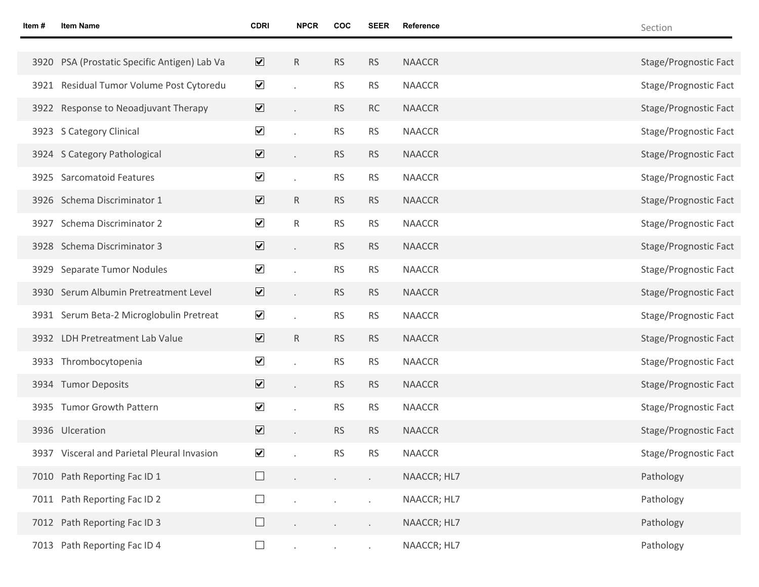| Item # | Item Name | CDRI | NPCR | COC | SEER | Reference | Section |
|---|---|---|---|---|---|---|---|
| 3920 | PSA (Prostatic Specific Antigen) Lab Va | ☑ | R | RS | RS | NAACCR | Stage/Prognostic Fact |
| 3921 | Residual Tumor Volume Post Cytoredu | ☑ | . | RS | RS | NAACCR | Stage/Prognostic Fact |
| 3922 | Response to Neoadjuvant Therapy | ☑ | . | RS | RC | NAACCR | Stage/Prognostic Fact |
| 3923 | S Category Clinical | ☑ | . | RS | RS | NAACCR | Stage/Prognostic Fact |
| 3924 | S Category Pathological | ☑ | . | RS | RS | NAACCR | Stage/Prognostic Fact |
| 3925 | Sarcomatoid Features | ☑ | . | RS | RS | NAACCR | Stage/Prognostic Fact |
| 3926 | Schema Discriminator 1 | ☑ | R | RS | RS | NAACCR | Stage/Prognostic Fact |
| 3927 | Schema Discriminator 2 | ☑ | R | RS | RS | NAACCR | Stage/Prognostic Fact |
| 3928 | Schema Discriminator 3 | ☑ | . | RS | RS | NAACCR | Stage/Prognostic Fact |
| 3929 | Separate Tumor Nodules | ☑ | . | RS | RS | NAACCR | Stage/Prognostic Fact |
| 3930 | Serum Albumin Pretreatment Level | ☑ | . | RS | RS | NAACCR | Stage/Prognostic Fact |
| 3931 | Serum Beta-2 Microglobulin Pretreat | ☑ | . | RS | RS | NAACCR | Stage/Prognostic Fact |
| 3932 | LDH Pretreatment Lab Value | ☑ | R | RS | RS | NAACCR | Stage/Prognostic Fact |
| 3933 | Thrombocytopenia | ☑ | . | RS | RS | NAACCR | Stage/Prognostic Fact |
| 3934 | Tumor Deposits | ☑ | . | RS | RS | NAACCR | Stage/Prognostic Fact |
| 3935 | Tumor Growth Pattern | ☑ | . | RS | RS | NAACCR | Stage/Prognostic Fact |
| 3936 | Ulceration | ☑ | . | RS | RS | NAACCR | Stage/Prognostic Fact |
| 3937 | Visceral and Parietal Pleural Invasion | ☑ | . | RS | RS | NAACCR | Stage/Prognostic Fact |
| 7010 | Path Reporting Fac ID 1 | ☐ | . | . | . | NAACCR; HL7 | Pathology |
| 7011 | Path Reporting Fac ID 2 | ☐ | . | . | . | NAACCR; HL7 | Pathology |
| 7012 | Path Reporting Fac ID 3 | ☐ | . | . | . | NAACCR; HL7 | Pathology |
| 7013 | Path Reporting Fac ID 4 | ☐ | . | . | . | NAACCR; HL7 | Pathology |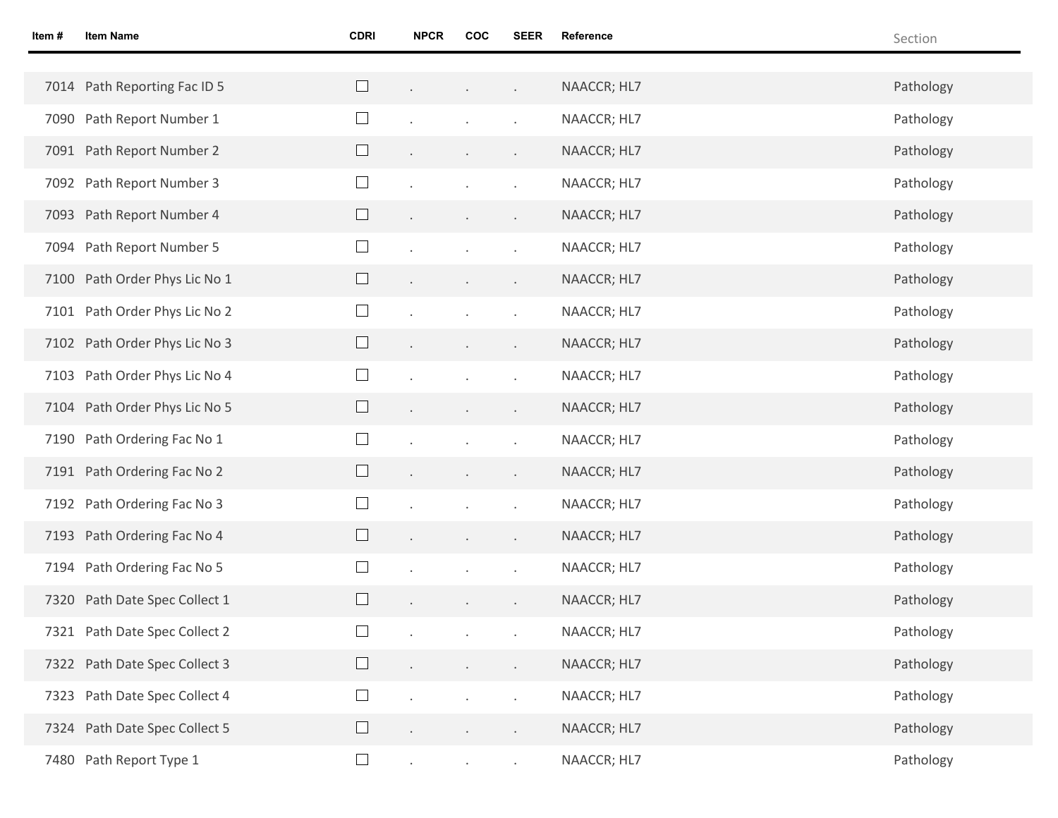| Item # | Item Name | CDRI | NPCR | COC | SEER | Reference | Section |
|---|---|---|---|---|---|---|---|
| 7014 | Path Reporting Fac ID 5 | ☐ | . | . | . | NAACCR; HL7 | Pathology |
| 7090 | Path Report Number 1 | ☐ | . | . | . | NAACCR; HL7 | Pathology |
| 7091 | Path Report Number 2 | ☐ | . | . | . | NAACCR; HL7 | Pathology |
| 7092 | Path Report Number 3 | ☐ | . | . | . | NAACCR; HL7 | Pathology |
| 7093 | Path Report Number 4 | ☐ | . | . | . | NAACCR; HL7 | Pathology |
| 7094 | Path Report Number 5 | ☐ | . | . | . | NAACCR; HL7 | Pathology |
| 7100 | Path Order Phys Lic No 1 | ☐ | . | . | . | NAACCR; HL7 | Pathology |
| 7101 | Path Order Phys Lic No 2 | ☐ | . | . | . | NAACCR; HL7 | Pathology |
| 7102 | Path Order Phys Lic No 3 | ☐ | . | . | . | NAACCR; HL7 | Pathology |
| 7103 | Path Order Phys Lic No 4 | ☐ | . | . | . | NAACCR; HL7 | Pathology |
| 7104 | Path Order Phys Lic No 5 | ☐ | . | . | . | NAACCR; HL7 | Pathology |
| 7190 | Path Ordering Fac No 1 | ☐ | . | . | . | NAACCR; HL7 | Pathology |
| 7191 | Path Ordering Fac No 2 | ☐ | . | . | . | NAACCR; HL7 | Pathology |
| 7192 | Path Ordering Fac No 3 | ☐ | . | . | . | NAACCR; HL7 | Pathology |
| 7193 | Path Ordering Fac No 4 | ☐ | . | . | . | NAACCR; HL7 | Pathology |
| 7194 | Path Ordering Fac No 5 | ☐ | . | . | . | NAACCR; HL7 | Pathology |
| 7320 | Path Date Spec Collect 1 | ☐ | . | . | . | NAACCR; HL7 | Pathology |
| 7321 | Path Date Spec Collect 2 | ☐ | . | . | . | NAACCR; HL7 | Pathology |
| 7322 | Path Date Spec Collect 3 | ☐ | . | . | . | NAACCR; HL7 | Pathology |
| 7323 | Path Date Spec Collect 4 | ☐ | . | . | . | NAACCR; HL7 | Pathology |
| 7324 | Path Date Spec Collect 5 | ☐ | . | . | . | NAACCR; HL7 | Pathology |
| 7480 | Path Report Type 1 | ☐ | . | . | . | NAACCR; HL7 | Pathology |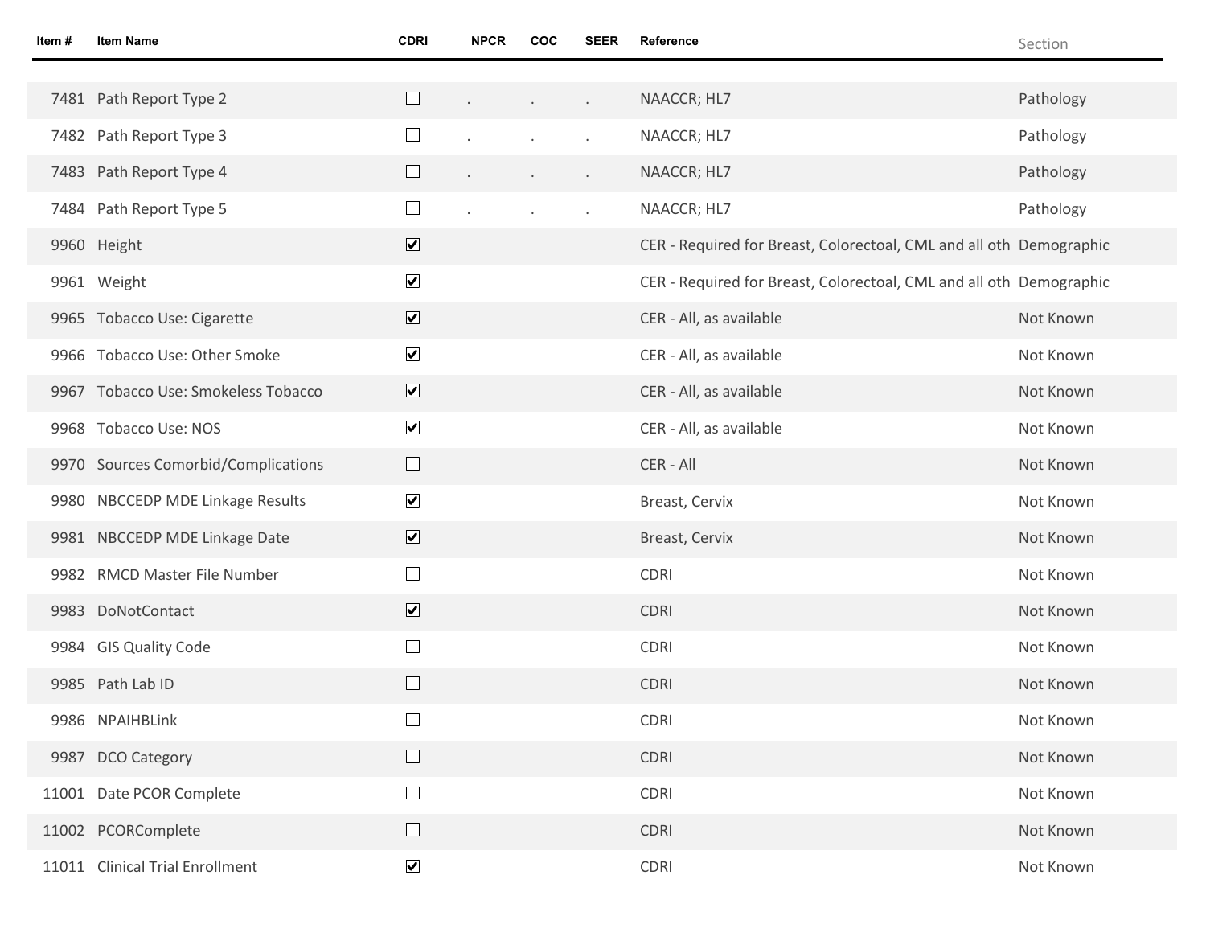| Item # | Item Name | CDRI | NPCR | COC | SEER | Reference | Section |
|---|---|---|---|---|---|---|---|
| 7481 | Path Report Type 2 | ☐ | . | . | . | NAACCR; HL7 | Pathology |
| 7482 | Path Report Type 3 | ☐ | . | . | . | NAACCR; HL7 | Pathology |
| 7483 | Path Report Type 4 | ☐ | . | . | . | NAACCR; HL7 | Pathology |
| 7484 | Path Report Type 5 | ☐ | . | . | . | NAACCR; HL7 | Pathology |
| 9960 | Height | ☑ | | | | CER - Required for Breast, Colorectoal, CML and all oth | Demographic |
| 9961 | Weight | ☑ | | | | CER - Required for Breast, Colorectoal, CML and all oth | Demographic |
| 9965 | Tobacco Use: Cigarette | ☑ | | | | CER - All, as available | Not Known |
| 9966 | Tobacco Use: Other Smoke | ☑ | | | | CER - All, as available | Not Known |
| 9967 | Tobacco Use: Smokeless Tobacco | ☑ | | | | CER - All, as available | Not Known |
| 9968 | Tobacco Use: NOS | ☑ | | | | CER - All, as available | Not Known |
| 9970 | Sources Comorbid/Complications | ☐ | | | | CER - All | Not Known |
| 9980 | NBCCEDP MDE Linkage Results | ☑ | | | | Breast, Cervix | Not Known |
| 9981 | NBCCEDP MDE Linkage Date | ☑ | | | | Breast, Cervix | Not Known |
| 9982 | RMCD Master File Number | ☐ | | | | CDRI | Not Known |
| 9983 | DoNotContact | ☑ | | | | CDRI | Not Known |
| 9984 | GIS Quality Code | ☐ | | | | CDRI | Not Known |
| 9985 | Path Lab ID | ☐ | | | | CDRI | Not Known |
| 9986 | NPAIHBLink | ☐ | | | | CDRI | Not Known |
| 9987 | DCO Category | ☐ | | | | CDRI | Not Known |
| 11001 | Date PCOR Complete | ☐ | | | | CDRI | Not Known |
| 11002 | PCORComplete | ☐ | | | | CDRI | Not Known |
| 11011 | Clinical Trial Enrollment | ☑ | | | | CDRI | Not Known |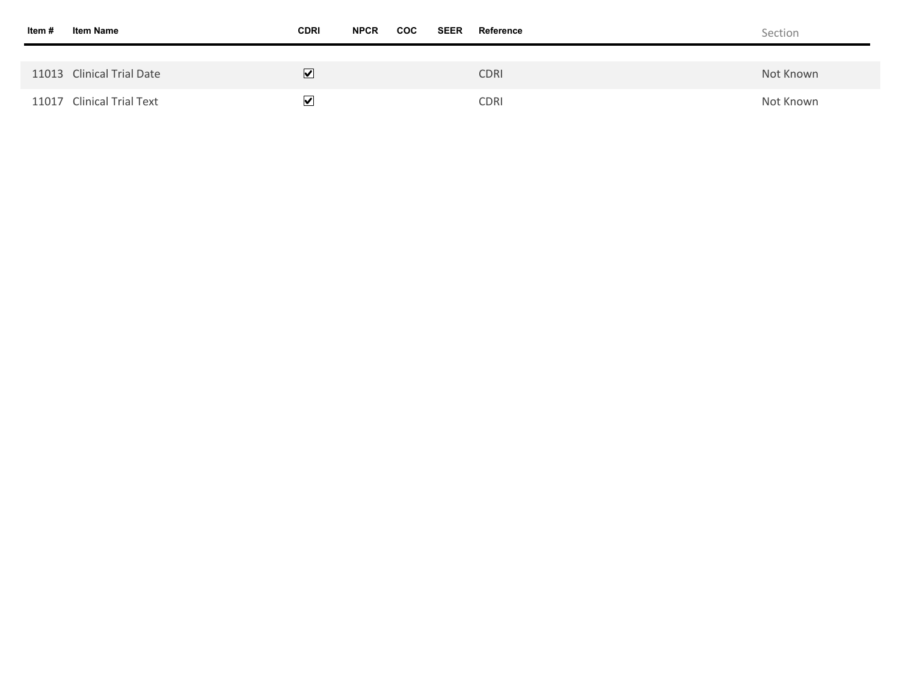| Item # | Item Name | CDRI | NPCR | COC | SEER | Reference | Section |
|---|---|---|---|---|---|---|---|
| 11013 | Clinical Trial Date | ☑ | | | | CDRI | Not Known |
| 11017 | Clinical Trial Text | ☑ | | | | CDRI | Not Known |